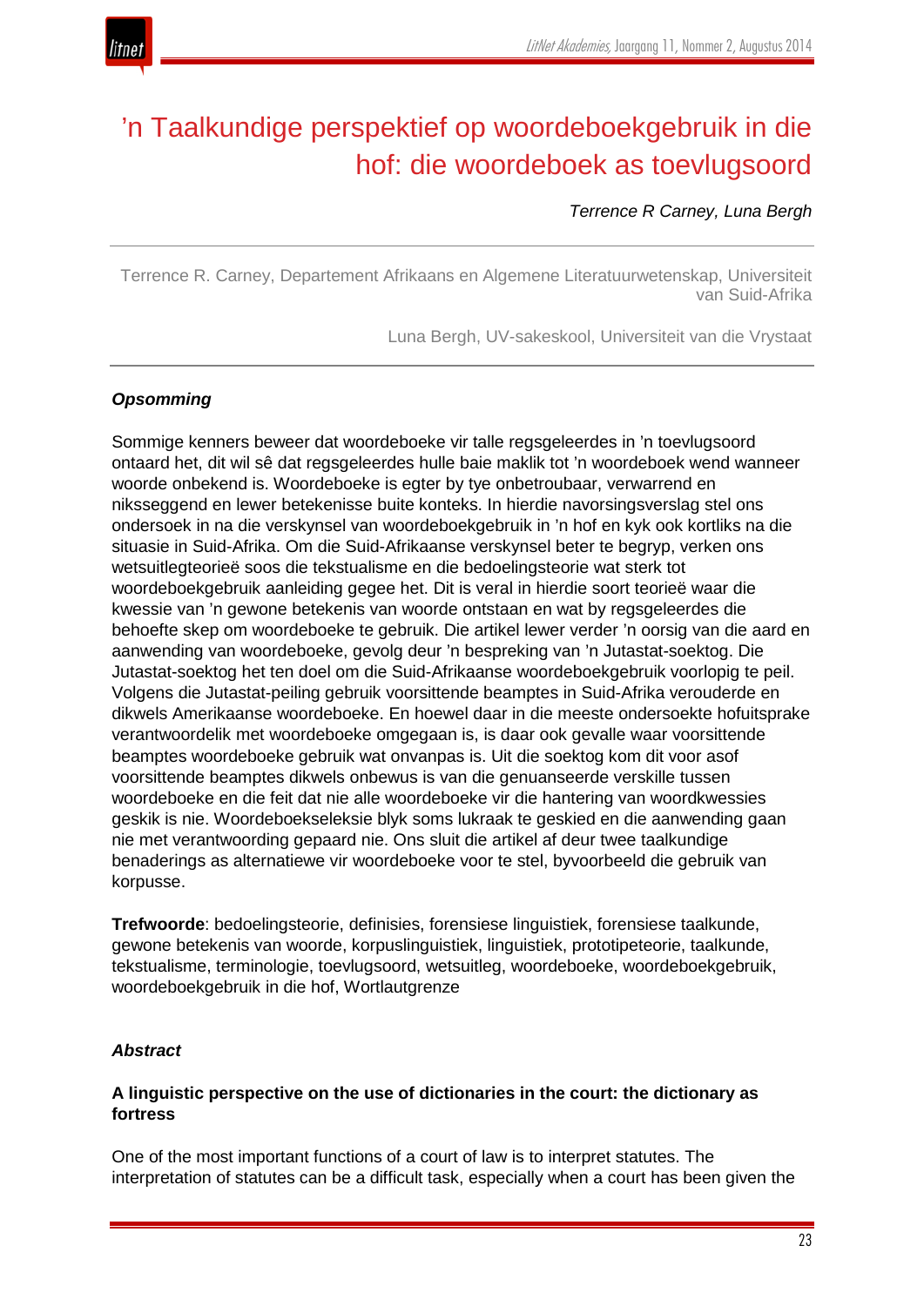# 'n Taalkundige perspektief op woordeboekgebruik in die hof: die woordeboek as toevlugsoord

*Terrence R Carney, Luna Bergh*

Terrence R. Carney, Departement Afrikaans en Algemene Literatuurwetenskap, Universiteit van Suid-Afrika

Luna Bergh, UV-sakeskool, Universiteit van die Vrystaat

***Opsomming***

Sommige kenners beweer dat woordeboeke vir talle regsgeleerdes in 'n toevlugsoord ontaard het, dit wil sê dat regsgeleerdes hulle baie maklik tot 'n woordeboek wend wanneer woorde onbekend is. Woordeboeke is egter by tye onbetroubaar, verwarrend en niksseggend en lewer betekenisse buite konteks. In hierdie navorsingsverslag stel ons ondersoek in na die verskynsel van woordeboekgebruik in 'n hof en kyk ook kortliks na die situasie in Suid-Afrika. Om die Suid-Afrikaanse verskynsel beter te begryp, verken ons wetsuitlegteorieë soos die tekstualisme en die bedoelingsteorie wat sterk tot woordeboekgebruik aanleiding gegee het. Dit is veral in hierdie soort teorieë waar die kwessie van 'n gewone betekenis van woorde ontstaan en wat by regsgeleerdes die behoefte skep om woordeboeke te gebruik. Die artikel lewer verder 'n oorsig van die aard en aanwending van woordeboeke, gevolg deur 'n bespreking van 'n Jutastat-soektog. Die Jutastat-soektog het ten doel om die Suid-Afrikaanse woordeboekgebruik voorlopig te peil. Volgens die Jutastat-peiling gebruik voorsittende beamptes in Suid-Afrika verouderde en dikwels Amerikaanse woordeboeke. En hoewel daar in die meeste ondersoekte hofuitsprake verantwoordelik met woordeboeke omgegaan is, is daar ook gevalle waar voorsittende beamptes woordeboeke gebruik wat onvanpas is. Uit die soektog kom dit voor asof voorsittende beamptes dikwels onbewus is van die genuanseerde verskille tussen woordeboeke en die feit dat nie alle woordeboeke vir die hantering van woordkwessies geskik is nie. Woordeboekseleksie blyk soms lukraak te geskied en die aanwending gaan nie met verantwoording gepaard nie. Ons sluit die artikel af deur twee taalkundige benaderings as alternatiewe vir woordeboeke voor te stel, byvoorbeeld die gebruik van korpusse.

**Trefwoorde**: bedoelingsteorie, definisies, forensiese linguistiek, forensiese taalkunde, gewone betekenis van woorde, korpuslinguistiek, linguistiek, prototipeteorie, taalkunde, tekstualisme, terminologie, toevlugsoord, wetsuitleg, woordeboeke, woordeboekgebruik, woordeboekgebruik in die hof, Wortlautgrenze

***Abstract***

**A linguistic perspective on the use of dictionaries in the court: the dictionary as fortress**

One of the most important functions of a court of law is to interpret statutes. The interpretation of statutes can be a difficult task, especially when a court has been given the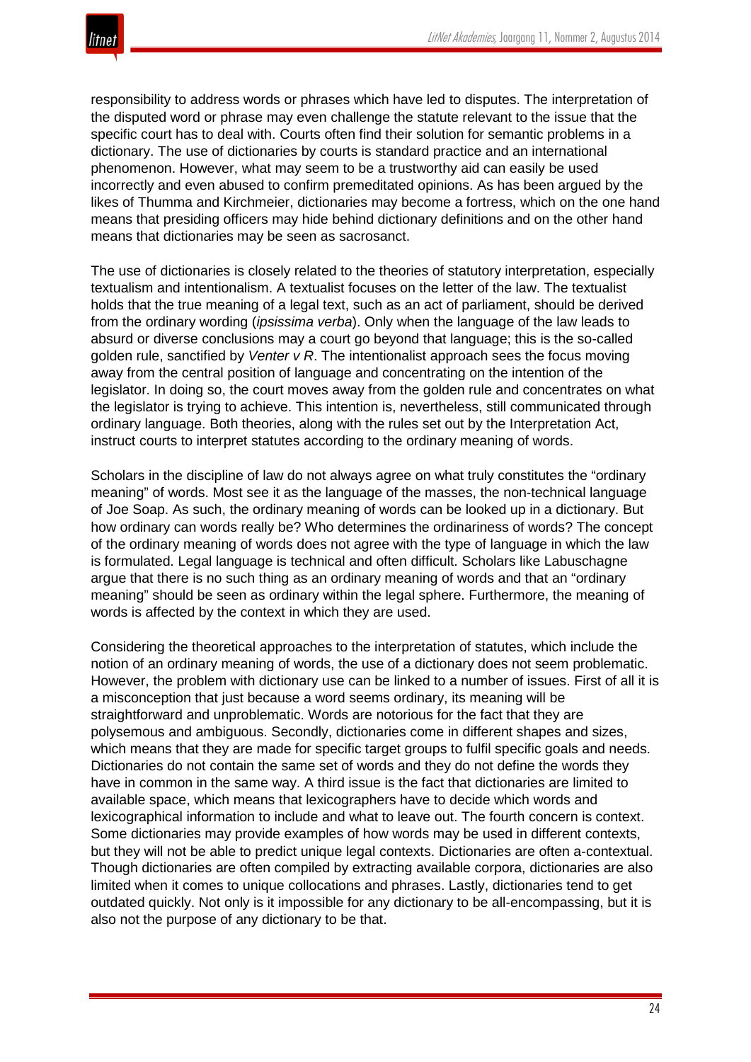responsibility to address words or phrases which have led to disputes. The interpretation of the disputed word or phrase may even challenge the statute relevant to the issue that the specific court has to deal with. Courts often find their solution for semantic problems in a dictionary. The use of dictionaries by courts is standard practice and an international phenomenon. However, what may seem to be a trustworthy aid can easily be used incorrectly and even abused to confirm premeditated opinions. As has been argued by the likes of Thumma and Kirchmeier, dictionaries may become a fortress, which on the one hand means that presiding officers may hide behind dictionary definitions and on the other hand means that dictionaries may be seen as sacrosanct.

The use of dictionaries is closely related to the theories of statutory interpretation, especially textualism and intentionalism. A textualist focuses on the letter of the law. The textualist holds that the true meaning of a legal text, such as an act of parliament, should be derived from the ordinary wording (*ipsissima verba*). Only when the language of the law leads to absurd or diverse conclusions may a court go beyond that language; this is the so-called golden rule, sanctified by *Venter v R*. The intentionalist approach sees the focus moving away from the central position of language and concentrating on the intention of the legislator. In doing so, the court moves away from the golden rule and concentrates on what the legislator is trying to achieve. This intention is, nevertheless, still communicated through ordinary language. Both theories, along with the rules set out by the Interpretation Act, instruct courts to interpret statutes according to the ordinary meaning of words.

Scholars in the discipline of law do not always agree on what truly constitutes the "ordinary meaning" of words. Most see it as the language of the masses, the non-technical language of Joe Soap. As such, the ordinary meaning of words can be looked up in a dictionary. But how ordinary can words really be? Who determines the ordinariness of words? The concept of the ordinary meaning of words does not agree with the type of language in which the law is formulated. Legal language is technical and often difficult. Scholars like Labuschagne argue that there is no such thing as an ordinary meaning of words and that an "ordinary meaning" should be seen as ordinary within the legal sphere. Furthermore, the meaning of words is affected by the context in which they are used.

Considering the theoretical approaches to the interpretation of statutes, which include the notion of an ordinary meaning of words, the use of a dictionary does not seem problematic. However, the problem with dictionary use can be linked to a number of issues. First of all it is a misconception that just because a word seems ordinary, its meaning will be straightforward and unproblematic. Words are notorious for the fact that they are polysemous and ambiguous. Secondly, dictionaries come in different shapes and sizes, which means that they are made for specific target groups to fulfil specific goals and needs. Dictionaries do not contain the same set of words and they do not define the words they have in common in the same way. A third issue is the fact that dictionaries are limited to available space, which means that lexicographers have to decide which words and lexicographical information to include and what to leave out. The fourth concern is context. Some dictionaries may provide examples of how words may be used in different contexts, but they will not be able to predict unique legal contexts. Dictionaries are often a-contextual. Though dictionaries are often compiled by extracting available corpora, dictionaries are also limited when it comes to unique collocations and phrases. Lastly, dictionaries tend to get outdated quickly. Not only is it impossible for any dictionary to be all-encompassing, but it is also not the purpose of any dictionary to be that.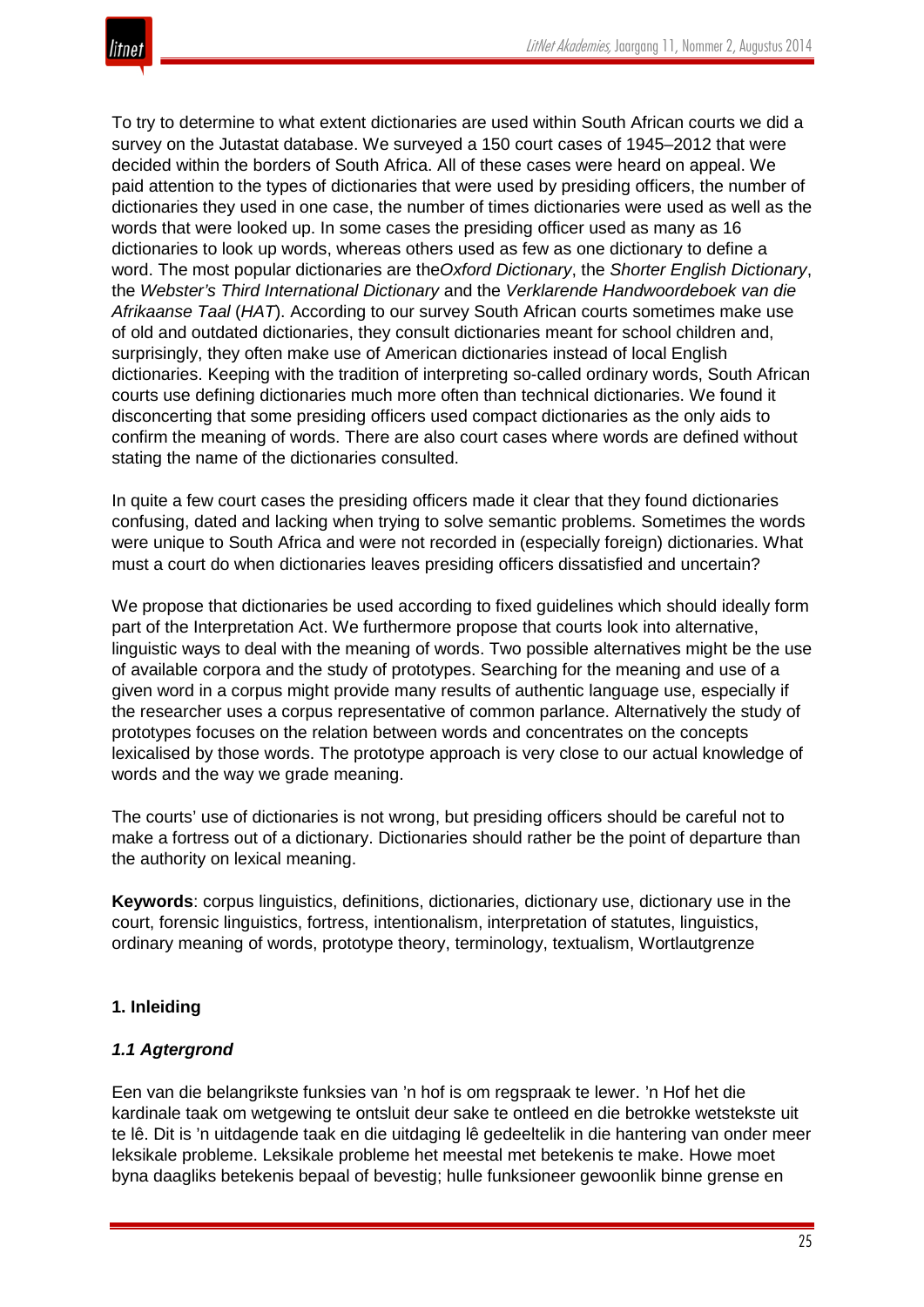To try to determine to what extent dictionaries are used within South African courts we did a survey on the Jutastat database. We surveyed a 150 court cases of 1945–2012 that were decided within the borders of South Africa. All of these cases were heard on appeal. We paid attention to the types of dictionaries that were used by presiding officers, the number of dictionaries they used in one case, the number of times dictionaries were used as well as the words that were looked up. In some cases the presiding officer used as many as 16 dictionaries to look up words, whereas others used as few as one dictionary to define a word. The most popular dictionaries are the*Oxford Dictionary*, the *Shorter English Dictionary*, the *Webster's Third International Dictionary* and the *Verklarende Handwoordeboek van die Afrikaanse Taal* (*HAT*). According to our survey South African courts sometimes make use of old and outdated dictionaries, they consult dictionaries meant for school children and, surprisingly, they often make use of American dictionaries instead of local English dictionaries. Keeping with the tradition of interpreting so-called ordinary words, South African courts use defining dictionaries much more often than technical dictionaries. We found it disconcerting that some presiding officers used compact dictionaries as the only aids to confirm the meaning of words. There are also court cases where words are defined without stating the name of the dictionaries consulted.

In quite a few court cases the presiding officers made it clear that they found dictionaries confusing, dated and lacking when trying to solve semantic problems. Sometimes the words were unique to South Africa and were not recorded in (especially foreign) dictionaries. What must a court do when dictionaries leaves presiding officers dissatisfied and uncertain?

We propose that dictionaries be used according to fixed guidelines which should ideally form part of the Interpretation Act. We furthermore propose that courts look into alternative, linguistic ways to deal with the meaning of words. Two possible alternatives might be the use of available corpora and the study of prototypes. Searching for the meaning and use of a given word in a corpus might provide many results of authentic language use, especially if the researcher uses a corpus representative of common parlance. Alternatively the study of prototypes focuses on the relation between words and concentrates on the concepts lexicalised by those words. The prototype approach is very close to our actual knowledge of words and the way we grade meaning.

The courts' use of dictionaries is not wrong, but presiding officers should be careful not to make a fortress out of a dictionary. Dictionaries should rather be the point of departure than the authority on lexical meaning.

**Keywords**: corpus linguistics, definitions, dictionaries, dictionary use, dictionary use in the court, forensic linguistics, fortress, intentionalism, interpretation of statutes, linguistics, ordinary meaning of words, prototype theory, terminology, textualism, Wortlautgrenze

## 1. Inleiding

### *1.1 Agtergrond*

Een van die belangrikste funksies van 'n hof is om regspraak te lewer. 'n Hof het die kardinale taak om wetgewing te ontsluit deur sake te ontleed en die betrokke wetstekste uit te lê. Dit is 'n uitdagende taak en die uitdaging lê gedeeltelik in die hantering van onder meer leksikale probleme. Leksikale probleme het meestal met betekenis te make. Howe moet byna daagliks betekenis bepaal of bevestig; hulle funksioneer gewoonlik binne grense en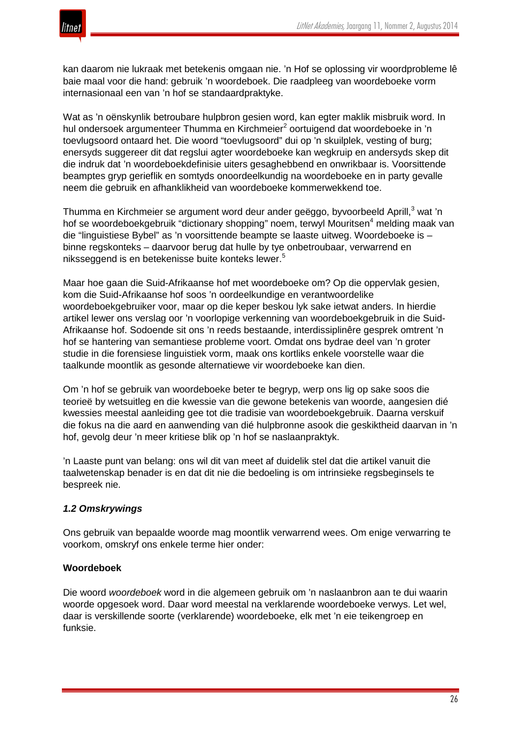kan daarom nie lukraak met betekenis omgaan nie. 'n Hof se oplossing vir woordprobleme lê baie maal voor die hand: gebruik 'n woordeboek. Die raadpleeg van woordeboeke vorm internasionaal een van 'n hof se standaardpraktyke.

Wat as 'n oënskynlik betroubare hulpbron gesien word, kan egter maklik misbruik word. In hul ondersoek argumenteer Thumma en Kirchmeier[2] oortuigend dat woordeboeke in 'n toevlugsoord ontaard het. Die woord "toevlugsoord" dui op 'n skuilplek, vesting of burg; enersyds suggereer dit dat regslui agter woordeboeke kan wegkruip en andersyds skep dit die indruk dat 'n woordeboekdefinisie uiters gesaghebbend en onwrikbaar is. Voorsittende beamptes gryp gerieflik en somtyds onoordeelkundig na woordeboeke en in party gevalle neem die gebruik en afhanklikheid van woordeboeke kommerwekkend toe.

Thumma en Kirchmeier se argument word deur ander geëggo, byvoorbeeld Aprill,[3] wat 'n hof se woordeboekgebruik "dictionary shopping" noem, terwyl Mouritsen[4] melding maak van die "linguistiese Bybel" as 'n voorsittende beampte se laaste uitweg. Woordeboeke is – binne regskonteks – daarvoor berug dat hulle by tye onbetroubaar, verwarrend en niksseggend is en betekenisse buite konteks lewer.[5]

Maar hoe gaan die Suid-Afrikaanse hof met woordeboeke om? Op die oppervlak gesien, kom die Suid-Afrikaanse hof soos 'n oordeelkundige en verantwoordelike woordeboekgebruiker voor, maar op die keper beskou lyk sake ietwat anders. In hierdie artikel lewer ons verslag oor 'n voorlopige verkenning van woordeboekgebruik in die Suid-Afrikaanse hof. Sodoende sit ons 'n reeds bestaande, interdissiplinêre gesprek omtrent 'n hof se hantering van semantiese probleme voort. Omdat ons bydrae deel van 'n groter studie in die forensiese linguistiek vorm, maak ons kortliks enkele voorstelle waar die taalkunde moontlik as gesonde alternatiewe vir woordeboeke kan dien.

Om 'n hof se gebruik van woordeboeke beter te begryp, werp ons lig op sake soos die teorieë by wetsuitleg en die kwessie van die gewone betekenis van woorde, aangesien dié kwessies meestal aanleiding gee tot die tradisie van woordeboekgebruik. Daarna verskuif die fokus na die aard en aanwending van dié hulpbronne asook die geskiktheid daarvan in 'n hof, gevolg deur 'n meer kritiese blik op 'n hof se naslaanpraktyk.

'n Laaste punt van belang: ons wil dit van meet af duidelik stel dat die artikel vanuit die taalwetenskap benader is en dat dit nie die bedoeling is om intrinsieke regsbeginsels te bespreek nie.

### *1.2 Omskrywings*

Ons gebruik van bepaalde woorde mag moontlik verwarrend wees. Om enige verwarring te voorkom, omskryf ons enkele terme hier onder:

**Woordeboek**

Die woord *woordeboek* word in die algemeen gebruik om 'n naslaanbron aan te dui waarin woorde opgesoek word. Daar word meestal na verklarende woordeboeke verwys. Let wel, daar is verskillende soorte (verklarende) woordeboeke, elk met 'n eie teikengroep en funksie.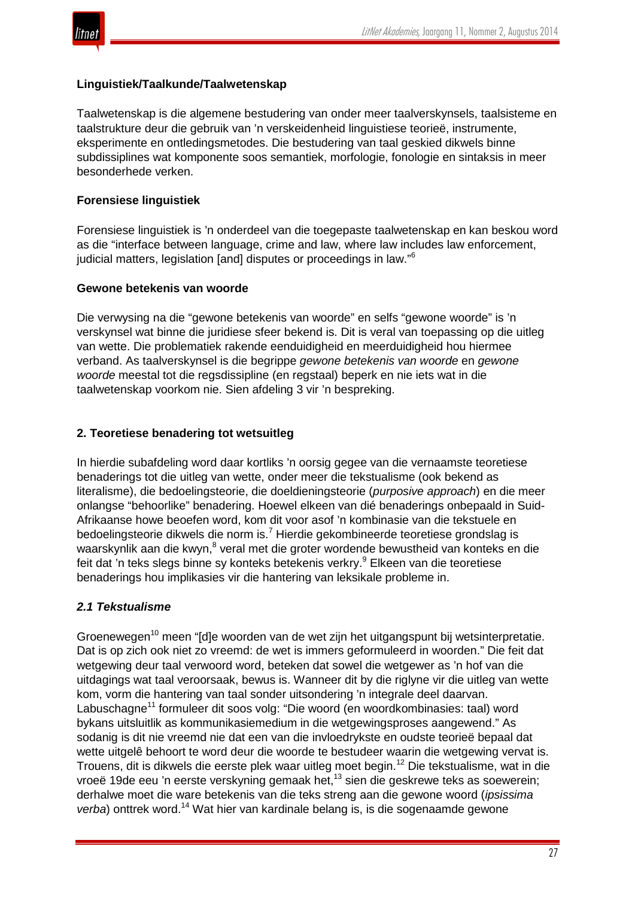**Linguistiek/Taalkunde/Taalwetenskap**

Taalwetenskap is die algemene bestudering van onder meer taalverskynsels, taalsisteme en taalstrukture deur die gebruik van 'n verskeidenheid linguistiese teorieë, instrumente, eksperimente en ontledingsmetodes. Die bestudering van taal geskied dikwels binne subdissiplines wat komponente soos semantiek, morfologie, fonologie en sintaksis in meer besonderhede verken.

**Forensiese linguistiek**

Forensiese linguistiek is 'n onderdeel van die toegepaste taalwetenskap en kan beskou word as die "interface between language, crime and law, where law includes law enforcement, judicial matters, legislation [and] disputes or proceedings in law."[6]

**Gewone betekenis van woorde**

Die verwysing na die "gewone betekenis van woorde" en selfs "gewone woorde" is 'n verskynsel wat binne die juridiese sfeer bekend is. Dit is veral van toepassing op die uitleg van wette. Die problematiek rakende eenduidigheid en meerduidigheid hou hiermee verband. As taalverskynsel is die begrippe *gewone betekenis van woorde* en *gewone woorde* meestal tot die regsdissipline (en regstaal) beperk en nie iets wat in die taalwetenskap voorkom nie. Sien afdeling 3 vir 'n bespreking.

## 2. Teoretiese benadering tot wetsuitleg

In hierdie subafdeling word daar kortliks 'n oorsig gegee van die vernaamste teoretiese benaderings tot die uitleg van wette, onder meer die tekstualisme (ook bekend as literalisme), die bedoelingsteorie, die doeldieningsteorie (*purposive approach*) en die meer onlangse "behoorlike" benadering. Hoewel elkeen van dié benaderings onbepaald in Suid-Afrikaanse howe beoefen word, kom dit voor asof 'n kombinasie van die tekstuele en bedoelingsteorie dikwels die norm is.[7] Hierdie gekombineerde teoretiese grondslag is waarskynlik aan die kwyn,[8] veral met die groter wordende bewustheid van konteks en die feit dat 'n teks slegs binne sy konteks betekenis verkry.[9] Elkeen van die teoretiese benaderings hou implikasies vir die hantering van leksikale probleme in.

### *2.1 Tekstualisme*

Groenewegen[10] meen "[d]e woorden van de wet zijn het uitgangspunt bij wetsinterpretatie. Dat is op zich ook niet zo vreemd: de wet is immers geformuleerd in woorden." Die feit dat wetgewing deur taal verwoord word, beteken dat sowel die wetgewer as 'n hof van die uitdagings wat taal veroorsaak, bewus is. Wanneer dit by die riglyne vir die uitleg van wette kom, vorm die hantering van taal sonder uitsondering 'n integrale deel daarvan. Labuschagne[11] formuleer dit soos volg: "Die woord (en woordkombinasies: taal) word bykans uitsluitlik as kommunikasiemedium in die wetgewingsproses aangewend." As sodanig is dit nie vreemd nie dat een van die invloedrykste en oudste teorieë bepaal dat wette uitgelê behoort te word deur die woorde te bestudeer waarin die wetgewing vervat is. Trouens, dit is dikwels die eerste plek waar uitleg moet begin.[12] Die tekstualisme, wat in die vroeë 19de eeu 'n eerste verskyning gemaak het,[13] sien die geskrewe teks as soewerein; derhalwe moet die ware betekenis van die teks streng aan die gewone woord (*ipsissima verba*) onttrek word.[14] Wat hier van kardinale belang is, is die sogenaamde gewone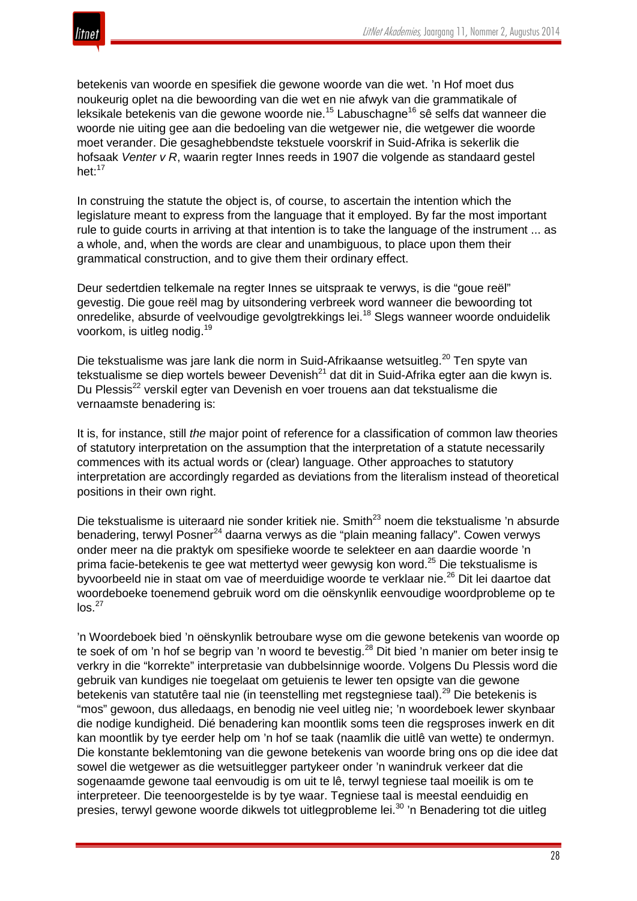betekenis van woorde en spesifiek die gewone woorde van die wet. 'n Hof moet dus noukeurig oplet na die bewoording van die wet en nie afwyk van die grammatikale of leksikale betekenis van die gewone woorde nie.[15] Labuschagne[16] sê selfs dat wanneer die woorde nie uiting gee aan die bedoeling van die wetgewer nie, die wetgewer die woorde moet verander. Die gesaghebbendste tekstuele voorskrif in Suid-Afrika is sekerlik die hofsaak *Venter v R*, waarin regter Innes reeds in 1907 die volgende as standaard gestel het:[17]

In construing the statute the object is, of course, to ascertain the intention which the legislature meant to express from the language that it employed. By far the most important rule to guide courts in arriving at that intention is to take the language of the instrument ... as a whole, and, when the words are clear and unambiguous, to place upon them their grammatical construction, and to give them their ordinary effect.

Deur sedertdien telkemale na regter Innes se uitspraak te verwys, is die "goue reël" gevestig. Die goue reël mag by uitsondering verbreek word wanneer die bewoording tot onredelike, absurde of veelvoudige gevolgtrekkings lei.[18] Slegs wanneer woorde onduidelik voorkom, is uitleg nodig.[19]

Die tekstualisme was jare lank die norm in Suid-Afrikaanse wetsuitleg.[20] Ten spyte van tekstualisme se diep wortels beweer Devenish[21] dat dit in Suid-Afrika egter aan die kwyn is. Du Plessis[22] verskil egter van Devenish en voer trouens aan dat tekstualisme die vernaamste benadering is:

It is, for instance, still *the* major point of reference for a classification of common law theories of statutory interpretation on the assumption that the interpretation of a statute necessarily commences with its actual words or (clear) language. Other approaches to statutory interpretation are accordingly regarded as deviations from the literalism instead of theoretical positions in their own right.

Die tekstualisme is uiteraard nie sonder kritiek nie. Smith[23] noem die tekstualisme 'n absurde benadering, terwyl Posner[24] daarna verwys as die "plain meaning fallacy". Cowen verwys onder meer na die praktyk om spesifieke woorde te selekteer en aan daardie woorde 'n prima facie-betekenis te gee wat mettertyd weer gewysig kon word.[25] Die tekstualisme is byvoorbeeld nie in staat om vae of meerduidige woorde te verklaar nie.[26] Dit lei daartoe dat woordeboeke toenemend gebruik word om die oënskynlik eenvoudige woordprobleme op te los.[27]

'n Woordeboek bied 'n oënskynlik betroubare wyse om die gewone betekenis van woorde op te soek of om 'n hof se begrip van 'n woord te bevestig.[28] Dit bied 'n manier om beter insig te verkry in die "korrekte" interpretasie van dubbelsinnige woorde. Volgens Du Plessis word die gebruik van kundiges nie toegelaat om getuienis te lewer ten opsigte van die gewone betekenis van statutêre taal nie (in teenstelling met regstegniese taal).[29] Die betekenis is "mos" gewoon, dus alledaags, en benodig nie veel uitleg nie; 'n woordeboek lewer skynbaar die nodige kundigheid. Dié benadering kan moontlik soms teen die regsproses inwerk en dit kan moontlik by tye eerder help om 'n hof se taak (naamlik die uitlê van wette) te ondermyn. Die konstante beklemtoning van die gewone betekenis van woorde bring ons op die idee dat sowel die wetgewer as die wetsuitlegger partykeer onder 'n wanindruk verkeer dat die sogenaamde gewone taal eenvoudig is om uit te lê, terwyl tegniese taal moeilik is om te interpreteer. Die teenoorgestelde is by tye waar. Tegniese taal is meestal eenduidig en presies, terwyl gewone woorde dikwels tot uitlegprobleme lei.[30] 'n Benadering tot die uitleg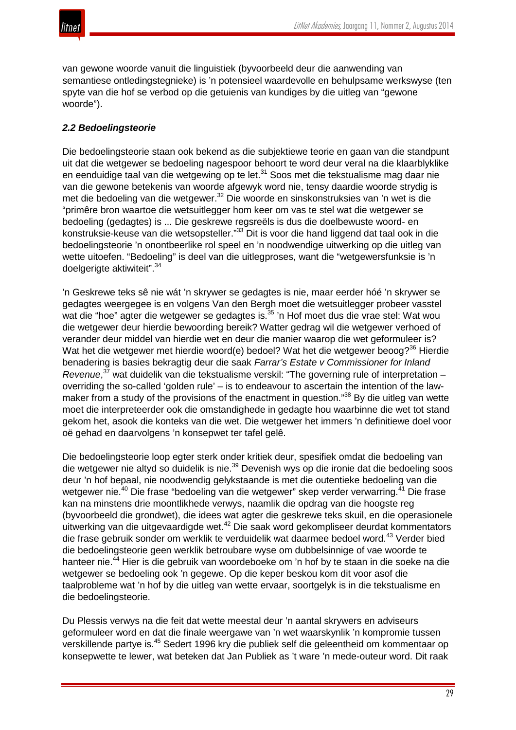van gewone woorde vanuit die linguistiek (byvoorbeeld deur die aanwending van semantiese ontledingstegnieke) is ’n potensieel waardevolle en behulpsame werkswyse (ten spyte van die hof se verbod op die getuienis van kundiges by die uitleg van “gewone woorde”).

### *2.2 Bedoelingsteorie*

Die bedoelingsteorie staan ook bekend as die subjektiewe teorie en gaan van die standpunt uit dat die wetgewer se bedoeling nagespoor behoort te word deur veral na die klaarblyklike en eenduidige taal van die wetgewing op te let.[31] Soos met die tekstualisme mag daar nie van die gewone betekenis van woorde afgewyk word nie, tensy daardie woorde strydig is met die bedoeling van die wetgewer.[32] Die woorde en sinskonstruksies van ’n wet is die “primêre bron waartoe die wetsuitlegger hom keer om vas te stel wat die wetgewer se bedoeling (gedagtes) is ... Die geskrewe regsreëls is dus die doelbewuste woord- en konstruksie-keuse van die wetsopsteller.”[33] Dit is voor die hand liggend dat taal ook in die bedoelingsteorie ’n onontbeerlike rol speel en ’n noodwendige uitwerking op die uitleg van wette uitoefen. “Bedoeling” is deel van die uitlegproses, want die “wetgewersfunksie is ’n doelgerigte aktiwiteit”.[34]

’n Geskrewe teks sê nie wát ’n skrywer se gedagtes is nie, maar eerder hóé ’n skrywer se gedagtes weergegee is en volgens Van den Bergh moet die wetsuitlegger probeer vasstel wat die “hoe” agter die wetgewer se gedagtes is.[35] ’n Hof moet dus die vrae stel: Wat wou die wetgewer deur hierdie bewoording bereik? Watter gedrag wil die wetgewer verhoed of verander deur middel van hierdie wet en deur die manier waarop die wet geformuleer is? Wat het die wetgewer met hierdie woord(e) bedoel? Wat het die wetgewer beoog?[36] Hierdie benadering is basies bekragtig deur die saak *Farrar’s Estate v Commissioner for Inland Revenue*,[37] wat duidelik van die tekstualisme verskil: “The governing rule of interpretation – overriding the so-called ‘golden rule’ – is to endeavour to ascertain the intention of the law-maker from a study of the provisions of the enactment in question.”[38] By die uitleg van wette moet die interpreteerder ook die omstandighede in gedagte hou waarbinne die wet tot stand gekom het, asook die konteks van die wet. Die wetgewer het immers ’n definitiewe doel voor oë gehad en daarvolgens ’n konsepwet ter tafel gelê.

Die bedoelingsteorie loop egter sterk onder kritiek deur, spesifiek omdat die bedoeling van die wetgewer nie altyd so duidelik is nie.[39] Devenish wys op die ironie dat die bedoeling soos deur ’n hof bepaal, nie noodwendig gelykstaande is met die outentieke bedoeling van die wetgewer nie.[40] Die frase “bedoeling van die wetgewer” skep verder verwarring.[41] Die frase kan na minstens drie moontlikhede verwys, naamlik die opdrag van die hoogste reg (byvoorbeeld die grondwet), die idees wat agter die geskrewe teks skuil, en die operasionele uitwerking van die uitgevaardigde wet.[42] Die saak word gekompliseer deurdat kommentators die frase gebruik sonder om werklik te verduidelik wat daarmee bedoel word.[43] Verder bied die bedoelingsteorie geen werklik betroubare wyse om dubbelsinnige of vae woorde te hanteer nie.[44] Hier is die gebruik van woordeboeke om ’n hof by te staan in die soeke na die wetgewer se bedoeling ook ’n gegewe. Op die keper beskou kom dit voor asof die taalprobleme wat ’n hof by die uitleg van wette ervaar, soortgelyk is in die tekstualisme en die bedoelingsteorie.

Du Plessis verwys na die feit dat wette meestal deur ’n aantal skrywers en adviseurs geformuleer word en dat die finale weergawe van ’n wet waarskynlik ’n kompromie tussen verskillende partye is.[45] Sedert 1996 kry die publiek self die geleentheid om kommentaar op konsepwette te lewer, wat beteken dat Jan Publiek as ’t ware ’n mede-outeur word. Dit raak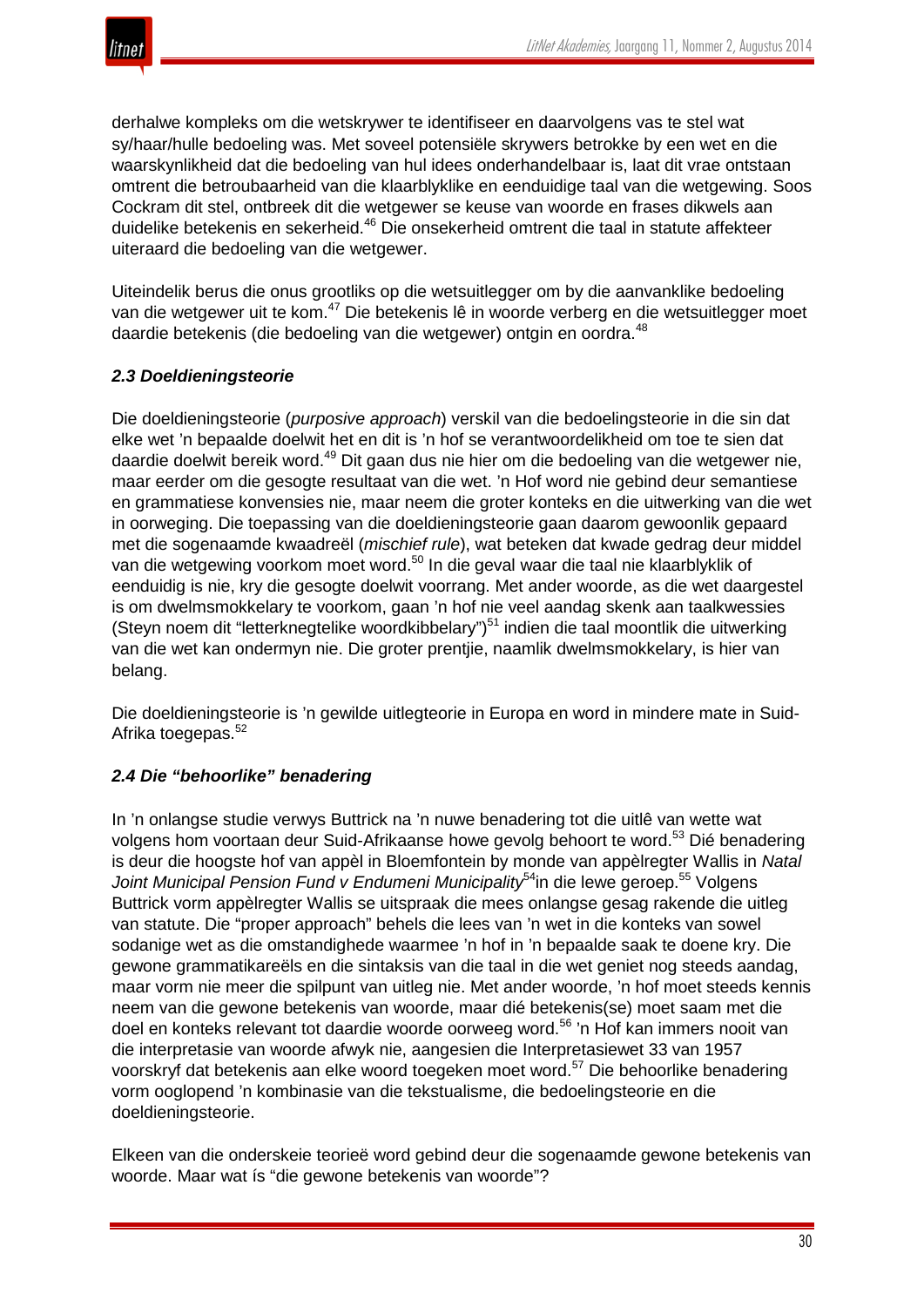derhalwe kompleks om die wetskrywer te identifiseer en daarvolgens vas te stel wat sy/haar/hulle bedoeling was. Met soveel potensiële skrywers betrokke by een wet en die waarskynlikheid dat die bedoeling van hul idees onderhandelbaar is, laat dit vrae ontstaan omtrent die betroubaarheid van die klaarblyklike en eenduidige taal van die wetgewing. Soos Cockram dit stel, ontbreek dit die wetgewer se keuse van woorde en frases dikwels aan duidelike betekenis en sekerheid.[46] Die onsekerheid omtrent die taal in statute affekteer uiteraard die bedoeling van die wetgewer.

Uiteindelik berus die onus grootliks op die wetsuitlegger om by die aanvanklike bedoeling van die wetgewer uit te kom.[47] Die betekenis lê in woorde verberg en die wetsuitlegger moet daardie betekenis (die bedoeling van die wetgewer) ontgin en oordra.[48]

### *2.3 Doeldieningsteorie*

Die doeldieningsteorie (*purposive approach*) verskil van die bedoelingsteorie in die sin dat elke wet 'n bepaalde doelwit het en dit is 'n hof se verantwoordelikheid om toe te sien dat daardie doelwit bereik word.[49] Dit gaan dus nie hier om die bedoeling van die wetgewer nie, maar eerder om die gesogte resultaat van die wet. 'n Hof word nie gebind deur semantiese en grammatiese konvensies nie, maar neem die groter konteks en die uitwerking van die wet in oorweging. Die toepassing van die doeldieningsteorie gaan daarom gewoonlik gepaard met die sogenaamde kwaadreël (*mischief rule*), wat beteken dat kwade gedrag deur middel van die wetgewing voorkom moet word.[50] In die geval waar die taal nie klaarblyklik of eenduidig is nie, kry die gesogte doelwit voorrang. Met ander woorde, as die wet daargestel is om dwelmsmokkelary te voorkom, gaan 'n hof nie veel aandag skenk aan taalkwessies (Steyn noem dit "letterknegtelike woordkibbelary")[51] indien die taal moontlik die uitwerking van die wet kan ondermyn nie. Die groter prentjie, naamlik dwelmsmokkelary, is hier van belang.

Die doeldieningsteorie is 'n gewilde uitlegteorie in Europa en word in mindere mate in Suid-Afrika toegepas.[52]

### *2.4 Die "behoorlike" benadering*

In 'n onlangse studie verwys Buttrick na 'n nuwe benadering tot die uitlê van wette wat volgens hom voortaan deur Suid-Afrikaanse howe gevolg behoort te word.[53] Dié benadering is deur die hoogste hof van appèl in Bloemfontein by monde van appèlregter Wallis in *Natal Joint Municipal Pension Fund v Endumeni Municipality*[54] in die lewe geroep.[55] Volgens Buttrick vorm appèlregter Wallis se uitspraak die mees onlangse gesag rakende die uitleg van statute. Die "proper approach" behels die lees van 'n wet in die konteks van sowel sodanige wet as die omstandighede waarmee 'n hof in 'n bepaalde saak te doene kry. Die gewone grammatikareëls en die sintaksis van die taal in die wet geniet nog steeds aandag, maar vorm nie meer die spilpunt van uitleg nie. Met ander woorde, 'n hof moet steeds kennis neem van die gewone betekenis van woorde, maar dié betekenis(se) moet saam met die doel en konteks relevant tot daardie woorde oorweeg word.[56] 'n Hof kan immers nooit van die interpretasie van woorde afwyk nie, aangesien die Interpretasiewet 33 van 1957 voorskryf dat betekenis aan elke woord toegeken moet word.[57] Die behoorlike benadering vorm ooglopend 'n kombinasie van die tekstualisme, die bedoelingsteorie en die doeldieningsteorie.

Elkeen van die onderskeie teorieë word gebind deur die sogenaamde gewone betekenis van woorde. Maar wat ís "die gewone betekenis van woorde"?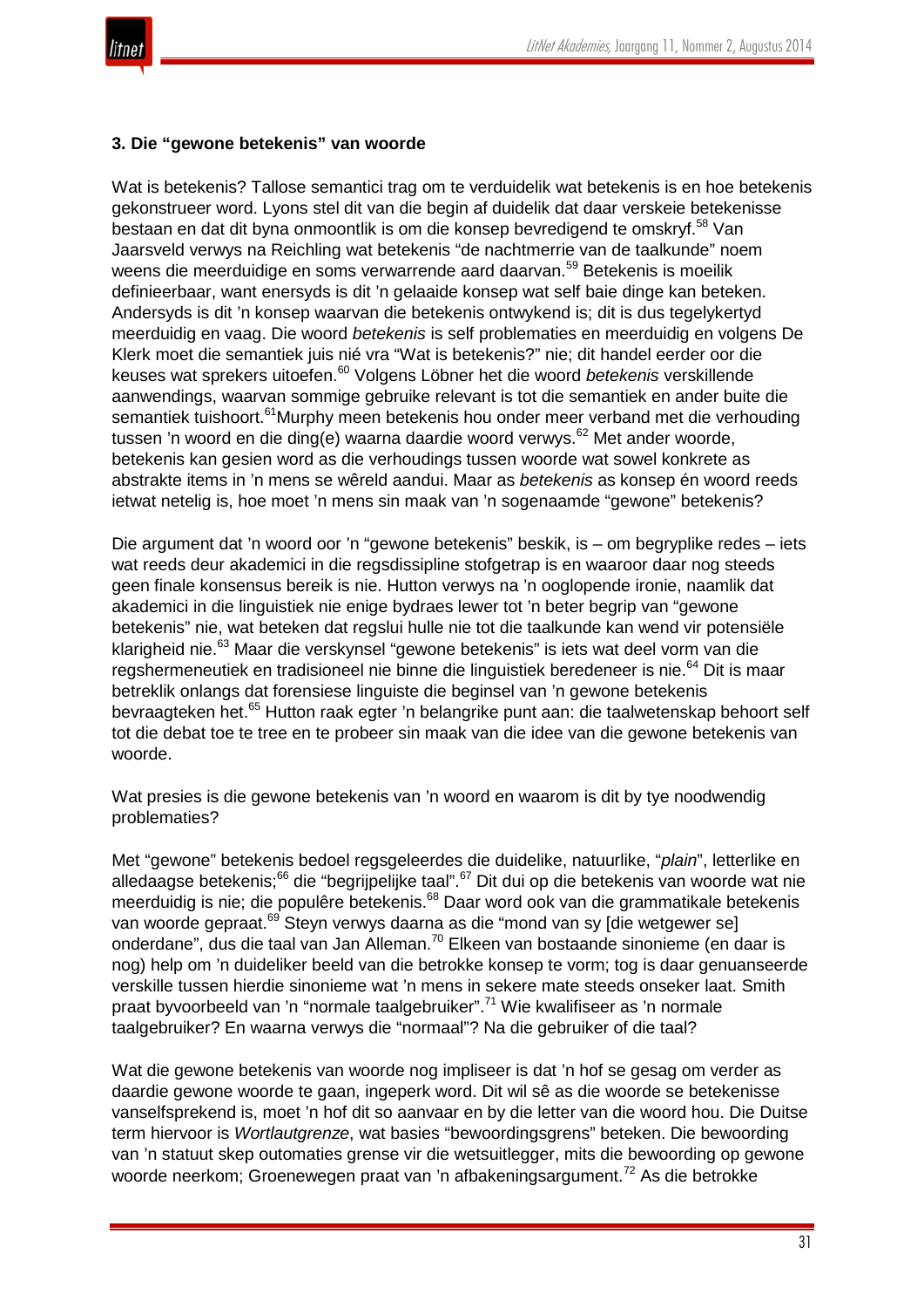### 3. Die "gewone betekenis" van woorde

Wat is betekenis? Tallose semantici trag om te verduidelik wat betekenis is en hoe betekenis gekonstrueer word. Lyons stel dit van die begin af duidelik dat daar verskeie betekenisse bestaan en dat dit byna onmoontlik is om die konsep bevredigend te omskryf.[58] Van Jaarsveld verwys na Reichling wat betekenis "de nachtmerrie van de taalkunde" noem weens die meerduidige en soms verwarrende aard daarvan.[59] Betekenis is moeilik definieerbaar, want enersyds is dit 'n gelaaide konsep wat self baie dinge kan beteken. Andersyds is dit 'n konsep waarvan die betekenis ontwykend is; dit is dus tegelykertyd meerduidig en vaag. Die woord *betekenis* is self problematies en meerduidig en volgens De Klerk moet die semantiek juis nié vra "Wat is betekenis?" nie; dit handel eerder oor die keuses wat sprekers uitoefen.[60] Volgens Löbner het die woord *betekenis* verskillende aanwendings, waarvan sommige gebruike relevant is tot die semantiek en ander buite die semantiek tuishoort.[61]Murphy meen betekenis hou onder meer verband met die verhouding tussen 'n woord en die ding(e) waarna daardie woord verwys.[62] Met ander woorde, betekenis kan gesien word as die verhoudings tussen woorde wat sowel konkrete as abstrakte items in 'n mens se wêreld aandui. Maar as *betekenis* as konsep én woord reeds ietwat netelig is, hoe moet 'n mens sin maak van 'n sogenaamde "gewone" betekenis?

Die argument dat 'n woord oor 'n "gewone betekenis" beskik, is – om begryplike redes – iets wat reeds deur akademici in die regsdissipline stofgetrap is en waaroor daar nog steeds geen finale konsensus bereik is nie. Hutton verwys na 'n ooglopende ironie, naamlik dat akademici in die linguistiek nie enige bydraes lewer tot 'n beter begrip van "gewone betekenis" nie, wat beteken dat regslui hulle nie tot die taalkunde kan wend vir potensiële klarigheid nie.[63] Maar die verskynsel "gewone betekenis" is iets wat deel vorm van die regshermeneutiek en tradisioneel nie binne die linguistiek beredeneer is nie.[64] Dit is maar betreklik onlangs dat forensiese linguiste die beginsel van 'n gewone betekenis bevraagteken het.[65] Hutton raak egter 'n belangrike punt aan: die taalwetenskap behoort self tot die debat toe te tree en te probeer sin maak van die idee van die gewone betekenis van woorde.

Wat presies is die gewone betekenis van 'n woord en waarom is dit by tye noodwendig problematies?

Met "gewone" betekenis bedoel regsgeleerdes die duidelike, natuurlike, "*plain*", letterlike en alledaagse betekenis;[66] die "begrijpelijke taal".[67] Dit dui op die betekenis van woorde wat nie meerduidig is nie; die populêre betekenis.[68] Daar word ook van die grammatikale betekenis van woorde gepraat.[69] Steyn verwys daarna as die "mond van sy [die wetgewer se] onderdane", dus die taal van Jan Alleman.[70] Elkeen van bostaande sinonieme (en daar is nog) help om 'n duideliker beeld van die betrokke konsep te vorm; tog is daar genuanseerde verskille tussen hierdie sinonieme wat 'n mens in sekere mate steeds onseker laat. Smith praat byvoorbeeld van 'n "normale taalgebruiker".[71] Wie kwalifiseer as 'n normale taalgebruiker? En waarna verwys die "normaal"? Na die gebruiker of die taal?

Wat die gewone betekenis van woorde nog impliseer is dat 'n hof se gesag om verder as daardie gewone woorde te gaan, ingeperk word. Dit wil sê as die woorde se betekenisse vanselfsprekend is, moet 'n hof dit so aanvaar en by die letter van die woord hou. Die Duitse term hiervoor is *Wortlautgrenze*, wat basies "bewoordingsgrens" beteken. Die bewoording van 'n statuut skep outomaties grense vir die wetsuitlegger, mits die bewoording op gewone woorde neerkom; Groenewegen praat van 'n afbakeningsargument.[72] As die betrokke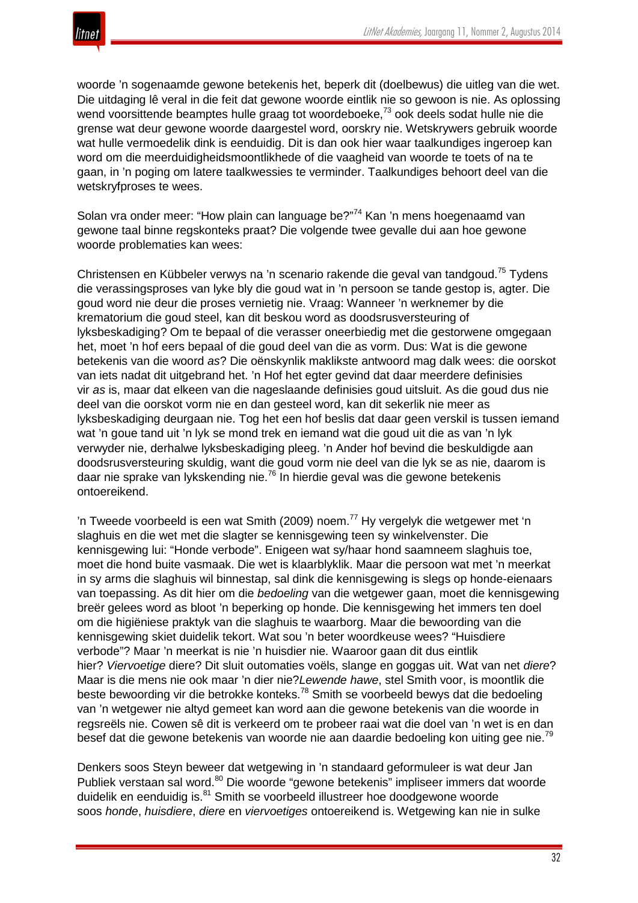woorde 'n sogenaamde gewone betekenis het, beperk dit (doelbewus) die uitleg van die wet. Die uitdaging lê veral in die feit dat gewone woorde eintlik nie so gewoon is nie. As oplossing wend voorsittende beamptes hulle graag tot woordeboeke,[73] ook deels sodat hulle nie die grense wat deur gewone woorde daargestel word, oorskry nie. Wetskrywers gebruik woorde wat hulle vermoedelik dink is eenduidig. Dit is dan ook hier waar taalkundiges ingeroep kan word om die meerduidigheidsmoontlikhede of die vaagheid van woorde te toets of na te gaan, in 'n poging om latere taalkwessies te verminder. Taalkundiges behoort deel van die wetskryfproses te wees.

Solan vra onder meer: "How plain can language be?"[74] Kan 'n mens hoegenaamd van gewone taal binne regskonteks praat? Die volgende twee gevalle dui aan hoe gewone woorde problematies kan wees:

Christensen en Kübbeler verwys na 'n scenario rakende die geval van tandgoud.[75] Tydens die verassingsproses van lyke bly die goud wat in 'n persoon se tande gestop is, agter. Die goud word nie deur die proses vernietig nie. Vraag: Wanneer 'n werknemer by die krematorium die goud steel, kan dit beskou word as doodsrusversteuring of lyksbeskadiging? Om te bepaal of die verasser oneerbiedig met die gestorwene omgegaan het, moet 'n hof eers bepaal of die goud deel van die as vorm. Dus: Wat is die gewone betekenis van die woord *as*? Die oënskynlik maklikste antwoord mag dalk wees: die oorskot van iets nadat dit uitgebrand het. 'n Hof het egter gevind dat daar meerdere definisies vir *as* is, maar dat elkeen van die nageslaande definisies goud uitsluit. As die goud dus nie deel van die oorskot vorm nie en dan gesteel word, kan dit sekerlik nie meer as lyksbeskadiging deurgaan nie. Tog het een hof beslis dat daar geen verskil is tussen iemand wat 'n goue tand uit 'n lyk se mond trek en iemand wat die goud uit die as van 'n lyk verwyder nie, derhalwe lyksbeskadiging pleeg. 'n Ander hof bevind die beskuldigde aan doodsrusversteuring skuldig, want die goud vorm nie deel van die lyk se as nie, daarom is daar nie sprake van lykskending nie.[76] In hierdie geval was die gewone betekenis ontoereikend.

'n Tweede voorbeeld is een wat Smith (2009) noem.[77] Hy vergelyk die wetgewer met 'n slaghuis en die wet met die slagter se kennisgewing teen sy winkelvenster. Die kennisgewing lui: "Honde verbode". Enigeen wat sy/haar hond saamneem slaghuis toe, moet die hond buite vasmaak. Die wet is klaarblyklik. Maar die persoon wat met 'n meerkat in sy arms die slaghuis wil binnestap, sal dink die kennisgewing is slegs op honde-eienaars van toepassing. As dit hier om die *bedoeling* van die wetgewer gaan, moet die kennisgewing breër gelees word as bloot 'n beperking op honde. Die kennisgewing het immers ten doel om die higiëniese praktyk van die slaghuis te waarborg. Maar die bewoording van die kennisgewing skiet duidelik tekort. Wat sou 'n beter woordkeuse wees? "Huisdiere verbode"? Maar 'n meerkat is nie 'n huisdier nie. Waaroor gaan dit dus eintlik hier? *Viervoetige* diere? Dit sluit outomaties voëls, slange en goggas uit. Wat van net *diere*? Maar is die mens nie ook maar 'n dier nie?*Lewende hawe*, stel Smith voor, is moontlik die beste bewoording vir die betrokke konteks.[78] Smith se voorbeeld bewys dat die bedoeling van 'n wetgewer nie altyd gemeet kan word aan die gewone betekenis van die woorde in regsreëls nie. Cowen sê dit is verkeerd om te probeer raai wat die doel van 'n wet is en dan besef dat die gewone betekenis van woorde nie aan daardie bedoeling kon uiting gee nie.[79]

Denkers soos Steyn beweer dat wetgewing in 'n standaard geformuleer is wat deur Jan Publiek verstaan sal word.[80] Die woorde "gewone betekenis" impliseer immers dat woorde duidelik en eenduidig is.[81] Smith se voorbeeld illustreer hoe doodgewone woorde soos *honde*, *huisdiere*, *diere* en *viervoetiges* ontoereikend is. Wetgewing kan nie in sulke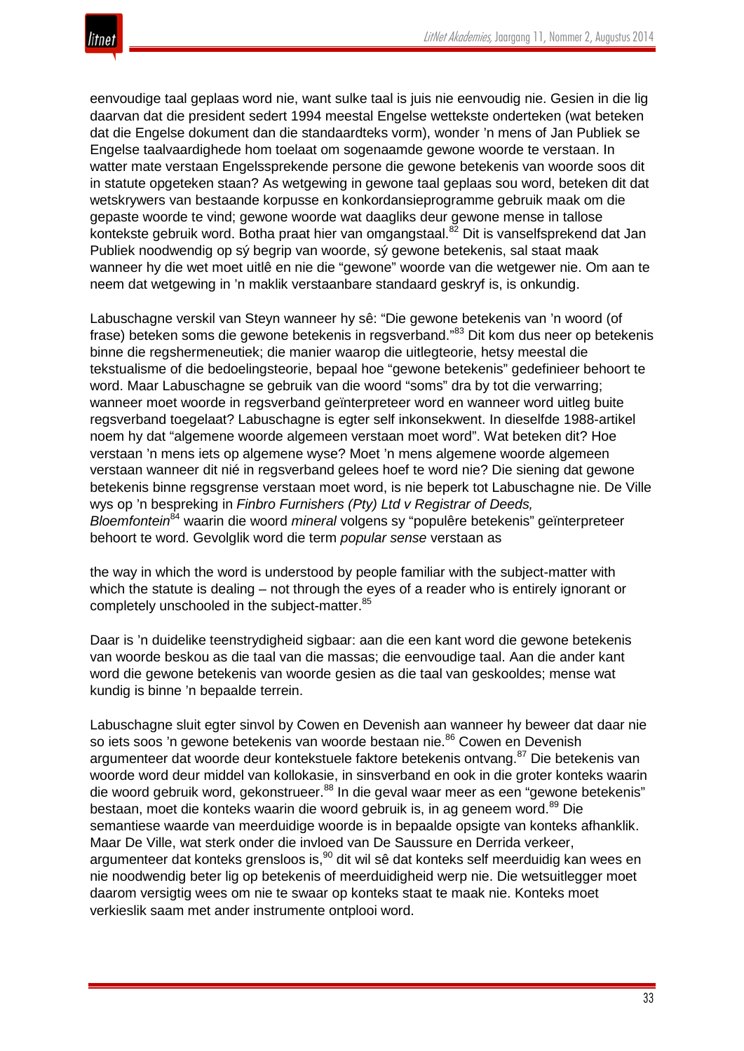eenvoudige taal geplaas word nie, want sulke taal is juis nie eenvoudig nie. Gesien in die lig daarvan dat die president sedert 1994 meestal Engelse wettekste onderteken (wat beteken dat die Engelse dokument dan die standaardteks vorm), wonder 'n mens of Jan Publiek se Engelse taalvaardighede hom toelaat om sogenaamde gewone woorde te verstaan. In watter mate verstaan Engelssprekende persone die gewone betekenis van woorde soos dit in statute opgeteken staan? As wetgewing in gewone taal geplaas sou word, beteken dit dat wetskrywers van bestaande korpusse en konkordansieprogramme gebruik maak om die gepaste woorde te vind; gewone woorde wat daagliks deur gewone mense in tallose kontekste gebruik word. Botha praat hier van omgangstaal.[82] Dit is vanselfsprekend dat Jan Publiek noodwendig op sý begrip van woorde, sý gewone betekenis, sal staat maak wanneer hy die wet moet uitlê en nie die "gewone" woorde van die wetgewer nie. Om aan te neem dat wetgewing in 'n maklik verstaanbare standaard geskryf is, is onkundig.

Labuschagne verskil van Steyn wanneer hy sê: "Die gewone betekenis van 'n woord (of frase) beteken soms die gewone betekenis in regsverband."[83] Dit kom dus neer op betekenis binne die regshermeneutiek; die manier waarop die uitlegteorie, hetsy meestal die tekstualisme of die bedoelingsteorie, bepaal hoe "gewone betekenis" gedefinieer behoort te word. Maar Labuschagne se gebruik van die woord "soms" dra by tot die verwarring; wanneer moet woorde in regsverband geïnterpreteer word en wanneer word uitleg buite regsverband toegelaat? Labuschagne is egter self inkonsekwent. In dieselfde 1988-artikel noem hy dat "algemene woorde algemeen verstaan moet word". Wat beteken dit? Hoe verstaan 'n mens iets op algemene wyse? Moet 'n mens algemene woorde algemeen verstaan wanneer dit nié in regsverband gelees hoef te word nie? Die siening dat gewone betekenis binne regsgrense verstaan moet word, is nie beperk tot Labuschagne nie. De Ville wys op 'n bespreking in *Finbro Furnishers (Pty) Ltd v Registrar of Deeds, Bloemfontein*[84] waarin die woord *mineral* volgens sy "populêre betekenis" geïnterpreteer behoort te word. Gevolglik word die term *popular sense* verstaan as

the way in which the word is understood by people familiar with the subject-matter with which the statute is dealing – not through the eyes of a reader who is entirely ignorant or completely unschooled in the subject-matter.[85]

Daar is 'n duidelike teenstrydigheid sigbaar: aan die een kant word die gewone betekenis van woorde beskou as die taal van die massas; die eenvoudige taal. Aan die ander kant word die gewone betekenis van woorde gesien as die taal van geskooldes; mense wat kundig is binne 'n bepaalde terrein.

Labuschagne sluit egter sinvol by Cowen en Devenish aan wanneer hy beweer dat daar nie so iets soos 'n gewone betekenis van woorde bestaan nie.[86] Cowen en Devenish argumenteer dat woorde deur kontekstuele faktore betekenis ontvang.[87] Die betekenis van woorde word deur middel van kollokasie, in sinsverband en ook in die groter konteks waarin die woord gebruik word, gekonstrueer.[88] In die geval waar meer as een "gewone betekenis" bestaan, moet die konteks waarin die woord gebruik is, in ag geneem word.[89] Die semantiese waarde van meerduidige woorde is in bepaalde opsigte van konteks afhanklik. Maar De Ville, wat sterk onder die invloed van De Saussure en Derrida verkeer, argumenteer dat konteks grensloos is,[90] dit wil sê dat konteks self meerduidig kan wees en nie noodwendig beter lig op betekenis of meerduidigheid werp nie. Die wetsuitlegger moet daarom versigtig wees om nie te swaar op konteks staat te maak nie. Konteks moet verkieslik saam met ander instrumente ontplooi word.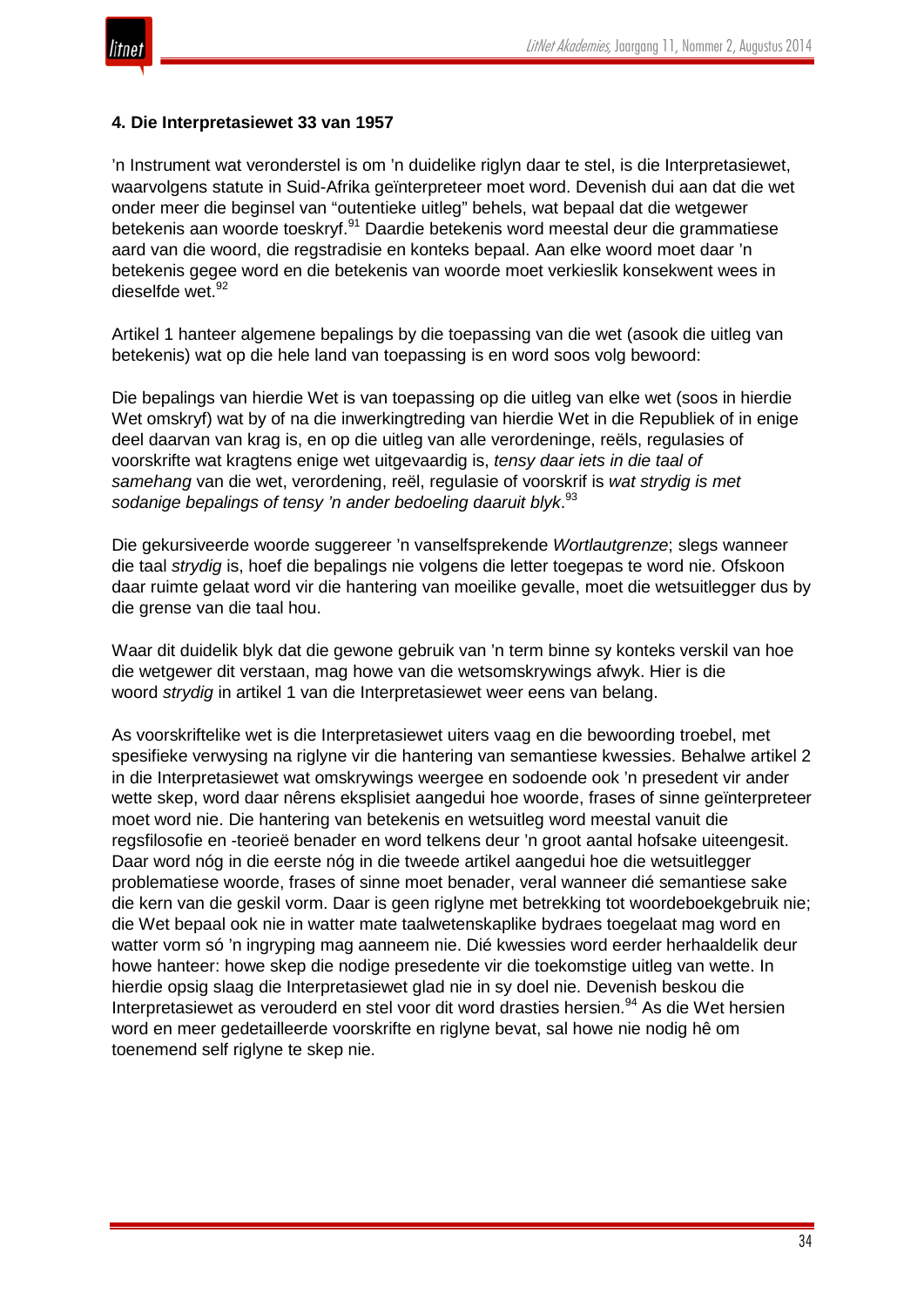#### 4. Die Interpretasiewet 33 van 1957

’n Instrument wat veronderstel is om ’n duidelike riglyn daar te stel, is die Interpretasiewet, waarvolgens statute in Suid-Afrika geïnterpreteer moet word. Devenish dui aan dat die wet onder meer die beginsel van “outentieke uitleg” behels, wat bepaal dat die wetgewer betekenis aan woorde toeskryf.[91] Daardie betekenis word meestal deur die grammatiese aard van die woord, die regstradisie en konteks bepaal. Aan elke woord moet daar ’n betekenis gegee word en die betekenis van woorde moet verkieslik konsekwent wees in dieselfde wet.[92]

Artikel 1 hanteer algemene bepalings by die toepassing van die wet (asook die uitleg van betekenis) wat op die hele land van toepassing is en word soos volg bewoord:

Die bepalings van hierdie Wet is van toepassing op die uitleg van elke wet (soos in hierdie Wet omskryf) wat by of na die inwerkingtreding van hierdie Wet in die Republiek of in enige deel daarvan van krag is, en op die uitleg van alle verordeninge, reëls, regulasies of voorskrifte wat kragtens enige wet uitgevaardig is, *tensy daar iets in die taal of samehang* van die wet, verordening, reël, regulasie of voorskrif is *wat strydig is met sodanige bepalings of tensy ’n ander bedoeling daaruit blyk*.[93]

Die gekursiveerde woorde suggereer ’n vanselfsprekende *Wortlautgrenze*; slegs wanneer die taal *strydig* is, hoef die bepalings nie volgens die letter toegepas te word nie. Ofskoon daar ruimte gelaat word vir die hantering van moeilike gevalle, moet die wetsuitlegger dus by die grense van die taal hou.

Waar dit duidelik blyk dat die gewone gebruik van ’n term binne sy konteks verskil van hoe die wetgewer dit verstaan, mag howe van die wetsomskrywings afwyk. Hier is die woord *strydig* in artikel 1 van die Interpretasiewet weer eens van belang.

As voorskriftelike wet is die Interpretasiewet uiters vaag en die bewoording troebel, met spesifieke verwysing na riglyne vir die hantering van semantiese kwessies. Behalwe artikel 2 in die Interpretasiewet wat omskrywings weergee en sodoende ook ’n presedent vir ander wette skep, word daar nêrens eksplisiet aangedui hoe woorde, frases of sinne geïnterpreteer moet word nie. Die hantering van betekenis en wetsuitleg word meestal vanuit die regsfilosofie en -teorieë benader en word telkens deur ’n groot aantal hofsake uiteengesit. Daar word nóg in die eerste nóg in die tweede artikel aangedui hoe die wetsuitlegger problematiese woorde, frases of sinne moet benader, veral wanneer dié semantiese sake die kern van die geskil vorm. Daar is geen riglyne met betrekking tot woordeboekgebruik nie; die Wet bepaal ook nie in watter mate taalwetenskaplike bydraes toegelaat mag word en watter vorm só ’n ingryping mag aanneem nie. Dié kwessies word eerder herhaaldelik deur howe hanteer: howe skep die nodige presedente vir die toekomstige uitleg van wette. In hierdie opsig slaag die Interpretasiewet glad nie in sy doel nie. Devenish beskou die Interpretasiewet as verouderd en stel voor dit word drasties hersien.[94] As die Wet hersien word en meer gedetailleerde voorskrifte en riglyne bevat, sal howe nie nodig hê om toenemend self riglyne te skep nie.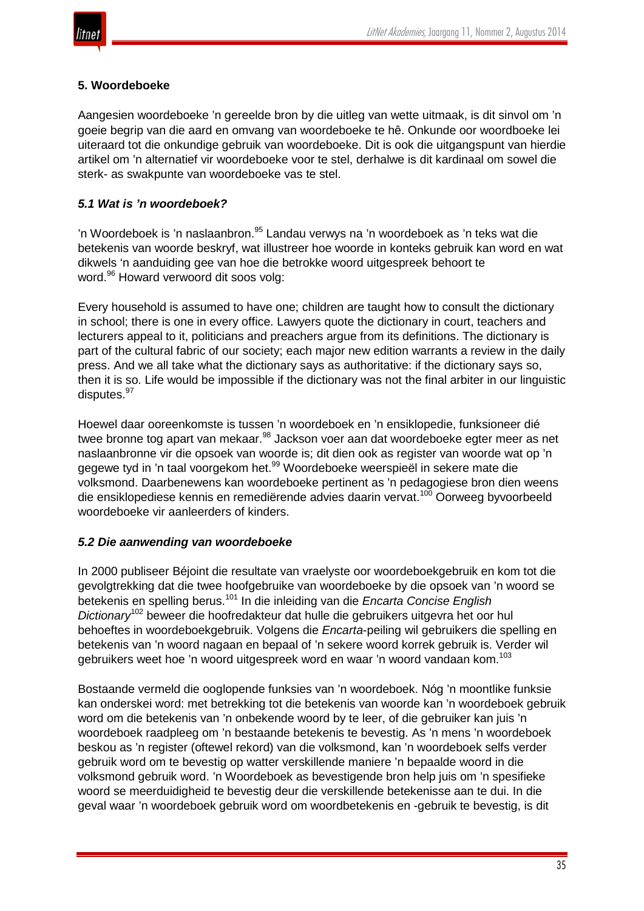## 5. Woordeboeke

Aangesien woordeboeke 'n gereelde bron by die uitleg van wette uitmaak, is dit sinvol om 'n goeie begrip van die aard en omvang van woordeboeke te hê. Onkunde oor woordboeke lei uiteraard tot die onkundige gebruik van woordeboeke. Dit is ook die uitgangspunt van hierdie artikel om 'n alternatief vir woordeboeke voor te stel, derhalwe is dit kardinaal om sowel die sterk- as swakpunte van woordeboeke vas te stel.

### *5.1 Wat is 'n woordeboek?*

'n Woordeboek is 'n naslaanbron.[95] Landau verwys na 'n woordeboek as 'n teks wat die betekenis van woorde beskryf, wat illustreer hoe woorde in konteks gebruik kan word en wat dikwels 'n aanduiding gee van hoe die betrokke woord uitgespreek behoort te word.[96] Howard verwoord dit soos volg:

Every household is assumed to have one; children are taught how to consult the dictionary in school; there is one in every office. Lawyers quote the dictionary in court, teachers and lecturers appeal to it, politicians and preachers argue from its definitions. The dictionary is part of the cultural fabric of our society; each major new edition warrants a review in the daily press. And we all take what the dictionary says as authoritative: if the dictionary says so, then it is so. Life would be impossible if the dictionary was not the final arbiter in our linguistic disputes.[97]

Hoewel daar ooreenkomste is tussen 'n woordeboek en 'n ensiklopedie, funksioneer dié twee bronne tog apart van mekaar.[98] Jackson voer aan dat woordeboeke egter meer as net naslaanbronne vir die opsoek van woorde is; dit dien ook as register van woorde wat op 'n gegewe tyd in 'n taal voorgekom het.[99] Woordeboeke weerspieël in sekere mate die volksmond. Daarbenewens kan woordeboeke pertinent as 'n pedagogiese bron dien weens die ensiklopediese kennis en remediërende advies daarin vervat.[100] Oorweeg byvoorbeeld woordeboeke vir aanleerders of kinders.

### *5.2 Die aanwending van woordeboeke*

In 2000 publiseer Béjoint die resultate van vraelyste oor woordeboekgebruik en kom tot die gevolgtrekking dat die twee hoofgebruike van woordeboeke by die opsoek van 'n woord se betekenis en spelling berus.[101] In die inleiding van die *Encarta Concise English Dictionary*[102] beweer die hoofredakteur dat hulle die gebruikers uitgevra het oor hul behoeftes in woordeboekgebruik. Volgens die *Encarta*-peiling wil gebruikers die spelling en betekenis van 'n woord nagaan en bepaal of 'n sekere woord korrek gebruik is. Verder wil gebruikers weet hoe 'n woord uitgespreek word en waar 'n woord vandaan kom.[103]

Bostaande vermeld die ooglopende funksies van 'n woordeboek. Nóg 'n moontlike funksie kan onderskei word: met betrekking tot die betekenis van woorde kan 'n woordeboek gebruik word om die betekenis van 'n onbekende woord by te leer, of die gebruiker kan juis 'n woordeboek raadpleeg om 'n bestaande betekenis te bevestig. As 'n mens 'n woordeboek beskou as 'n register (oftewel rekord) van die volksmond, kan 'n woordeboek selfs verder gebruik word om te bevestig op watter verskillende maniere 'n bepaalde woord in die volksmond gebruik word. 'n Woordeboek as bevestigende bron help juis om 'n spesifieke woord se meerduidigheid te bevestig deur die verskillende betekenisse aan te dui. In die geval waar 'n woordeboek gebruik word om woordbetekenis en -gebruik te bevestig, is dit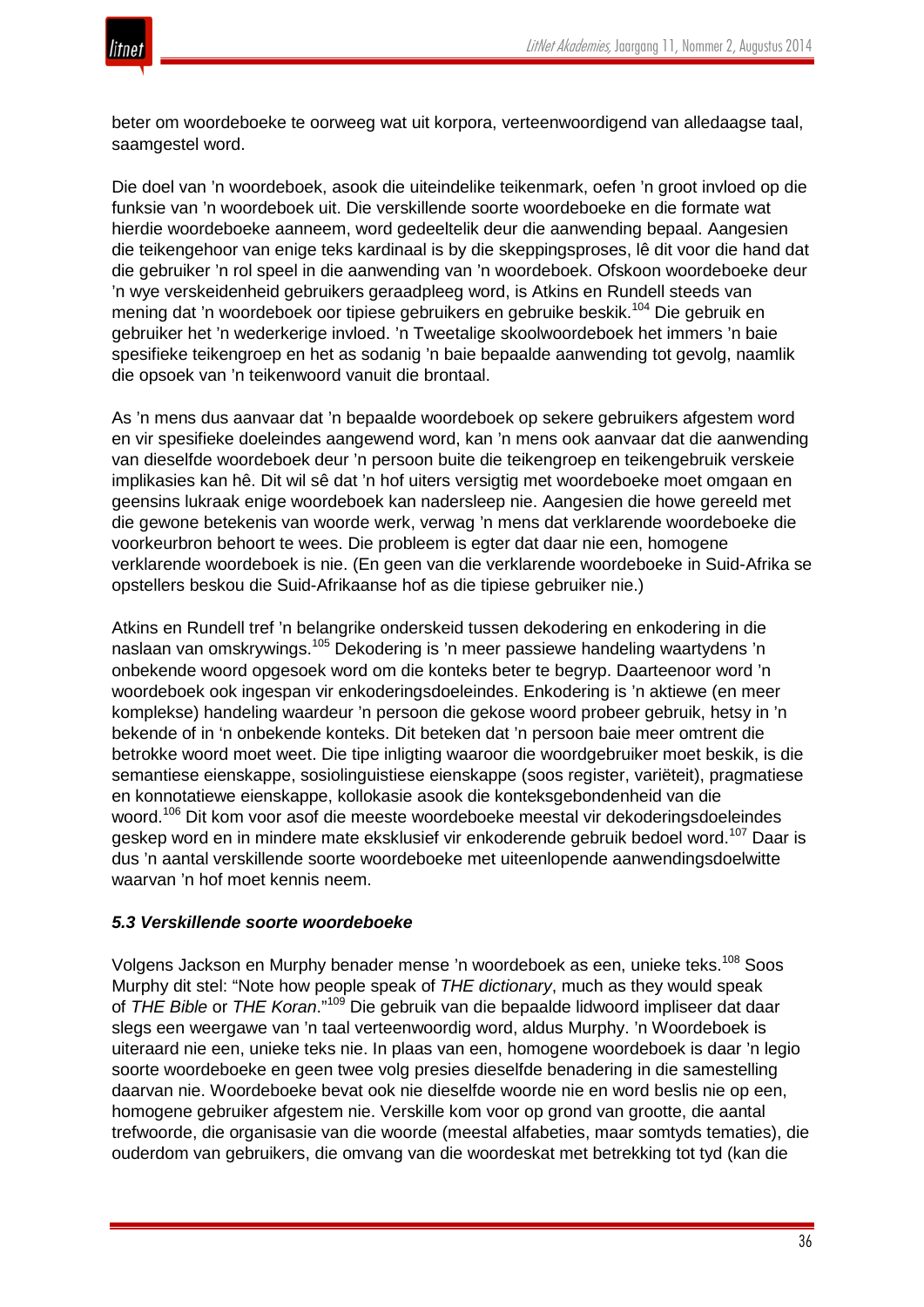beter om woordeboeke te oorweeg wat uit korpora, verteenwoordigend van alledaagse taal, saamgestel word.

Die doel van 'n woordeboek, asook die uiteindelike teikenmark, oefen 'n groot invloed op die funksie van 'n woordeboek uit. Die verskillende soorte woordeboeke en die formate wat hierdie woordeboeke aanneem, word gedeeltelik deur die aanwending bepaal. Aangesien die teikengehoor van enige teks kardinaal is by die skeppingsproses, lê dit voor die hand dat die gebruiker 'n rol speel in die aanwending van 'n woordeboek. Ofskoon woordeboeke deur 'n wye verskeidenheid gebruikers geraadpleeg word, is Atkins en Rundell steeds van mening dat 'n woordeboek oor tipiese gebruikers en gebruike beskik.[104] Die gebruik en gebruiker het 'n wederkerige invloed. 'n Tweetalige skoolwoordeboek het immers 'n baie spesifieke teikengroep en het as sodanig 'n baie bepaalde aanwending tot gevolg, naamlik die opsoek van 'n teikenwoord vanuit die brontaal.

As 'n mens dus aanvaar dat 'n bepaalde woordeboek op sekere gebruikers afgestem word en vir spesifieke doeleindes aangewend word, kan 'n mens ook aanvaar dat die aanwending van dieselfde woordeboek deur 'n persoon buite die teikengroep en teikengebruik verskeie implikasies kan hê. Dit wil sê dat 'n hof uiters versigtig met woordeboeke moet omgaan en geensins lukraak enige woordeboek kan nadersleep nie. Aangesien die howe gereeld met die gewone betekenis van woorde werk, verwag 'n mens dat verklarende woordeboeke die voorkeurbron behoort te wees. Die probleem is egter dat daar nie een, homogene verklarende woordeboek is nie. (En geen van die verklarende woordeboeke in Suid-Afrika se opstellers beskou die Suid-Afrikaanse hof as die tipiese gebruiker nie.)

Atkins en Rundell tref 'n belangrike onderskeid tussen dekodering en enkodering in die naslaan van omskrywings.[105] Dekodering is 'n meer passiewe handeling waartydens 'n onbekende woord opgesoek word om die konteks beter te begryp. Daarteenoor word 'n woordeboek ook ingespan vir enkoderingsdoeleindes. Enkodering is 'n aktiewe (en meer komplekse) handeling waardeur 'n persoon die gekose woord probeer gebruik, hetsy in 'n bekende of in 'n onbekende konteks. Dit beteken dat 'n persoon baie meer omtrent die betrokke woord moet weet. Die tipe inligting waaroor die woordgebruiker moet beskik, is die semantiese eienskappe, sosiolinguistiese eienskappe (soos register, variëteit), pragmatiese en konnotatiewe eienskappe, kollokasie asook die konteksgebondenheid van die woord.[106] Dit kom voor asof die meeste woordeboeke meestal vir dekoderingsdoeleindes geskep word en in mindere mate eksklusief vir enkoderende gebruik bedoel word.[107] Daar is dus 'n aantal verskillende soorte woordeboeke met uiteenlopende aanwendingsdoelwitte waarvan 'n hof moet kennis neem.

### *5.3 Verskillende soorte woordeboeke*

Volgens Jackson en Murphy benader mense 'n woordeboek as een, unieke teks.[108] Soos Murphy dit stel: "Note how people speak of *THE dictionary*, much as they would speak of *THE Bible* or *THE Koran*."[109] Die gebruik van die bepaalde lidwoord impliseer dat daar slegs een weergawe van 'n taal verteenwoordig word, aldus Murphy. 'n Woordeboek is uiteraard nie een, unieke teks nie. In plaas van een, homogene woordeboek is daar 'n legio soorte woordeboeke en geen twee volg presies dieselfde benadering in die samestelling daarvan nie. Woordeboeke bevat ook nie dieselfde woorde nie en word beslis nie op een, homogene gebruiker afgestem nie. Verskille kom voor op grond van grootte, die aantal trefwoorde, die organisasie van die woorde (meestal alfabeties, maar somtyds tematies), die ouderdom van gebruikers, die omvang van die woordeskat met betrekking tot tyd (kan die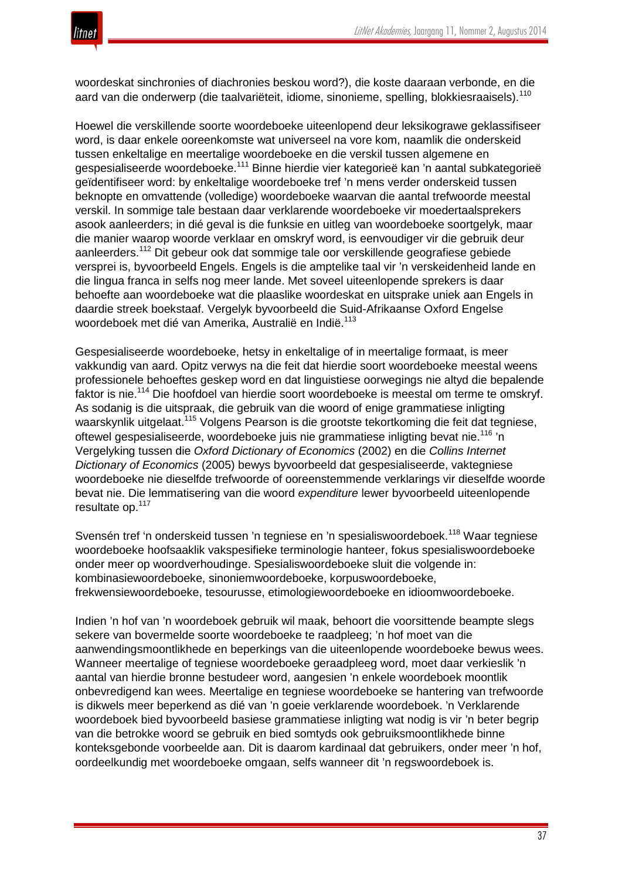woordeskat sinchronies of diachronies beskou word?), die koste daaraan verbonde, en die aard van die onderwerp (die taalvariëteit, idiome, sinonieme, spelling, blokkiesraaisels).[110]

Hoewel die verskillende soorte woordeboeke uiteenlopend deur leksikograwe geklassifiseer word, is daar enkele ooreenkomste wat universeel na vore kom, naamlik die onderskeid tussen enkeltalige en meertalige woordeboeke en die verskil tussen algemene en gespesialiseerde woordeboeke.[111] Binne hierdie vier kategorieë kan 'n aantal subkategorieë geïdentifiseer word: by enkeltalige woordeboeke tref 'n mens verder onderskeid tussen beknopte en omvattende (volledige) woordeboeke waarvan die aantal trefwoorde meestal verskil. In sommige tale bestaan daar verklarende woordeboeke vir moedertaalsprekers asook aanleerders; in dié geval is die funksie en uitleg van woordeboeke soortgelyk, maar die manier waarop woorde verklaar en omskryf word, is eenvoudiger vir die gebruik deur aanleerders.[112] Dit gebeur ook dat sommige tale oor verskillende geografiese gebiede versprei is, byvoorbeeld Engels. Engels is die amptelike taal vir 'n verskeidenheid lande en die lingua franca in selfs nog meer lande. Met soveel uiteenlopende sprekers is daar behoefte aan woordeboeke wat die plaaslike woordeskat en uitsprake uniek aan Engels in daardie streek boekstaaf. Vergelyk byvoorbeeld die Suid-Afrikaanse Oxford Engelse woordeboek met dié van Amerika, Australië en Indië.[113]

Gespesialiseerde woordeboeke, hetsy in enkeltalige of in meertalige formaat, is meer vakkundig van aard. Opitz verwys na die feit dat hierdie soort woordeboeke meestal weens professionele behoeftes geskep word en dat linguistiese oorwegings nie altyd die bepalende faktor is nie.[114] Die hoofdoel van hierdie soort woordeboeke is meestal om terme te omskryf. As sodanig is die uitspraak, die gebruik van die woord of enige grammatiese inligting waarskynlik uitgelaat.[115] Volgens Pearson is die grootste tekortkoming die feit dat tegniese, oftewel gespesialiseerde, woordeboeke juis nie grammatiese inligting bevat nie.[116] 'n Vergelyking tussen die *Oxford Dictionary of Economics* (2002) en die *Collins Internet Dictionary of Economics* (2005) bewys byvoorbeeld dat gespesialiseerde, vaktegniese woordeboeke nie dieselfde trefwoorde of ooreenstemmende verklarings vir dieselfde woorde bevat nie. Die lemmatisering van die woord *expenditure* lewer byvoorbeeld uiteenlopende resultate op.[117]

Svensén tref 'n onderskeid tussen 'n tegniese en 'n spesialiswoordeboek.[118] Waar tegniese woordeboeke hoofsaaklik vakspesifieke terminologie hanteer, fokus spesialiswoordeboeke onder meer op woordverhoudinge. Spesialiswoordeboeke sluit die volgende in: kombinasiewoordeboeke, sinoniemwoordeboeke, korpuswoordeboeke, frekwensiewoordeboeke, tesourusse, etimologiewoordeboeke en idioomwoordeboeke.

Indien 'n hof van 'n woordeboek gebruik wil maak, behoort die voorsittende beampte slegs sekere van bovermelde soorte woordeboeke te raadpleeg; 'n hof moet van die aanwendingsmoontlikhede en beperkings van die uiteenlopende woordeboeke bewus wees. Wanneer meertalige of tegniese woordeboeke geraadpleeg word, moet daar verkieslik 'n aantal van hierdie bronne bestudeer word, aangesien 'n enkele woordeboek moontlik onbevredigend kan wees. Meertalige en tegniese woordeboeke se hantering van trefwoorde is dikwels meer beperkend as dié van 'n goeie verklarende woordeboek. 'n Verklarende woordeboek bied byvoorbeeld basiese grammatiese inligting wat nodig is vir 'n beter begrip van die betrokke woord se gebruik en bied somtyds ook gebruiksmoontlikhede binne konteksgebonde voorbeelde aan. Dit is daarom kardinaal dat gebruikers, onder meer 'n hof, oordeelkundig met woordeboeke omgaan, selfs wanneer dit 'n regswoordeboek is.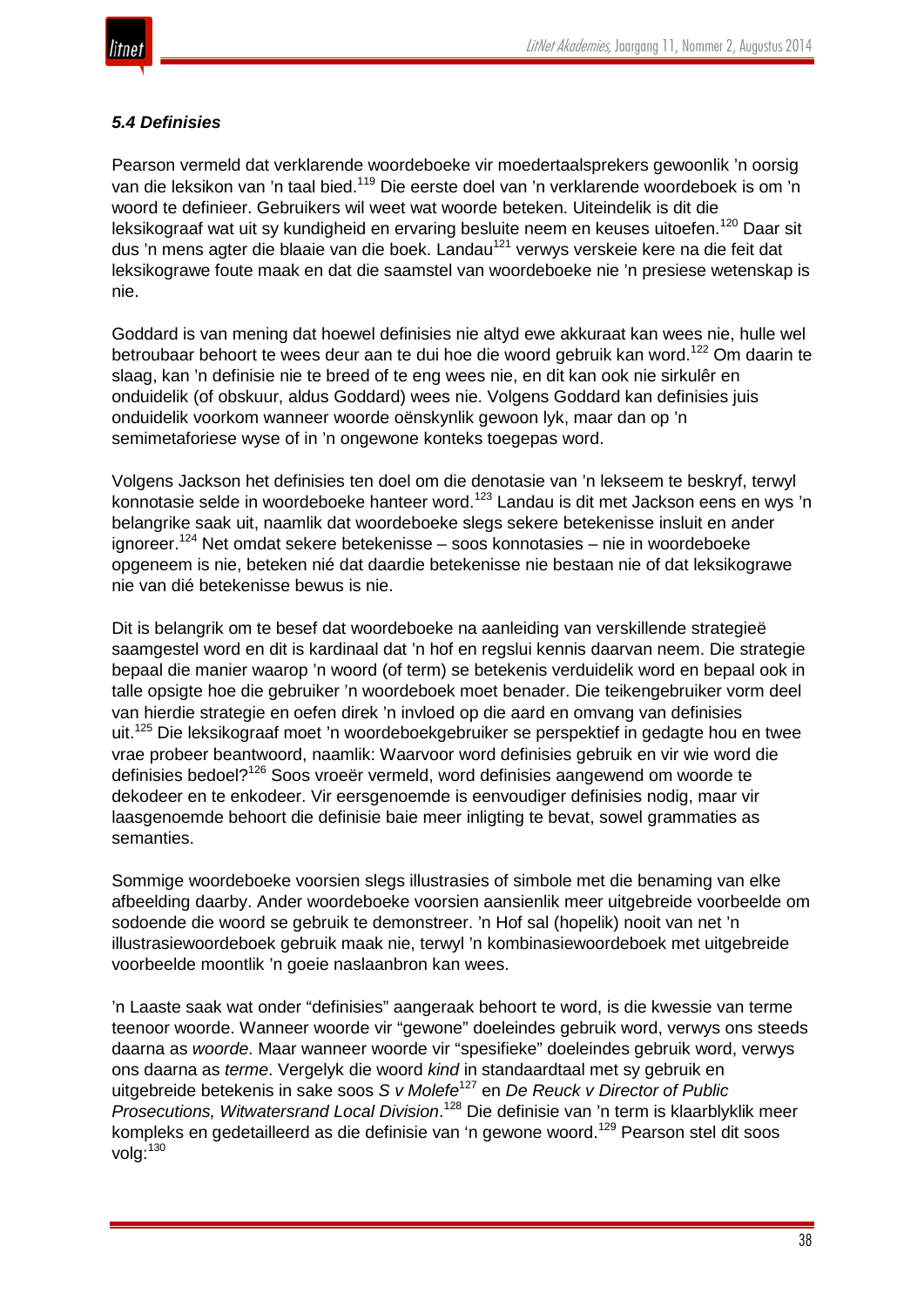### *5.4 Definisies*

Pearson vermeld dat verklarende woordeboeke vir moedertaalsprekers gewoonlik 'n oorsig van die leksikon van 'n taal bied.[119] Die eerste doel van 'n verklarende woordeboek is om 'n woord te definieer. Gebruikers wil weet wat woorde beteken. Uiteindelik is dit die leksikograaf wat uit sy kundigheid en ervaring besluite neem en keuses uitoefen.[120] Daar sit dus 'n mens agter die blaaie van die boek. Landau[121] verwys verskeie kere na die feit dat leksikograwe foute maak en dat die saamstel van woordeboeke nie 'n presiese wetenskap is nie.

Goddard is van mening dat hoewel definisies nie altyd ewe akkuraat kan wees nie, hulle wel betroubaar behoort te wees deur aan te dui hoe die woord gebruik kan word.[122] Om daarin te slaag, kan 'n definisie nie te breed of te eng wees nie, en dit kan ook nie sirkulêr en onduidelik (of obskuur, aldus Goddard) wees nie. Volgens Goddard kan definisies juis onduidelik voorkom wanneer woorde oënskynlik gewoon lyk, maar dan op 'n semimetaforiese wyse of in 'n ongewone konteks toegepas word.

Volgens Jackson het definisies ten doel om die denotasie van 'n lekseem te beskryf, terwyl konnotasie selde in woordeboeke hanteer word.[123] Landau is dit met Jackson eens en wys 'n belangrike saak uit, naamlik dat woordeboeke slegs sekere betekenisse insluit en ander ignoreer.[124] Net omdat sekere betekenisse – soos konnotasies – nie in woordeboeke opgeneem is nie, beteken nié dat daardie betekenisse nie bestaan nie of dat leksikograwe nie van dié betekenisse bewus is nie.

Dit is belangrik om te besef dat woordeboeke na aanleiding van verskillende strategieë saamgestel word en dit is kardinaal dat 'n hof en regslui kennis daarvan neem. Die strategie bepaal die manier waarop 'n woord (of term) se betekenis verduidelik word en bepaal ook in talle opsigte hoe die gebruiker 'n woordeboek moet benader. Die teikengebruiker vorm deel van hierdie strategie en oefen direk 'n invloed op die aard en omvang van definisies uit.[125] Die leksikograaf moet 'n woordeboekgebruiker se perspektief in gedagte hou en twee vrae probeer beantwoord, naamlik: Waarvoor word definisies gebruik en vir wie word die definisies bedoel?[126] Soos vroeër vermeld, word definisies aangewend om woorde te dekodeer en te enkodeer. Vir eersgenoemde is eenvoudiger definisies nodig, maar vir laasgenoemde behoort die definisie baie meer inligting te bevat, sowel grammaties as semanties.

Sommige woordeboeke voorsien slegs illustrasies of simbole met die benaming van elke afbeelding daarby. Ander woordeboeke voorsien aansienlik meer uitgebreide voorbeelde om sodoende die woord se gebruik te demonstreer. 'n Hof sal (hopelik) nooit van net 'n illustrasiewoordeboek gebruik maak nie, terwyl 'n kombinasiewoordeboek met uitgebreide voorbeelde moontlik 'n goeie naslaanbron kan wees.

'n Laaste saak wat onder "definisies" aangeraak behoort te word, is die kwessie van terme teenoor woorde. Wanneer woorde vir "gewone" doeleindes gebruik word, verwys ons steeds daarna as *woorde*. Maar wanneer woorde vir "spesifieke" doeleindes gebruik word, verwys ons daarna as *terme*. Vergelyk die woord *kind* in standaardtaal met sy gebruik en uitgebreide betekenis in sake soos *S v Molefe*[127] en *De Reuck v Director of Public Prosecutions, Witwatersrand Local Division*.[128] Die definisie van 'n term is klaarblyklik meer kompleks en gedetailleerd as die definisie van 'n gewone woord.[129] Pearson stel dit soos volg:[130]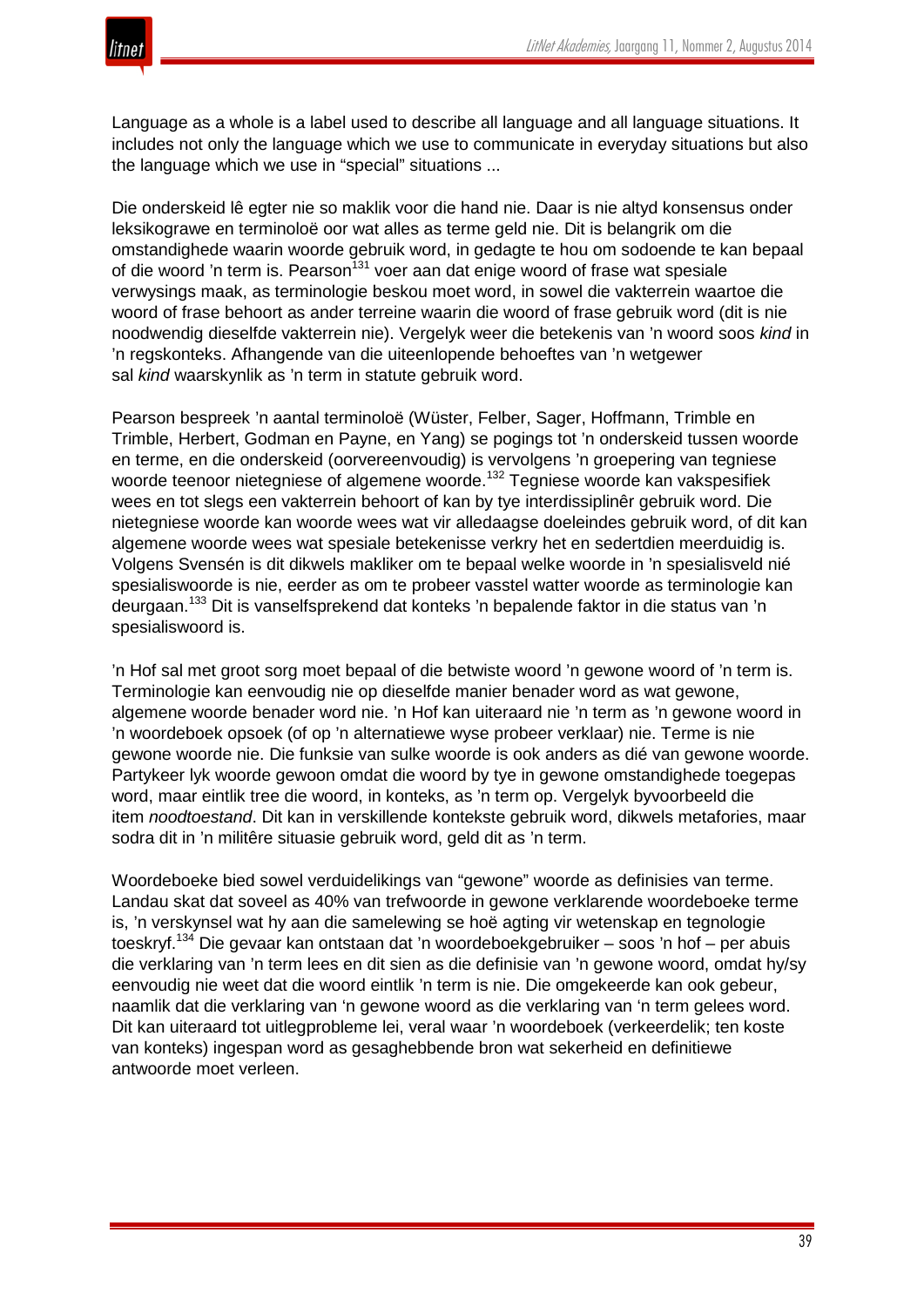Language as a whole is a label used to describe all language and all language situations. It includes not only the language which we use to communicate in everyday situations but also the language which we use in "special" situations ...

Die onderskeid lê egter nie so maklik voor die hand nie. Daar is nie altyd konsensus onder leksikograwe en terminoloë oor wat alles as terme geld nie. Dit is belangrik om die omstandighede waarin woorde gebruik word, in gedagte te hou om sodoende te kan bepaal of die woord 'n term is. Pearson[131] voer aan dat enige woord of frase wat spesiale verwysings maak, as terminologie beskou moet word, in sowel die vakterrein waartoe die woord of frase behoort as ander terreine waarin die woord of frase gebruik word (dit is nie noodwendig dieselfde vakterrein nie). Vergelyk weer die betekenis van 'n woord soos *kind* in 'n regskonteks. Afhangende van die uiteenlopende behoeftes van 'n wetgewer sal *kind* waarskynlik as 'n term in statute gebruik word.

Pearson bespreek 'n aantal terminoloë (Wüster, Felber, Sager, Hoffmann, Trimble en Trimble, Herbert, Godman en Payne, en Yang) se pogings tot 'n onderskeid tussen woorde en terme, en die onderskeid (oorvereenvoudig) is vervolgens 'n groepering van tegniese woorde teenoor nietegniese of algemene woorde.[132] Tegniese woorde kan vakspesifiek wees en tot slegs een vakterrein behoort of kan by tye interdissiplinêr gebruik word. Die nietegniese woorde kan woorde wees wat vir alledaagse doeleindes gebruik word, of dit kan algemene woorde wees wat spesiale betekenisse verkry het en sedertdien meerduidig is. Volgens Svensén is dit dikwels makliker om te bepaal welke woorde in 'n spesialisveld nié spesialiswoorde is nie, eerder as om te probeer vasstel watter woorde as terminologie kan deurgaan.[133] Dit is vanselfsprekend dat konteks 'n bepalende faktor in die status van 'n spesialiswoord is.

'n Hof sal met groot sorg moet bepaal of die betwiste woord 'n gewone woord of 'n term is. Terminologie kan eenvoudig nie op dieselfde manier benader word as wat gewone, algemene woorde benader word nie. 'n Hof kan uiteraard nie 'n term as 'n gewone woord in 'n woordeboek opsoek (of op 'n alternatiewe wyse probeer verklaar) nie. Terme is nie gewone woorde nie. Die funksie van sulke woorde is ook anders as dié van gewone woorde. Partykeer lyk woorde gewoon omdat die woord by tye in gewone omstandighede toegepas word, maar eintlik tree die woord, in konteks, as 'n term op. Vergelyk byvoorbeeld die item *noodtoestand*. Dit kan in verskillende kontekste gebruik word, dikwels metafories, maar sodra dit in 'n militêre situasie gebruik word, geld dit as 'n term.

Woordeboeke bied sowel verduidelikings van "gewone" woorde as definisies van terme. Landau skat dat soveel as 40% van trefwoorde in gewone verklarende woordeboeke terme is, 'n verskynsel wat hy aan die samelewing se hoë agting vir wetenskap en tegnologie toeskryf.[134] Die gevaar kan ontstaan dat 'n woordeboekgebruiker – soos 'n hof – per abuis die verklaring van 'n term lees en dit sien as die definisie van 'n gewone woord, omdat hy/sy eenvoudig nie weet dat die woord eintlik 'n term is nie. Die omgekeerde kan ook gebeur, naamlik dat die verklaring van 'n gewone woord as die verklaring van 'n term gelees word. Dit kan uiteraard tot uitlegprobleme lei, veral waar 'n woordeboek (verkeerdelik; ten koste van konteks) ingespan word as gesaghebbende bron wat sekerheid en definitiewe antwoorde moet verleen.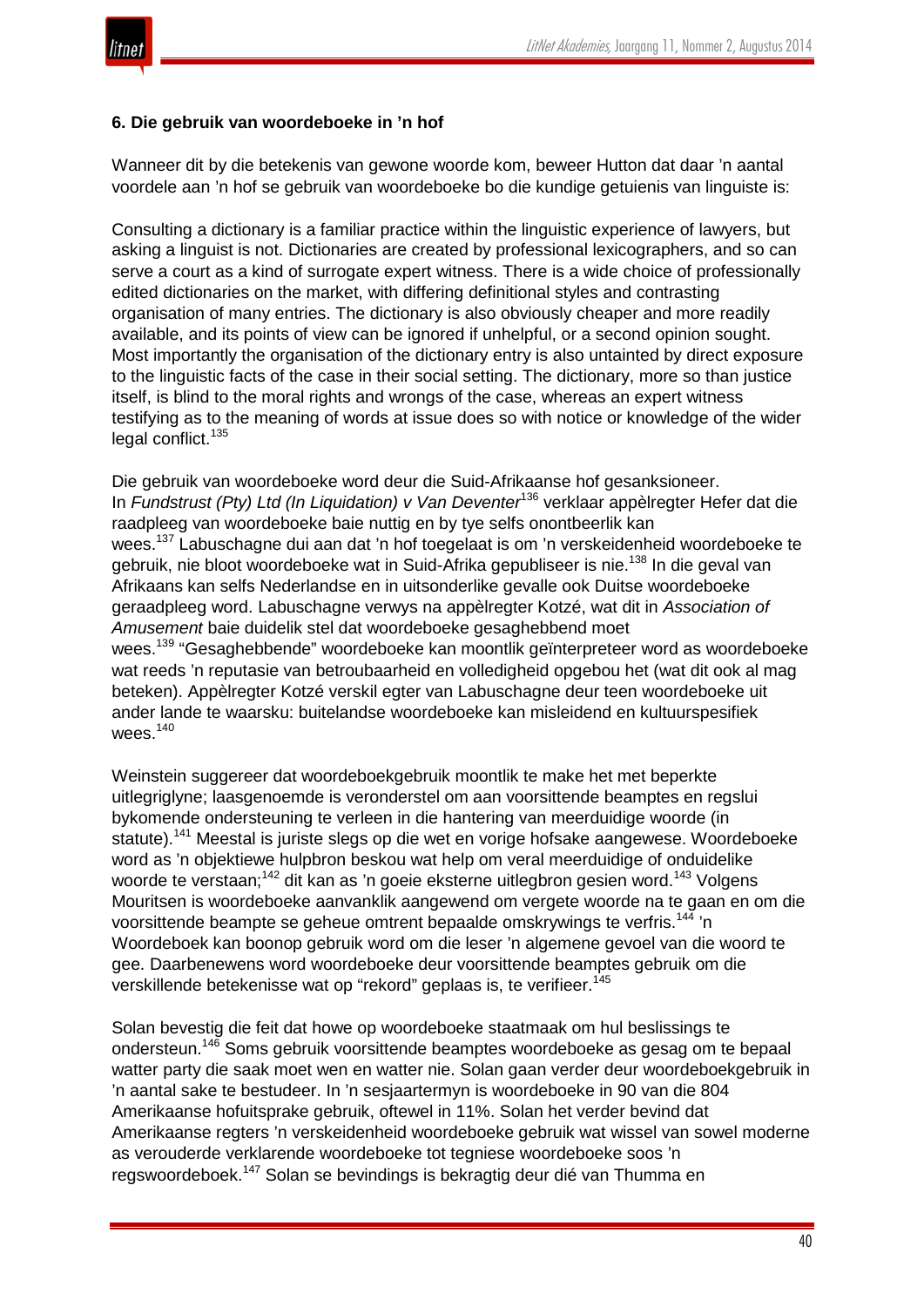### 6. Die gebruik van woordeboeke in ’n hof

Wanneer dit by die betekenis van gewone woorde kom, beweer Hutton dat daar ’n aantal voordele aan ’n hof se gebruik van woordeboeke bo die kundige getuienis van linguiste is:

Consulting a dictionary is a familiar practice within the linguistic experience of lawyers, but asking a linguist is not. Dictionaries are created by professional lexicographers, and so can serve a court as a kind of surrogate expert witness. There is a wide choice of professionally edited dictionaries on the market, with differing definitional styles and contrasting organisation of many entries. The dictionary is also obviously cheaper and more readily available, and its points of view can be ignored if unhelpful, or a second opinion sought. Most importantly the organisation of the dictionary entry is also untainted by direct exposure to the linguistic facts of the case in their social setting. The dictionary, more so than justice itself, is blind to the moral rights and wrongs of the case, whereas an expert witness testifying as to the meaning of words at issue does so with notice or knowledge of the wider legal conflict.[135]

Die gebruik van woordeboeke word deur die Suid-Afrikaanse hof gesanksioneer. In *Fundstrust (Pty) Ltd (In Liquidation) v Van Deventer*[136] verklaar appèlregter Hefer dat die raadpleeg van woordeboeke baie nuttig en by tye selfs onontbeerlik kan wees.[137] Labuschagne dui aan dat ’n hof toegelaat is om ’n verskeidenheid woordeboeke te gebruik, nie bloot woordeboeke wat in Suid-Afrika gepubliseer is nie.[138] In die geval van Afrikaans kan selfs Nederlandse en in uitsonderlike gevalle ook Duitse woordeboeke geraadpleeg word. Labuschagne verwys na appèlregter Kotzé, wat dit in *Association of Amusement* baie duidelik stel dat woordeboeke gesaghebbend moet wees.[139] “Gesaghebbende” woordeboeke kan moontlik geïnterpreteer word as woordeboeke wat reeds ’n reputasie van betroubaarheid en volledigheid opgebou het (wat dit ook al mag beteken). Appèlregter Kotzé verskil egter van Labuschagne deur teen woordeboeke uit ander lande te waarsku: buitelandse woordeboeke kan misleidend en kultuurspesifiek wees.[140]

Weinstein suggereer dat woordeboekgebruik moontlik te make het met beperkte uitlegriglyne; laasgenoemde is veronderstel om aan voorsittende beamptes en regslui bykomende ondersteuning te verleen in die hantering van meerduidige woorde (in statute).[141] Meestal is juriste slegs op die wet en vorige hofsake aangewese. Woordeboeke word as ’n objektiewe hulpbron beskou wat help om veral meerduidige of onduidelike woorde te verstaan;[142] dit kan as ’n goeie eksterne uitlegbron gesien word.[143] Volgens Mouritsen is woordeboeke aanvanklik aangewend om vergete woorde na te gaan en om die voorsittende beampte se geheue omtrent bepaalde omskrywings te verfris.[144] ’n Woordeboek kan boonop gebruik word om die leser ’n algemene gevoel van die woord te gee. Daarbenewens word woordeboeke deur voorsittende beamptes gebruik om die verskillende betekenisse wat op “rekord” geplaas is, te verifieer.[145]

Solan bevestig die feit dat howe op woordeboeke staatmaak om hul beslissings te ondersteun.[146] Soms gebruik voorsittende beamptes woordeboeke as gesag om te bepaal watter party die saak moet wen en watter nie. Solan gaan verder deur woordeboekgebruik in ’n aantal sake te bestudeer. In ’n sesjaartermyn is woordeboeke in 90 van die 804 Amerikaanse hofuitsprake gebruik, oftewel in 11%. Solan het verder bevind dat Amerikaanse regters ’n verskeidenheid woordeboeke gebruik wat wissel van sowel moderne as verouderde verklarende woordeboeke tot tegniese woordeboeke soos ’n regswoordeboek.[147] Solan se bevindings is bekragtig deur dié van Thumma en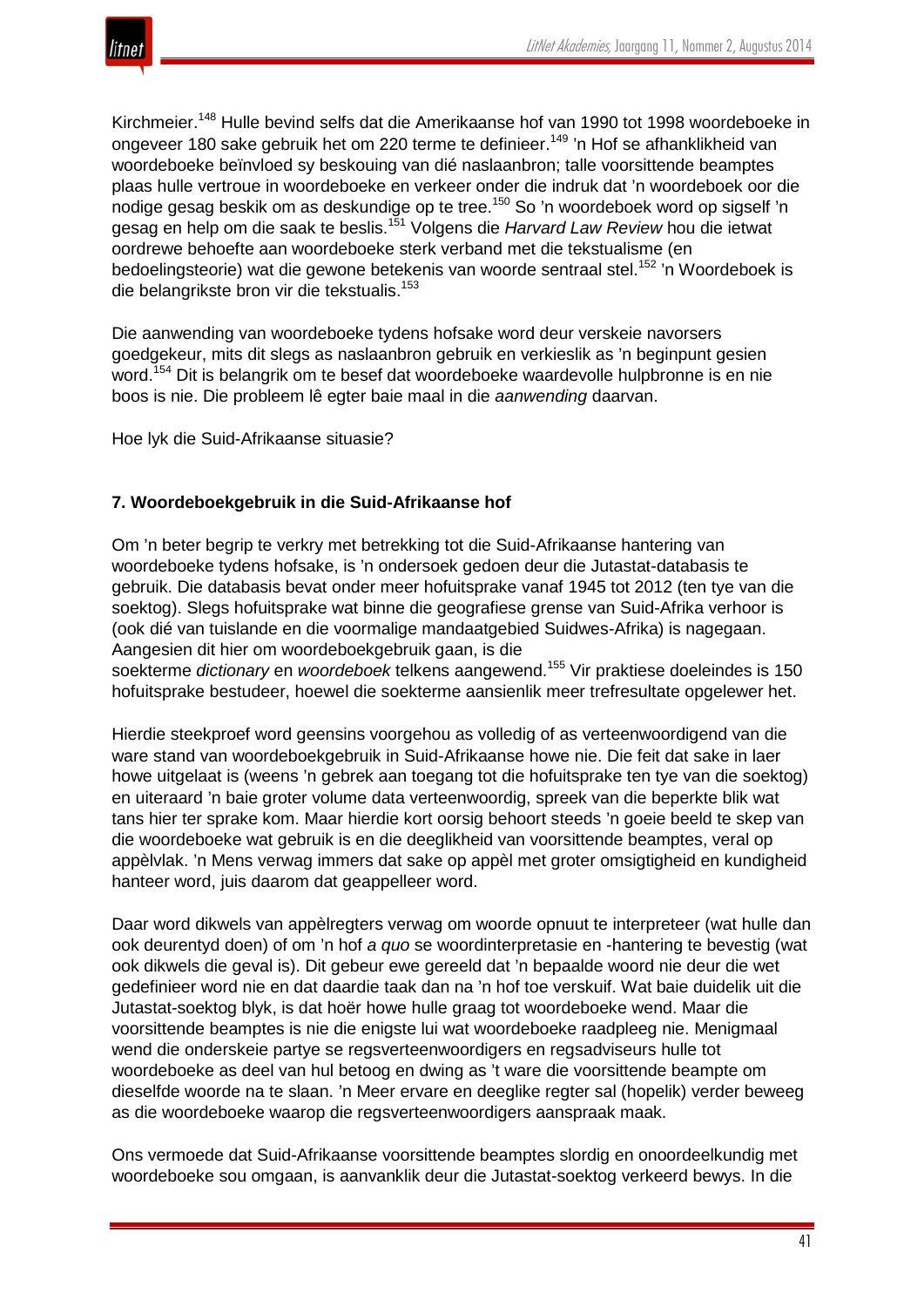Kirchmeier.[148] Hulle bevind selfs dat die Amerikaanse hof van 1990 tot 1998 woordeboeke in ongeveer 180 sake gebruik het om 220 terme te definieer.[149] 'n Hof se afhanklikheid van woordeboeke beïnvloed sy beskouing van dié naslaanbron; talle voorsittende beamptes plaas hulle vertroue in woordeboeke en verkeer onder die indruk dat 'n woordeboek oor die nodige gesag beskik om as deskundige op te tree.[150] So 'n woordeboek word op sigself 'n gesag en help om die saak te beslis.[151] Volgens die *Harvard Law Review* hou die ietwat oordrewe behoefte aan woordeboeke sterk verband met die tekstualisme (en bedoelingsteorie) wat die gewone betekenis van woorde sentraal stel.[152] 'n Woordeboek is die belangrikste bron vir die tekstualis.[153]

Die aanwending van woordeboeke tydens hofsake word deur verskeie navorsers goedgekeur, mits dit slegs as naslaanbron gebruik en verkieslik as 'n beginpunt gesien word.[154] Dit is belangrik om te besef dat woordeboeke waardevolle hulpbronne is en nie boos is nie. Die probleem lê egter baie maal in die *aanwending* daarvan.

Hoe lyk die Suid-Afrikaanse situasie?

## 7. Woordeboekgebruik in die Suid-Afrikaanse hof

Om 'n beter begrip te verkry met betrekking tot die Suid-Afrikaanse hantering van woordeboeke tydens hofsake, is 'n ondersoek gedoen deur die Jutastat-databasis te gebruik. Die databasis bevat onder meer hofuitsprake vanaf 1945 tot 2012 (ten tye van die soektog). Slegs hofuitsprake wat binne die geografiese grense van Suid-Afrika verhoor is (ook dié van tuislande en die voormalige mandaatgebied Suidwes-Afrika) is nagegaan. Aangesien dit hier om woordeboekgebruik gaan, is die soekterme *dictionary* en *woordeboek* telkens aangewend.[155] Vir praktiese doeleindes is 150 hofuitsprake bestudeer, hoewel die soekterme aansienlik meer trefresultate opgelewer het.

Hierdie steekproef word geensins voorgehou as volledig of as verteenwoordigend van die ware stand van woordeboekgebruik in Suid-Afrikaanse howe nie. Die feit dat sake in laer howe uitgelaat is (weens 'n gebrek aan toegang tot die hofuitsprake ten tye van die soektog) en uiteraard 'n baie groter volume data verteenwoordig, spreek van die beperkte blik wat tans hier ter sprake kom. Maar hierdie kort oorsig behoort steeds 'n goeie beeld te skep van die woordeboeke wat gebruik is en die deeglikheid van voorsittende beamptes, veral op appèlvlak. 'n Mens verwag immers dat sake op appèl met groter omsigtigheid en kundigheid hanteer word, juis daarom dat geappelleer word.

Daar word dikwels van appèlregters verwag om woorde opnuut te interpreteer (wat hulle dan ook deurentyd doen) of om 'n hof *a quo* se woordinterpretasie en -hantering te bevestig (wat ook dikwels die geval is). Dit gebeur ewe gereeld dat 'n bepaalde woord nie deur die wet gedefinieer word nie en dat daardie taak dan na 'n hof toe verskuif. Wat baie duidelik uit die Jutastat-soektog blyk, is dat hoër howe hulle graag tot woordeboeke wend. Maar die voorsittende beamptes is nie die enigste lui wat woordeboeke raadpleeg nie. Menigmaal wend die onderskeie partye se regsverteenwoordigers en regsadviseurs hulle tot woordeboeke as deel van hul betoog en dwing as 't ware die voorsittende beampte om dieselfde woorde na te slaan. 'n Meer ervare en deeglike regter sal (hopelik) verder beweeg as die woordeboeke waarop die regsverteenwoordigers aanspraak maak.

Ons vermoede dat Suid-Afrikaanse voorsittende beamptes slordig en onoordeelkundig met woordeboeke sou omgaan, is aanvanklik deur die Jutastat-soektog verkeerd bewys. In die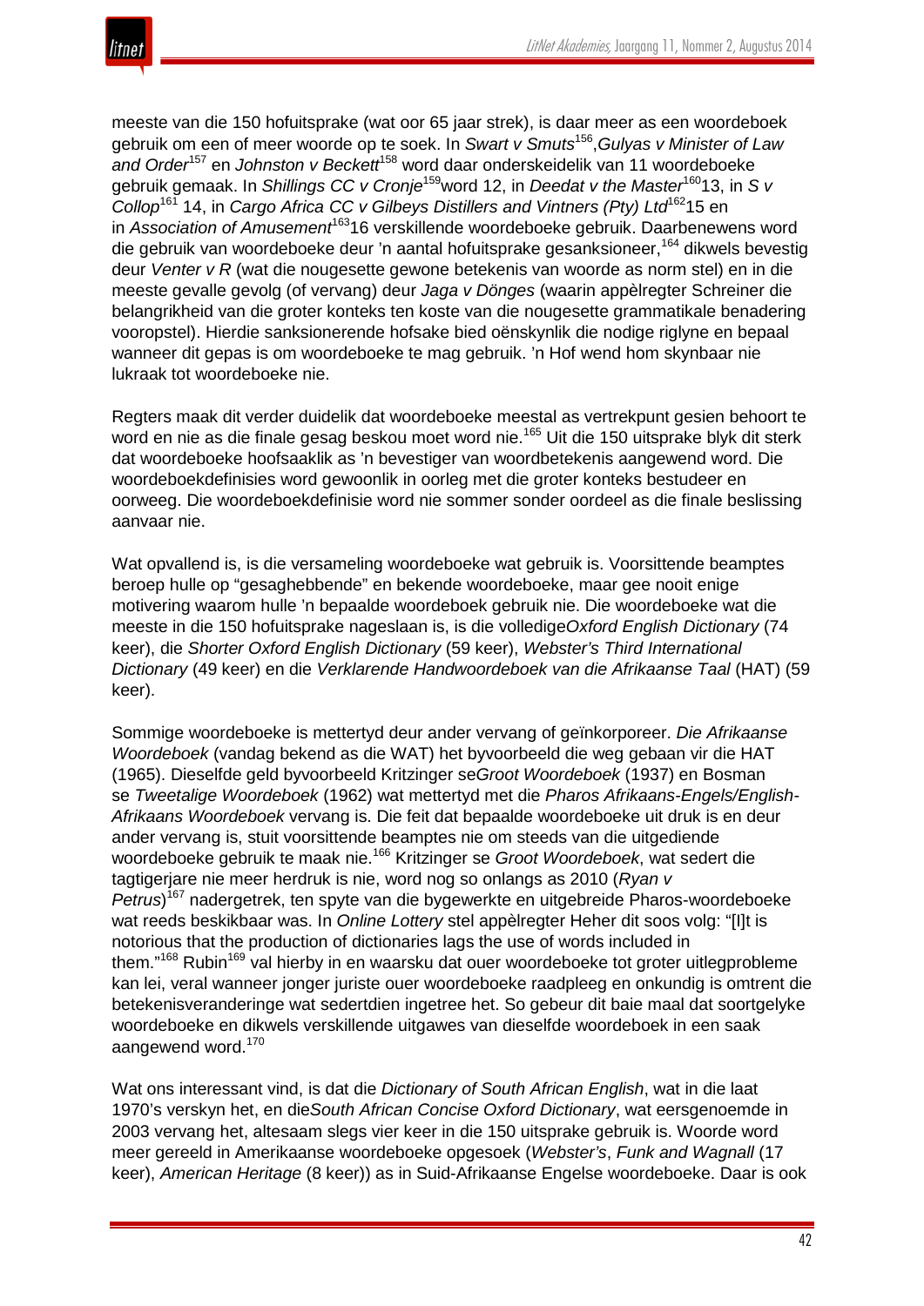meeste van die 150 hofuitsprake (wat oor 65 jaar strek), is daar meer as een woordeboek gebruik om een of meer woorde op te soek. In *Swart v Smuts*[156],*Gulyas v Minister of Law and Order*[157] en *Johnston v Beckett*[158] word daar onderskeidelik van 11 woordeboeke gebruik gemaak. In *Shillings CC v Cronje*[159]word 12, in *Deedat v the Master*[160]13, in *S v Collop*[161] 14, in *Cargo Africa CC v Gilbeys Distillers and Vintners (Pty) Ltd*[162]15 en in *Association of Amusement*[163]16 verskillende woordeboeke gebruik. Daarbenewens word die gebruik van woordeboeke deur 'n aantal hofuitsprake gesanksioneer,[164] dikwels bevestig deur *Venter v R* (wat die nougesette gewone betekenis van woorde as norm stel) en in die meeste gevalle gevolg (of vervang) deur *Jaga v Dönges* (waarin appèlregter Schreiner die belangrikheid van die groter konteks ten koste van die nougesette grammatikale benadering vooropstel). Hierdie sanksionerende hofsake bied oënskynlik die nodige riglyne en bepaal wanneer dit gepas is om woordeboeke te mag gebruik. 'n Hof wend hom skynbaar nie lukraak tot woordeboeke nie.

Regters maak dit verder duidelik dat woordeboeke meestal as vertrekpunt gesien behoort te word en nie as die finale gesag beskou moet word nie.[165] Uit die 150 uitsprake blyk dit sterk dat woordeboeke hoofsaaklik as 'n bevestiger van woordbetekenis aangewend word. Die woordeboekdefinisies word gewoonlik in oorleg met die groter konteks bestudeer en oorweeg. Die woordeboekdefinisie word nie sommer sonder oordeel as die finale beslissing aanvaar nie.

Wat opvallend is, is die versameling woordeboeke wat gebruik is. Voorsittende beamptes beroep hulle op "gesaghebbende" en bekende woordeboeke, maar gee nooit enige motivering waarom hulle 'n bepaalde woordeboek gebruik nie. Die woordeboeke wat die meeste in die 150 hofuitsprake nageslaan is, is die volledige*Oxford English Dictionary* (74 keer), die *Shorter Oxford English Dictionary* (59 keer), *Webster's Third International Dictionary* (49 keer) en die *Verklarende Handwoordeboek van die Afrikaanse Taal* (HAT) (59 keer).

Sommige woordeboeke is mettertyd deur ander vervang of geïnkorporeer. *Die Afrikaanse Woordeboek* (vandag bekend as die WAT) het byvoorbeeld die weg gebaan vir die HAT (1965). Dieselfde geld byvoorbeeld Kritzinger se*Groot Woordeboek* (1937) en Bosman se *Tweetalige Woordeboek* (1962) wat mettertyd met die *Pharos Afrikaans-Engels/English-Afrikaans Woordeboek* vervang is. Die feit dat bepaalde woordeboeke uit druk is en deur ander vervang is, stuit voorsittende beamptes nie om steeds van die uitgediende woordeboeke gebruik te maak nie.[166] Kritzinger se *Groot Woordeboek*, wat sedert die tagtigerjare nie meer herdruk is nie, word nog so onlangs as 2010 (*Ryan v Petrus*)[167] nadergetrek, ten spyte van die bygewerkte en uitgebreide Pharos-woordeboeke wat reeds beskikbaar was. In *Online Lottery* stel appèlregter Heher dit soos volg: "[I]t is notorious that the production of dictionaries lags the use of words included in them."[168] Rubin[169] val hierby in en waarsku dat ouer woordeboeke tot groter uitlegprobleme kan lei, veral wanneer jonger juriste ouer woordeboeke raadpleeg en onkundig is omtrent die betekenisveranderinge wat sedertdien ingetree het. So gebeur dit baie maal dat soortgelyke woordeboeke en dikwels verskillende uitgawes van dieselfde woordeboek in een saak aangewend word.[170]

Wat ons interessant vind, is dat die *Dictionary of South African English*, wat in die laat 1970's verskyn het, en die*South African Concise Oxford Dictionary*, wat eersgenoemde in 2003 vervang het, altesaam slegs vier keer in die 150 uitsprake gebruik is. Woorde word meer gereeld in Amerikaanse woordeboeke opgesoek (*Webster's*, *Funk and Wagnall* (17 keer), *American Heritage* (8 keer)) as in Suid-Afrikaanse Engelse woordeboeke. Daar is ook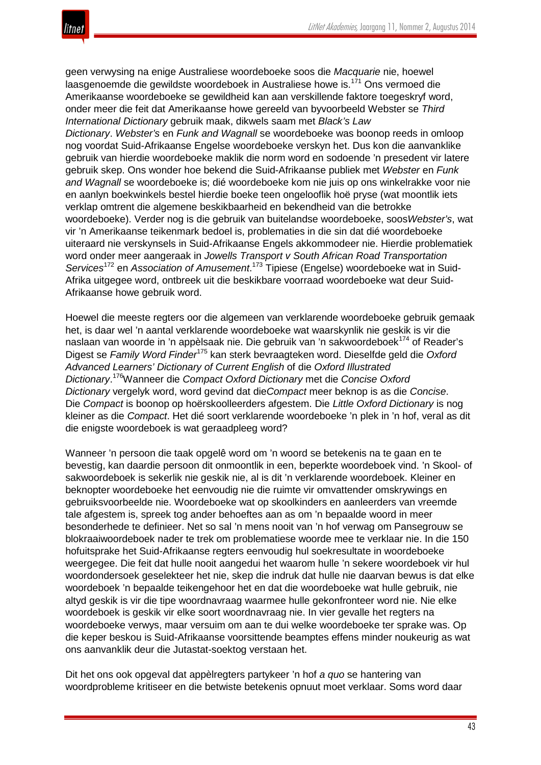geen verwysing na enige Australiese woordeboeke soos die *Macquarie* nie, hoewel laasgenoemde die gewildste woordeboek in Australiese howe is.[171] Ons vermoed die Amerikaanse woordeboeke se gewildheid kan aan verskillende faktore toegeskryf word, onder meer die feit dat Amerikaanse howe gereeld van byvoorbeeld Webster se *Third International Dictionary* gebruik maak, dikwels saam met *Black's Law Dictionary*. *Webster's* en *Funk and Wagnall* se woordeboeke was boonop reeds in omloop nog voordat Suid-Afrikaanse Engelse woordeboeke verskyn het. Dus kon die aanvanklike gebruik van hierdie woordeboeke maklik die norm word en sodoende 'n presedent vir latere gebruik skep. Ons wonder hoe bekend die Suid-Afrikaanse publiek met *Webster* en *Funk and Wagnall* se woordeboeke is; dié woordeboeke kom nie juis op ons winkelrakke voor nie en aanlyn boekwinkels bestel hierdie boeke teen ongelooflik hoë pryse (wat moontlik iets verklap omtrent die algemene beskikbaarheid en bekendheid van die betrokke woordeboeke). Verder nog is die gebruik van buitelandse woordeboeke, soos*Webster's*, wat vir 'n Amerikaanse teikenmark bedoel is, problematies in die sin dat dié woordeboeke uiteraard nie verskynsels in Suid-Afrikaanse Engels akkommodeer nie. Hierdie problematiek word onder meer aangeraak in *Jowells Transport v South African Road Transportation Services*[172] en *Association of Amusement*.[173] Tipiese (Engelse) woordeboeke wat in Suid-Afrika uitgegee word, ontbreek uit die beskikbare voorraad woordeboeke wat deur Suid-Afrikaanse howe gebruik word.

Hoewel die meeste regters oor die algemeen van verklarende woordeboeke gebruik gemaak het, is daar wel 'n aantal verklarende woordeboeke wat waarskynlik nie geskik is vir die naslaan van woorde in 'n appèlsaak nie. Die gebruik van 'n sakwoordeboek[174] of Reader's Digest se *Family Word Finder*[175] kan sterk bevraagteken word. Dieselfde geld die *Oxford Advanced Learners' Dictionary of Current English* of die *Oxford Illustrated Dictionary*.[176]Wanneer die *Compact Oxford Dictionary* met die *Concise Oxford Dictionary* vergelyk word, word gevind dat die*Compact* meer beknop is as die *Concise*. Die *Compact* is boonop op hoërskoolleerders afgestem. Die *Little Oxford Dictionary* is nog kleiner as die *Compact*. Het dié soort verklarende woordeboeke 'n plek in 'n hof, veral as dit die enigste woordeboek is wat geraadpleeg word?

Wanneer 'n persoon die taak opgelê word om 'n woord se betekenis na te gaan en te bevestig, kan daardie persoon dit onmoontlik in een, beperkte woordeboek vind. 'n Skool- of sakwoordeboek is sekerlik nie geskik nie, al is dit 'n verklarende woordeboek. Kleiner en beknopter woordeboeke het eenvoudig nie die ruimte vir omvattender omskrywings en gebruiksvoorbeelde nie. Woordeboeke wat op skoolkinders en aanleerders van vreemde tale afgestem is, spreek tog ander behoeftes aan as om 'n bepaalde woord in meer besonderhede te definieer. Net so sal 'n mens nooit van 'n hof verwag om Pansegrouw se blokraaiwoordeboek nader te trek om problematiese woorde mee te verklaar nie. In die 150 hofuitsprake het Suid-Afrikaanse regters eenvoudig hul soekresultate in woordeboeke weergegee. Die feit dat hulle nooit aangedui het waarom hulle 'n sekere woordeboek vir hul woordondersoek geselekteer het nie, skep die indruk dat hulle nie daarvan bewus is dat elke woordeboek 'n bepaalde teikengehoor het en dat die woordeboeke wat hulle gebruik, nie altyd geskik is vir die tipe woordnavraag waarmee hulle gekonfronteer word nie. Nie elke woordeboek is geskik vir elke soort woordnavraag nie. In vier gevalle het regters na woordeboeke verwys, maar versuim om aan te dui welke woordeboeke ter sprake was. Op die keper beskou is Suid-Afrikaanse voorsittende beamptes effens minder noukeurig as wat ons aanvanklik deur die Jutastat-soektog verstaan het.

Dit het ons ook opgeval dat appèlregters partykeer 'n hof *a quo* se hantering van woordprobleme kritiseer en die betwiste betekenis opnuut moet verklaar. Soms word daar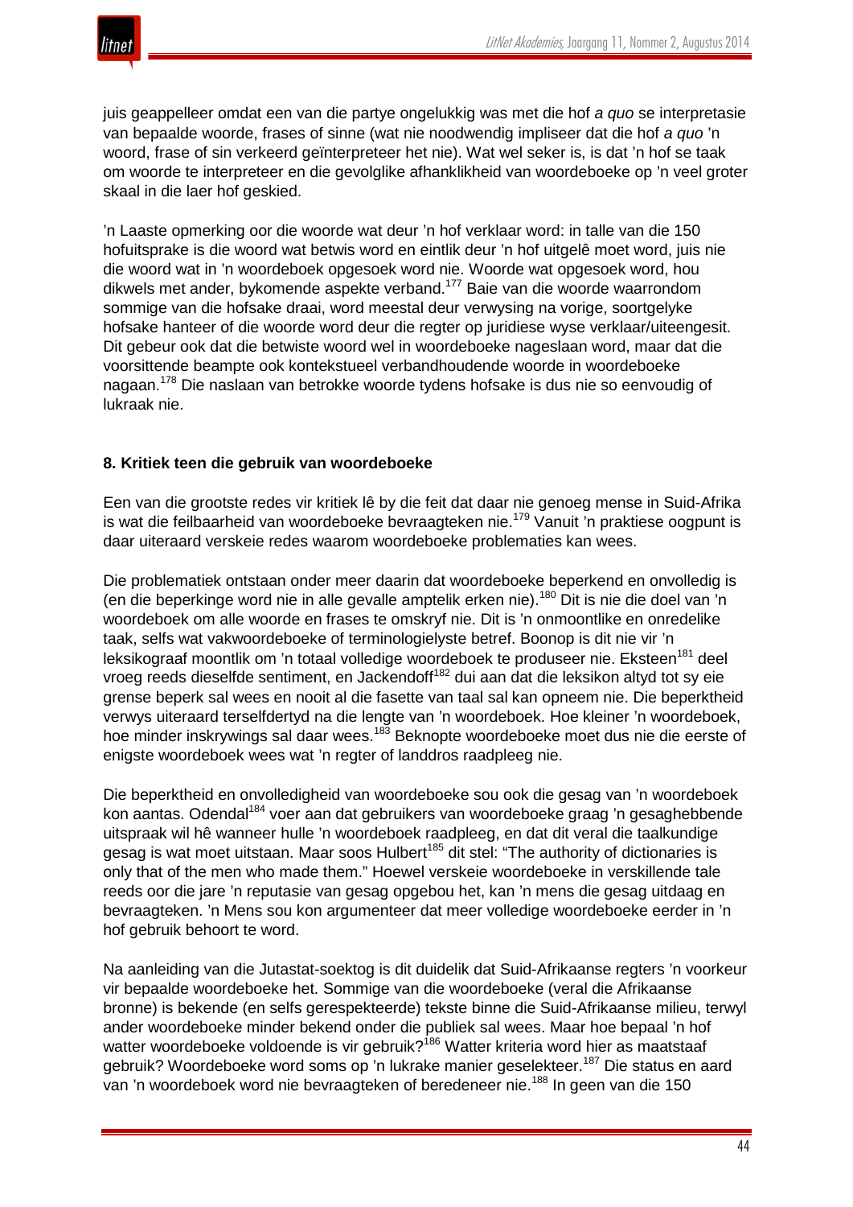juis geappelleer omdat een van die partye ongelukkig was met die hof *a quo* se interpretasie van bepaalde woorde, frases of sinne (wat nie noodwendig impliseer dat die hof *a quo* 'n woord, frase of sin verkeerd geïnterpreteer het nie). Wat wel seker is, is dat 'n hof se taak om woorde te interpreteer en die gevolglike afhanklikheid van woordeboeke op 'n veel groter skaal in die laer hof geskied.

'n Laaste opmerking oor die woorde wat deur 'n hof verklaar word: in talle van die 150 hofuitsprake is die woord wat betwis word en eintlik deur 'n hof uitgelê moet word, juis nie die woord wat in 'n woordeboek opgesoek word nie. Woorde wat opgesoek word, hou dikwels met ander, bykomende aspekte verband.[177] Baie van die woorde waarrondom sommige van die hofsake draai, word meestal deur verwysing na vorige, soortgelyke hofsake hanteer of die woorde word deur die regter op juridiese wyse verklaar/uiteengesit. Dit gebeur ook dat die betwiste woord wel in woordeboeke nageslaan word, maar dat die voorsittende beampte ook kontekstueel verbandhoudende woorde in woordeboeke nagaan.[178] Die naslaan van betrokke woorde tydens hofsake is dus nie so eenvoudig of lukraak nie.

## 8. Kritiek teen die gebruik van woordeboeke

Een van die grootste redes vir kritiek lê by die feit dat daar nie genoeg mense in Suid-Afrika is wat die feilbaarheid van woordeboeke bevraagteken nie.[179] Vanuit 'n praktiese oogpunt is daar uiteraard verskeie redes waarom woordeboeke problematies kan wees.

Die problematiek ontstaan onder meer daarin dat woordeboeke beperkend en onvolledig is (en die beperkinge word nie in alle gevalle amptelik erken nie).[180] Dit is nie die doel van 'n woordeboek om alle woorde en frases te omskryf nie. Dit is 'n onmoontlike en onredelike taak, selfs wat vakwoordeboeke of terminologielyste betref. Boonop is dit nie vir 'n leksikograaf moontlik om 'n totaal volledige woordeboek te produseer nie. Eksteen[181] deel vroeg reeds dieselfde sentiment, en Jackendoff[182] dui aan dat die leksikon altyd tot sy eie grense beperk sal wees en nooit al die fasette van taal sal kan opneem nie. Die beperktheid verwys uiteraard terselfdertyd na die lengte van 'n woordeboek. Hoe kleiner 'n woordeboek, hoe minder inskrywings sal daar wees.[183] Beknopte woordeboeke moet dus nie die eerste of enigste woordeboek wees wat 'n regter of landdros raadpleeg nie.

Die beperktheid en onvolledigheid van woordeboeke sou ook die gesag van 'n woordeboek kon aantas. Odendal[184] voer aan dat gebruikers van woordeboeke graag 'n gesaghebbende uitspraak wil hê wanneer hulle 'n woordeboek raadpleeg, en dat dit veral die taalkundige gesag is wat moet uitstaan. Maar soos Hulbert[185] dit stel: "The authority of dictionaries is only that of the men who made them." Hoewel verskeie woordeboeke in verskillende tale reeds oor die jare 'n reputasie van gesag opgebou het, kan 'n mens die gesag uitdaag en bevraagteken. 'n Mens sou kon argumenteer dat meer volledige woordeboeke eerder in 'n hof gebruik behoort te word.

Na aanleiding van die Jutastat-soektog is dit duidelik dat Suid-Afrikaanse regters 'n voorkeur vir bepaalde woordeboeke het. Sommige van die woordeboeke (veral die Afrikaanse bronne) is bekende (en selfs gerespekteerde) tekste binne die Suid-Afrikaanse milieu, terwyl ander woordeboeke minder bekend onder die publiek sal wees. Maar hoe bepaal 'n hof watter woordeboeke voldoende is vir gebruik?[186] Watter kriteria word hier as maatstaaf gebruik? Woordeboeke word soms op 'n lukrake manier geselekteer.[187] Die status en aard van 'n woordeboek word nie bevraagteken of beredeneer nie.[188] In geen van die 150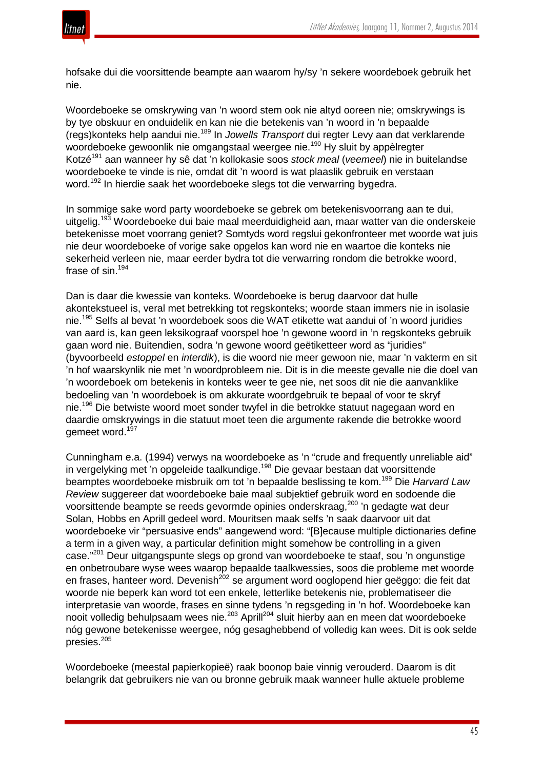hofsake dui die voorsittende beampte aan waarom hy/sy 'n sekere woordeboek gebruik het nie.

Woordeboeke se omskrywing van 'n woord stem ook nie altyd ooreen nie; omskrywings is by tye obskuur en onduidelik en kan nie die betekenis van 'n woord in 'n bepaalde (regs)konteks help aandui nie.[189] In *Jowells Transport* dui regter Levy aan dat verklarende woordeboeke gewoonlik nie omgangstaal weergee nie.[190] Hy sluit by appèlregter Kotzé[191] aan wanneer hy sê dat 'n kollokasie soos *stock meal* (*veemeel*) nie in buitelandse woordeboeke te vinde is nie, omdat dit 'n woord is wat plaaslik gebruik en verstaan word.[192] In hierdie saak het woordeboeke slegs tot die verwarring bygedra.

In sommige sake word party woordeboeke se gebrek om betekenisvoorrang aan te dui, uitgelig.[193] Woordeboeke dui baie maal meerduidigheid aan, maar watter van die onderskeie betekenisse moet voorrang geniet? Somtyds word regslui gekonfronteer met woorde wat juis nie deur woordeboeke of vorige sake opgelos kan word nie en waartoe die konteks nie sekerheid verleen nie, maar eerder bydra tot die verwarring rondom die betrokke woord, frase of sin.[194]

Dan is daar die kwessie van konteks. Woordeboeke is berug daarvoor dat hulle akontekstueel is, veral met betrekking tot regskonteks; woorde staan immers nie in isolasie nie.[195] Selfs al bevat 'n woordeboek soos die WAT etikette wat aandui of 'n woord juridies van aard is, kan geen leksikograaf voorspel hoe 'n gewone woord in 'n regskonteks gebruik gaan word nie. Buitendien, sodra 'n gewone woord geëtiketteer word as "juridies" (byvoorbeeld *estoppel* en *interdik*), is die woord nie meer gewoon nie, maar 'n vakterm en sit 'n hof waarskynlik nie met 'n woordprobleem nie. Dit is in die meeste gevalle nie die doel van 'n woordeboek om betekenis in konteks weer te gee nie, net soos dit nie die aanvanklike bedoeling van 'n woordeboek is om akkurate woordgebruik te bepaal of voor te skryf nie.[196] Die betwiste woord moet sonder twyfel in die betrokke statuut nagegaan word en daardie omskrywings in die statuut moet teen die argumente rakende die betrokke woord gemeet word.[197]

Cunningham e.a. (1994) verwys na woordeboeke as 'n "crude and frequently unreliable aid" in vergelyking met 'n opgeleide taalkundige.[198] Die gevaar bestaan dat voorsittende beamptes woordeboeke misbruik om tot 'n bepaalde beslissing te kom.[199] Die *Harvard Law Review* suggereer dat woordeboeke baie maal subjektief gebruik word en sodoende die voorsittende beampte se reeds gevormde opinies onderskraag,[200] 'n gedagte wat deur Solan, Hobbs en Aprill gedeel word. Mouritsen maak selfs 'n saak daarvoor uit dat woordeboeke vir "persuasive ends" aangewend word: "[B]ecause multiple dictionaries define a term in a given way, a particular definition might somehow be controlling in a given case."[201] Deur uitgangspunte slegs op grond van woordeboeke te staaf, sou 'n ongunstige en onbetroubare wyse wees waarop bepaalde taalkwessies, soos die probleme met woorde en frases, hanteer word. Devenish[202] se argument word ooglopend hier geëggo: die feit dat woorde nie beperk kan word tot een enkele, letterlike betekenis nie, problematiseer die interpretasie van woorde, frases en sinne tydens 'n regsgeding in 'n hof. Woordeboeke kan nooit volledig behulpsaam wees nie.[203] Aprill[204] sluit hierby aan en meen dat woordeboeke nóg gewone betekenisse weergee, nóg gesaghebbend of volledig kan wees. Dit is ook selde presies.[205]

Woordeboeke (meestal papierkopieë) raak boonop baie vinnig verouderd. Daarom is dit belangrik dat gebruikers nie van ou bronne gebruik maak wanneer hulle aktuele probleme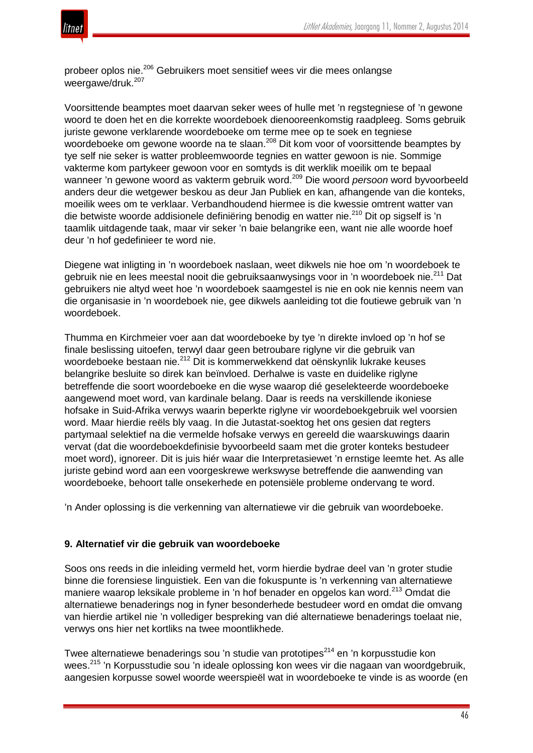probeer oplos nie.[206] Gebruikers moet sensitief wees vir die mees onlangse weergawe/druk.[207]

Voorsittende beamptes moet daarvan seker wees of hulle met 'n regstegniese of 'n gewone woord te doen het en die korrekte woordeboek dienooreenkomstig raadpleeg. Soms gebruik juriste gewone verklarende woordeboeke om terme mee op te soek en tegniese woordeboeke om gewone woorde na te slaan.[208] Dit kom voor of voorsittende beamptes by tye self nie seker is watter probleemwoorde tegnies en watter gewoon is nie. Sommige vakterme kom partykeer gewoon voor en somtyds is dit werklik moeilik om te bepaal wanneer 'n gewone woord as vakterm gebruik word.[209] Die woord *persoon* word byvoorbeeld anders deur die wetgewer beskou as deur Jan Publiek en kan, afhangende van die konteks, moeilik wees om te verklaar. Verbandhoudend hiermee is die kwessie omtrent watter van die betwiste woorde addisionele definiëring benodig en watter nie.[210] Dit op sigself is 'n taamlik uitdagende taak, maar vir seker 'n baie belangrike een, want nie alle woorde hoef deur 'n hof gedefinieer te word nie.

Diegene wat inligting in 'n woordeboek naslaan, weet dikwels nie hoe om 'n woordeboek te gebruik nie en lees meestal nooit die gebruiksaanwysings voor in 'n woordeboek nie.[211] Dat gebruikers nie altyd weet hoe 'n woordeboek saamgestel is nie en ook nie kennis neem van die organisasie in 'n woordeboek nie, gee dikwels aanleiding tot die foutiewe gebruik van 'n woordeboek.

Thumma en Kirchmeier voer aan dat woordeboeke by tye 'n direkte invloed op 'n hof se finale beslissing uitoefen, terwyl daar geen betroubare riglyne vir die gebruik van woordeboeke bestaan nie.[212] Dit is kommerwekkend dat oënskynlik lukrake keuses belangrike besluite so direk kan beïnvloed. Derhalwe is vaste en duidelike riglyne betreffende die soort woordeboeke en die wyse waarop dié geselekteerde woordeboeke aangewend moet word, van kardinale belang. Daar is reeds na verskillende ikoniese hofsake in Suid-Afrika verwys waarin beperkte riglyne vir woordeboekgebruik wel voorsien word. Maar hierdie reëls bly vaag. In die Jutastat-soektog het ons gesien dat regters partymaal selektief na die vermelde hofsake verwys en gereeld die waarskuwings daarin vervat (dat die woordeboekdefinisie byvoorbeeld saam met die groter konteks bestudeer moet word), ignoreer. Dit is juis hiér waar die Interpretasiewet 'n ernstige leemte het. As alle juriste gebind word aan een voorgeskrewe werkswyse betreffende die aanwending van woordeboeke, behoort talle onsekerhede en potensiële probleme ondervang te word.

'n Ander oplossing is die verkenning van alternatiewe vir die gebruik van woordeboeke.

## 9. Alternatief vir die gebruik van woordeboeke

Soos ons reeds in die inleiding vermeld het, vorm hierdie bydrae deel van 'n groter studie binne die forensiese linguistiek. Een van die fokuspunte is 'n verkenning van alternatiewe maniere waarop leksikale probleme in 'n hof benader en opgelos kan word.[213] Omdat die alternatiewe benaderings nog in fyner besonderhede bestudeer word en omdat die omvang van hierdie artikel nie 'n vollediger bespreking van dié alternatiewe benaderings toelaat nie, verwys ons hier net kortliks na twee moontlikhede.

Twee alternatiewe benaderings sou 'n studie van prototipes[214] en 'n korpusstudie kon wees.[215] 'n Korpusstudie sou 'n ideale oplossing kon wees vir die nagaan van woordgebruik, aangesien korpusse sowel woorde weerspieël wat in woordeboeke te vinde is as woorde (en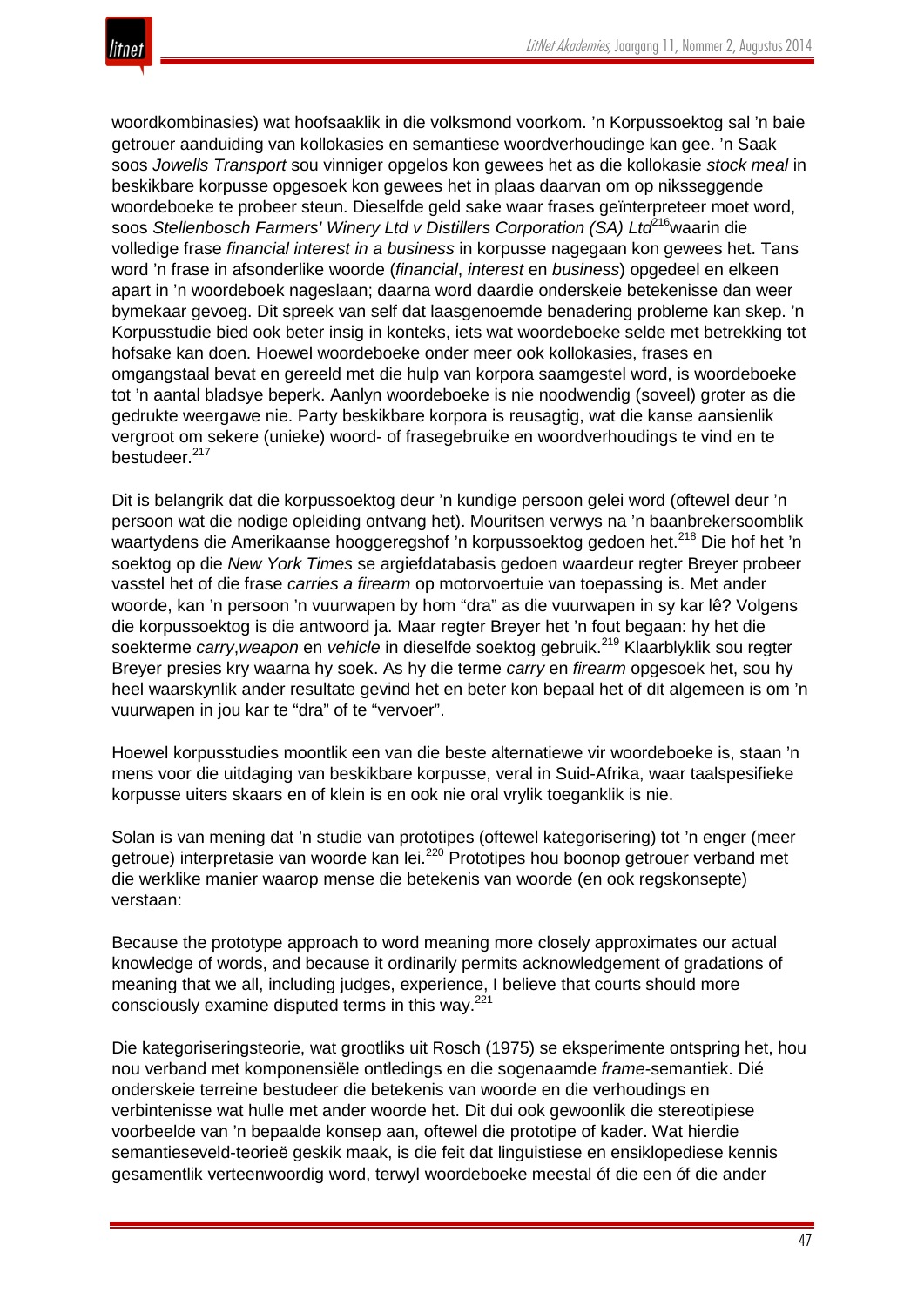woordkombinasies) wat hoofsaaklik in die volksmond voorkom. 'n Korpussoektog sal 'n baie getrouer aanduiding van kollokasies en semantiese woordverhoudinge kan gee. 'n Saak soos *Jowells Transport* sou vinniger opgelos kon gewees het as die kollokasie *stock meal* in beskikbare korpusse opgesoek kon gewees het in plaas daarvan om op niksseggende woordeboeke te probeer steun. Dieselfde geld sake waar frases geïnterpreteer moet word, soos *Stellenbosch Farmers' Winery Ltd v Distillers Corporation (SA) Ltd*[216] waarin die volledige frase *financial interest in a business* in korpusse nagegaan kon gewees het. Tans word 'n frase in afsonderlike woorde (*financial*, *interest* en *business*) opgedeel en elkeen apart in 'n woordeboek nageslaan; daarna word daardie onderskeie betekenisse dan weer bymekaar gevoeg. Dit spreek van self dat laasgenoemde benadering probleme kan skep. 'n Korpusstudie bied ook beter insig in konteks, iets wat woordeboeke selde met betrekking tot hofsake kan doen. Hoewel woordeboeke onder meer ook kollokasies, frases en omgangstaal bevat en gereeld met die hulp van korpora saamgestel word, is woordeboeke tot 'n aantal bladsye beperk. Aanlyn woordeboeke is nie noodwendig (soveel) groter as die gedrukte weergawe nie. Party beskikbare korpora is reusagtig, wat die kanse aansienlik vergroot om sekere (unieke) woord- of frasegebruike en woordverhoudings te vind en te bestudeer.[217]

Dit is belangrik dat die korpussoektog deur 'n kundige persoon gelei word (oftewel deur 'n persoon wat die nodige opleiding ontvang het). Mouritsen verwys na 'n baanbrekersoomblik waartydens die Amerikaanse hooggeregshof 'n korpussoektog gedoen het.[218] Die hof het 'n soektog op die *New York Times* se argiefdatabasis gedoen waardeur regter Breyer probeer vasstel het of die frase *carries a firearm* op motorvoertuie van toepassing is. Met ander woorde, kan 'n persoon 'n vuurwapen by hom "dra" as die vuurwapen in sy kar lê? Volgens die korpussoektog is die antwoord ja. Maar regter Breyer het 'n fout begaan: hy het die soekterme *carry*,*weapon* en *vehicle* in dieselfde soektog gebruik.[219] Klaarblyklik sou regter Breyer presies kry waarna hy soek. As hy die terme *carry* en *firearm* opgesoek het, sou hy heel waarskynlik ander resultate gevind het en beter kon bepaal het of dit algemeen is om 'n vuurwapen in jou kar te "dra" of te "vervoer".

Hoewel korpusstudies moontlik een van die beste alternatiewe vir woordeboeke is, staan 'n mens voor die uitdaging van beskikbare korpusse, veral in Suid-Afrika, waar taalspesifieke korpusse uiters skaars en of klein is en ook nie oral vrylik toeganklik is nie.

Solan is van mening dat 'n studie van prototipes (oftewel kategorisering) tot 'n enger (meer getroue) interpretasie van woorde kan lei.[220] Prototipes hou boonop getrouer verband met die werklike manier waarop mense die betekenis van woorde (en ook regskonsepte) verstaan:

Because the prototype approach to word meaning more closely approximates our actual knowledge of words, and because it ordinarily permits acknowledgement of gradations of meaning that we all, including judges, experience, I believe that courts should more consciously examine disputed terms in this way.[221]

Die kategoriseringsteorie, wat grootliks uit Rosch (1975) se eksperimente ontspring het, hou nou verband met komponensiële ontledings en die sogenaamde *frame*-semantiek. Dié onderskeie terreine bestudeer die betekenis van woorde en die verhoudings en verbintenisse wat hulle met ander woorde het. Dit dui ook gewoonlik die stereotipiese voorbeelde van 'n bepaalde konsep aan, oftewel die prototipe of kader. Wat hierdie semantieseveld-teorieë geskik maak, is die feit dat linguistiese en ensiklopediese kennis gesamentlik verteenwoordig word, terwyl woordeboeke meestal óf die een óf die ander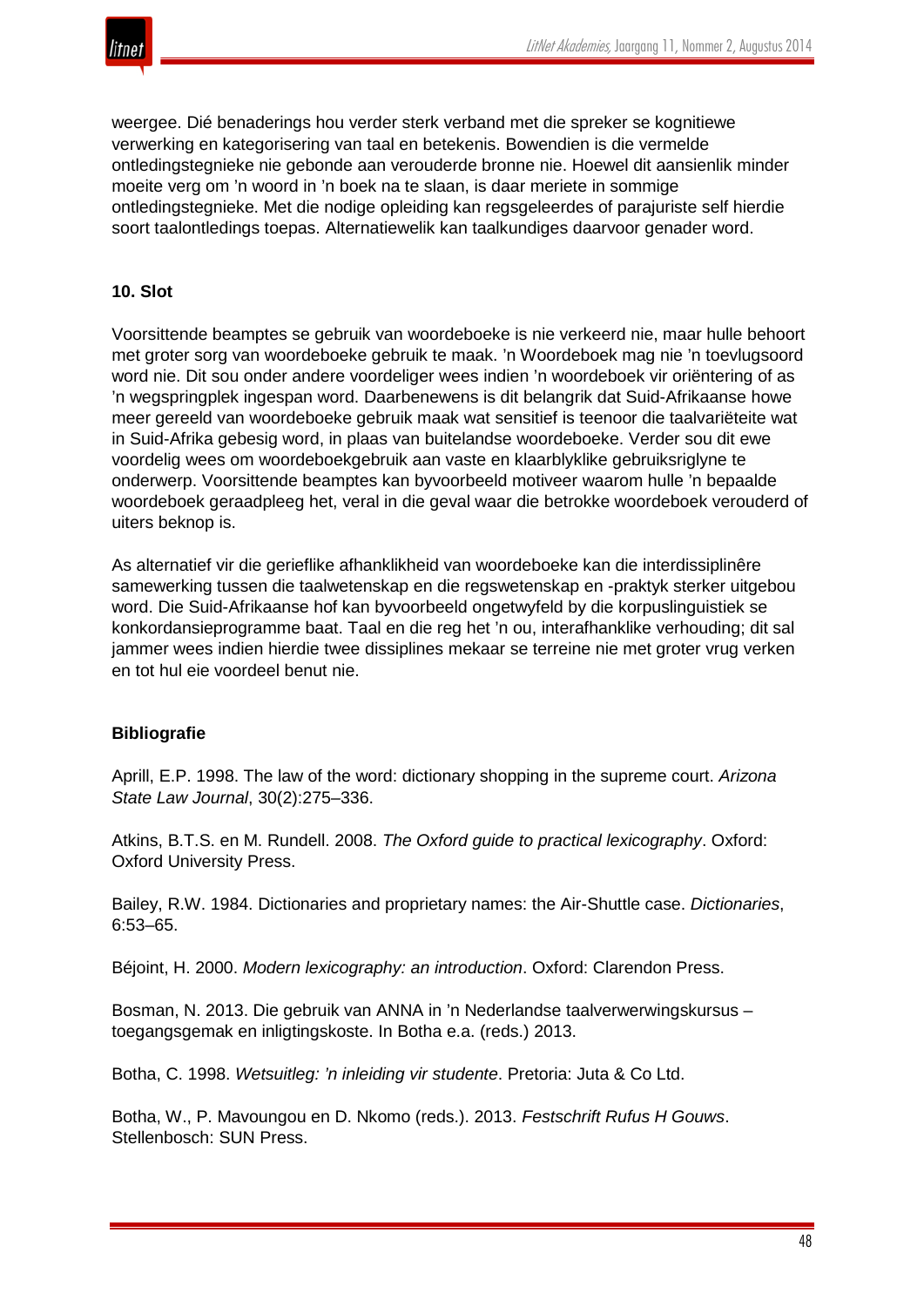weergee. Dié benaderings hou verder sterk verband met die spreker se kognitiewe verwerking en kategorisering van taal en betekenis. Bowendien is die vermelde ontledingstegnieke nie gebonde aan verouderde bronne nie. Hoewel dit aansienlik minder moeite verg om ’n woord in ’n boek na te slaan, is daar meriete in sommige ontledingstegnieke. Met die nodige opleiding kan regsgeleerdes of parajuriste self hierdie soort taalontledings toepas. Alternatiewelik kan taalkundiges daarvoor genader word.

## 10. Slot

Voorsittende beamptes se gebruik van woordeboeke is nie verkeerd nie, maar hulle behoort met groter sorg van woordeboeke gebruik te maak. ’n Woordeboek mag nie ’n toevlugsoord word nie. Dit sou onder andere voordeliger wees indien ’n woordeboek vir oriëntering of as ’n wegspringplek ingespan word. Daarbenewens is dit belangrik dat Suid-Afrikaanse howe meer gereeld van woordeboeke gebruik maak wat sensitief is teenoor die taalvariëteite wat in Suid-Afrika gebesig word, in plaas van buitelandse woordeboeke. Verder sou dit ewe voordelig wees om woordeboekgebruik aan vaste en klaarblyklike gebruiksriglyne te onderwerp. Voorsittende beamptes kan byvoorbeeld motiveer waarom hulle ’n bepaalde woordeboek geraadpleeg het, veral in die geval waar die betrokke woordeboek verouderd of uiters beknop is.

As alternatief vir die gerieflike afhanklikheid van woordeboeke kan die interdissiplinêre samewerking tussen die taalwetenskap en die regswetenskap en -praktyk sterker uitgebou word. Die Suid-Afrikaanse hof kan byvoorbeeld ongetwyfeld by die korpuslinguistiek se konkordansieprogramme baat. Taal en die reg het ’n ou, interafhanklike verhouding; dit sal jammer wees indien hierdie twee dissiplines mekaar se terreine nie met groter vrug verken en tot hul eie voordeel benut nie.

## Bibliografie

Aprill, E.P. 1998. The law of the word: dictionary shopping in the supreme court. *Arizona State Law Journal*, 30(2):275–336.

Atkins, B.T.S. en M. Rundell. 2008. *The Oxford guide to practical lexicography*. Oxford: Oxford University Press.

Bailey, R.W. 1984. Dictionaries and proprietary names: the Air-Shuttle case. *Dictionaries*, 6:53–65.

Béjoint, H. 2000. *Modern lexicography: an introduction*. Oxford: Clarendon Press.

Bosman, N. 2013. Die gebruik van ANNA in ’n Nederlandse taalverwerwingskursus – toegangsgemak en inligtingskoste. In Botha e.a. (reds.) 2013.

Botha, C. 1998. *Wetsuitleg: ’n inleiding vir studente*. Pretoria: Juta & Co Ltd.

Botha, W., P. Mavoungou en D. Nkomo (reds.). 2013. *Festschrift Rufus H Gouws*. Stellenbosch: SUN Press.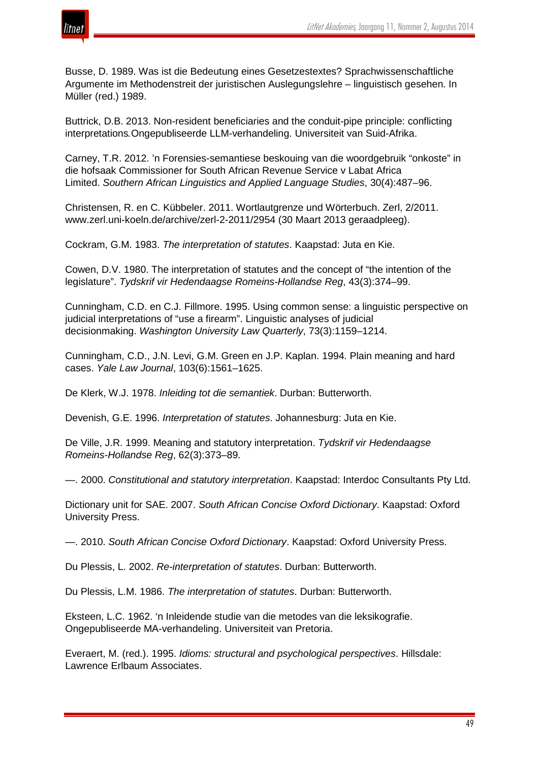Busse, D. 1989. Was ist die Bedeutung eines Gesetzestextes? Sprachwissenschaftliche Argumente im Methodenstreit der juristischen Auslegungslehre – linguistisch gesehen. In Müller (red.) 1989.

Buttrick, D.B. 2013. Non-resident beneficiaries and the conduit-pipe principle: conflicting interpretations. Ongepubliseerde LLM-verhandeling. Universiteit van Suid-Afrika.

Carney, T.R. 2012. 'n Forensies-semantiese beskouing van die woordgebruik "onkoste" in die hofsaak Commissioner for South African Revenue Service v Labat Africa Limited. *Southern African Linguistics and Applied Language Studies*, 30(4):487–96.

Christensen, R. en C. Kübbeler. 2011. Wortlautgrenze und Wörterbuch. Zerl, 2/2011. www.zerl.uni-koeln.de/archive/zerl-2-2011/2954 (30 Maart 2013 geraadpleeg).

Cockram, G.M. 1983. *The interpretation of statutes*. Kaapstad: Juta en Kie.

Cowen, D.V. 1980. The interpretation of statutes and the concept of "the intention of the legislature". *Tydskrif vir Hedendaagse Romeins-Hollandse Reg*, 43(3):374–99.

Cunningham, C.D. en C.J. Fillmore. 1995. Using common sense: a linguistic perspective on judicial interpretations of "use a firearm". Linguistic analyses of judicial decisionmaking. *Washington University Law Quarterly*, 73(3):1159–1214.

Cunningham, C.D., J.N. Levi, G.M. Green en J.P. Kaplan. 1994. Plain meaning and hard cases. *Yale Law Journal*, 103(6):1561–1625.

De Klerk, W.J. 1978. *Inleiding tot die semantiek*. Durban: Butterworth.

Devenish, G.E. 1996. *Interpretation of statutes*. Johannesburg: Juta en Kie.

De Ville, J.R. 1999. Meaning and statutory interpretation. *Tydskrif vir Hedendaagse Romeins-Hollandse Reg*, 62(3):373–89.

—. 2000. *Constitutional and statutory interpretation*. Kaapstad: Interdoc Consultants Pty Ltd.

Dictionary unit for SAE. 2007. *South African Concise Oxford Dictionary*. Kaapstad: Oxford University Press.

—. 2010. *South African Concise Oxford Dictionary*. Kaapstad: Oxford University Press.

Du Plessis, L. 2002. *Re-interpretation of statutes*. Durban: Butterworth.

Du Plessis, L.M. 1986. *The interpretation of statutes*. Durban: Butterworth.

Eksteen, L.C. 1962. 'n Inleidende studie van die metodes van die leksikografie. Ongepubliseerde MA-verhandeling. Universiteit van Pretoria.

Everaert, M. (red.). 1995. *Idioms: structural and psychological perspectives*. Hillsdale: Lawrence Erlbaum Associates.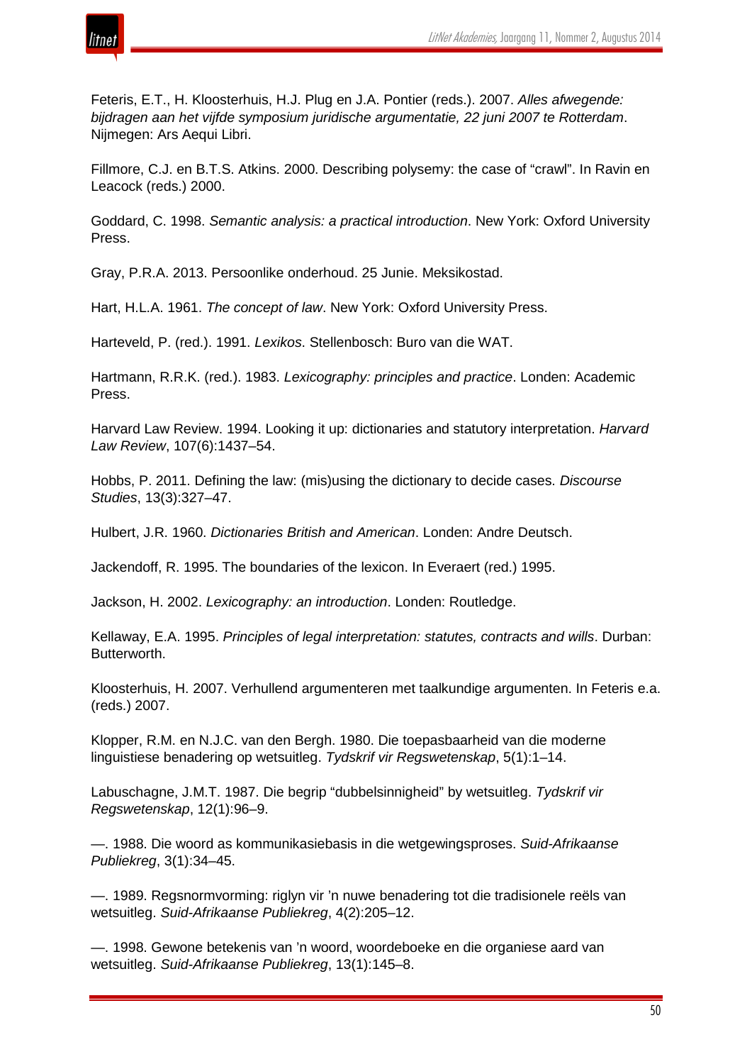Feteris, E.T., H. Kloosterhuis, H.J. Plug en J.A. Pontier (reds.). 2007. *Alles afwegende: bijdragen aan het vijfde symposium juridische argumentatie, 22 juni 2007 te Rotterdam*. Nijmegen: Ars Aequi Libri.

Fillmore, C.J. en B.T.S. Atkins. 2000. Describing polysemy: the case of "crawl". In Ravin en Leacock (reds.) 2000.

Goddard, C. 1998. *Semantic analysis: a practical introduction*. New York: Oxford University Press.

Gray, P.R.A. 2013. Persoonlike onderhoud. 25 Junie. Meksikostad.

Hart, H.L.A. 1961. *The concept of law*. New York: Oxford University Press.

Harteveld, P. (red.). 1991. *Lexikos*. Stellenbosch: Buro van die WAT.

Hartmann, R.R.K. (red.). 1983. *Lexicography: principles and practice*. Londen: Academic Press.

Harvard Law Review. 1994. Looking it up: dictionaries and statutory interpretation. *Harvard Law Review*, 107(6):1437–54.

Hobbs, P. 2011. Defining the law: (mis)using the dictionary to decide cases. *Discourse Studies*, 13(3):327–47.

Hulbert, J.R. 1960. *Dictionaries British and American*. Londen: Andre Deutsch.

Jackendoff, R. 1995. The boundaries of the lexicon. In Everaert (red.) 1995.

Jackson, H. 2002. *Lexicography: an introduction*. Londen: Routledge.

Kellaway, E.A. 1995. *Principles of legal interpretation: statutes, contracts and wills*. Durban: Butterworth.

Kloosterhuis, H. 2007. Verhullend argumenteren met taalkundige argumenten. In Feteris e.a. (reds.) 2007.

Klopper, R.M. en N.J.C. van den Bergh. 1980. Die toepasbaarheid van die moderne linguistiese benadering op wetsuitleg. *Tydskrif vir Regswetenskap*, 5(1):1–14.

Labuschagne, J.M.T. 1987. Die begrip "dubbelsinnigheid" by wetsuitleg. *Tydskrif vir Regswetenskap*, 12(1):96–9.

—. 1988. Die woord as kommunikasiebasis in die wetgewingsproses. *Suid-Afrikaanse Publiekreg*, 3(1):34–45.

—. 1989. Regsnormvorming: riglyn vir 'n nuwe benadering tot die tradisionele reëls van wetsuitleg. *Suid-Afrikaanse Publiekreg*, 4(2):205–12.

—. 1998. Gewone betekenis van 'n woord, woordeboeke en die organiese aard van wetsuitleg. *Suid-Afrikaanse Publiekreg*, 13(1):145–8.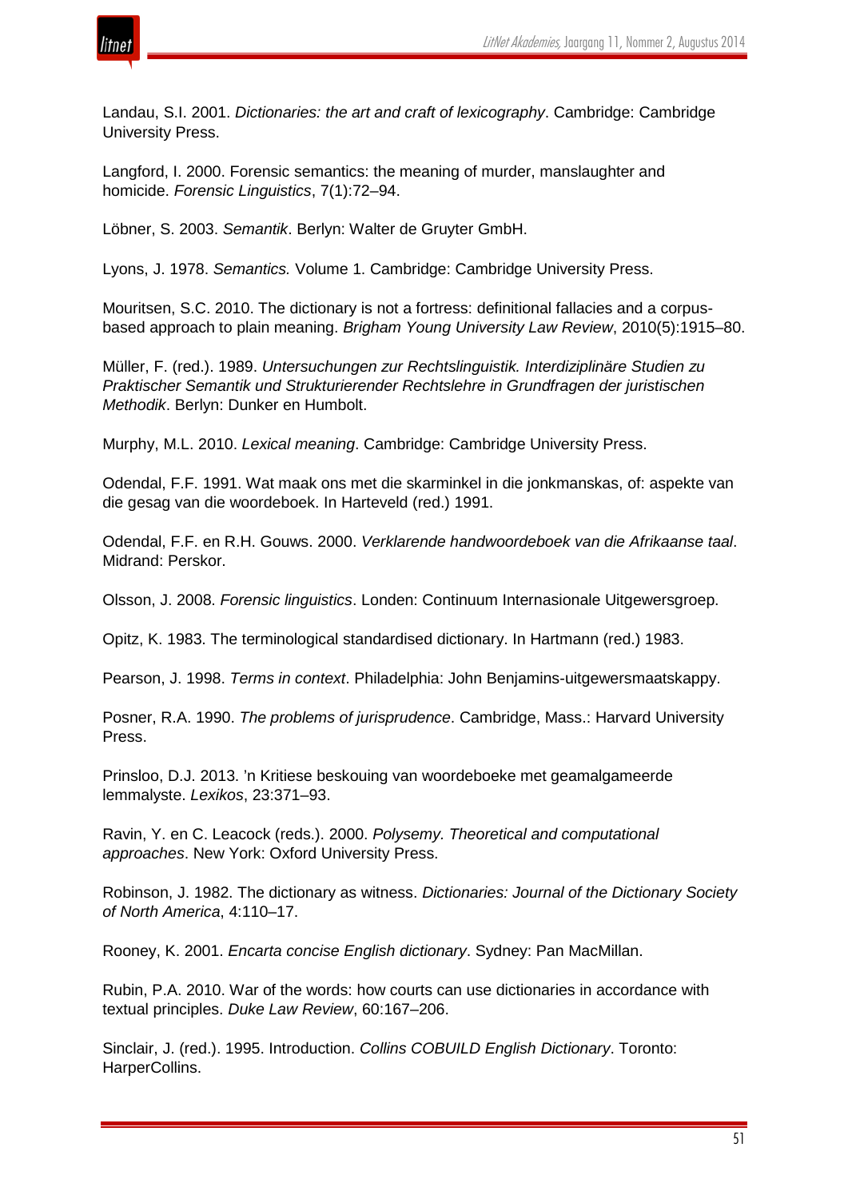Landau, S.I. 2001. *Dictionaries: the art and craft of lexicography*. Cambridge: Cambridge University Press.

Langford, I. 2000. Forensic semantics: the meaning of murder, manslaughter and homicide. *Forensic Linguistics*, 7(1):72–94.

Löbner, S. 2003. *Semantik*. Berlyn: Walter de Gruyter GmbH.

Lyons, J. 1978. *Semantics.* Volume 1. Cambridge: Cambridge University Press.

Mouritsen, S.C. 2010. The dictionary is not a fortress: definitional fallacies and a corpus-based approach to plain meaning. *Brigham Young University Law Review*, 2010(5):1915–80.

Müller, F. (red.). 1989. *Untersuchungen zur Rechtslinguistik. Interdiziplinäre Studien zu Praktischer Semantik und Strukturierender Rechtslehre in Grundfragen der juristischen Methodik*. Berlyn: Dunker en Humbolt.

Murphy, M.L. 2010. *Lexical meaning*. Cambridge: Cambridge University Press.

Odendal, F.F. 1991. Wat maak ons met die skarminkel in die jonkmanskas, of: aspekte van die gesag van die woordeboek. In Harteveld (red.) 1991.

Odendal, F.F. en R.H. Gouws. 2000. *Verklarende handwoordeboek van die Afrikaanse taal*. Midrand: Perskor.

Olsson, J. 2008. *Forensic linguistics*. Londen: Continuum Internasionale Uitgewersgroep.

Opitz, K. 1983. The terminological standardised dictionary. In Hartmann (red.) 1983.

Pearson, J. 1998. *Terms in context*. Philadelphia: John Benjamins-uitgewersmaatskappy.

Posner, R.A. 1990. *The problems of jurisprudence*. Cambridge, Mass.: Harvard University Press.

Prinsloo, D.J. 2013. 'n Kritiese beskouing van woordeboeke met geamalgameerde lemmalyste. *Lexikos*, 23:371–93.

Ravin, Y. en C. Leacock (reds.). 2000. *Polysemy. Theoretical and computational approaches*. New York: Oxford University Press.

Robinson, J. 1982. The dictionary as witness. *Dictionaries: Journal of the Dictionary Society of North America*, 4:110–17.

Rooney, K. 2001. *Encarta concise English dictionary*. Sydney: Pan MacMillan.

Rubin, P.A. 2010. War of the words: how courts can use dictionaries in accordance with textual principles. *Duke Law Review*, 60:167–206.

Sinclair, J. (red.). 1995. Introduction. *Collins COBUILD English Dictionary*. Toronto: HarperCollins.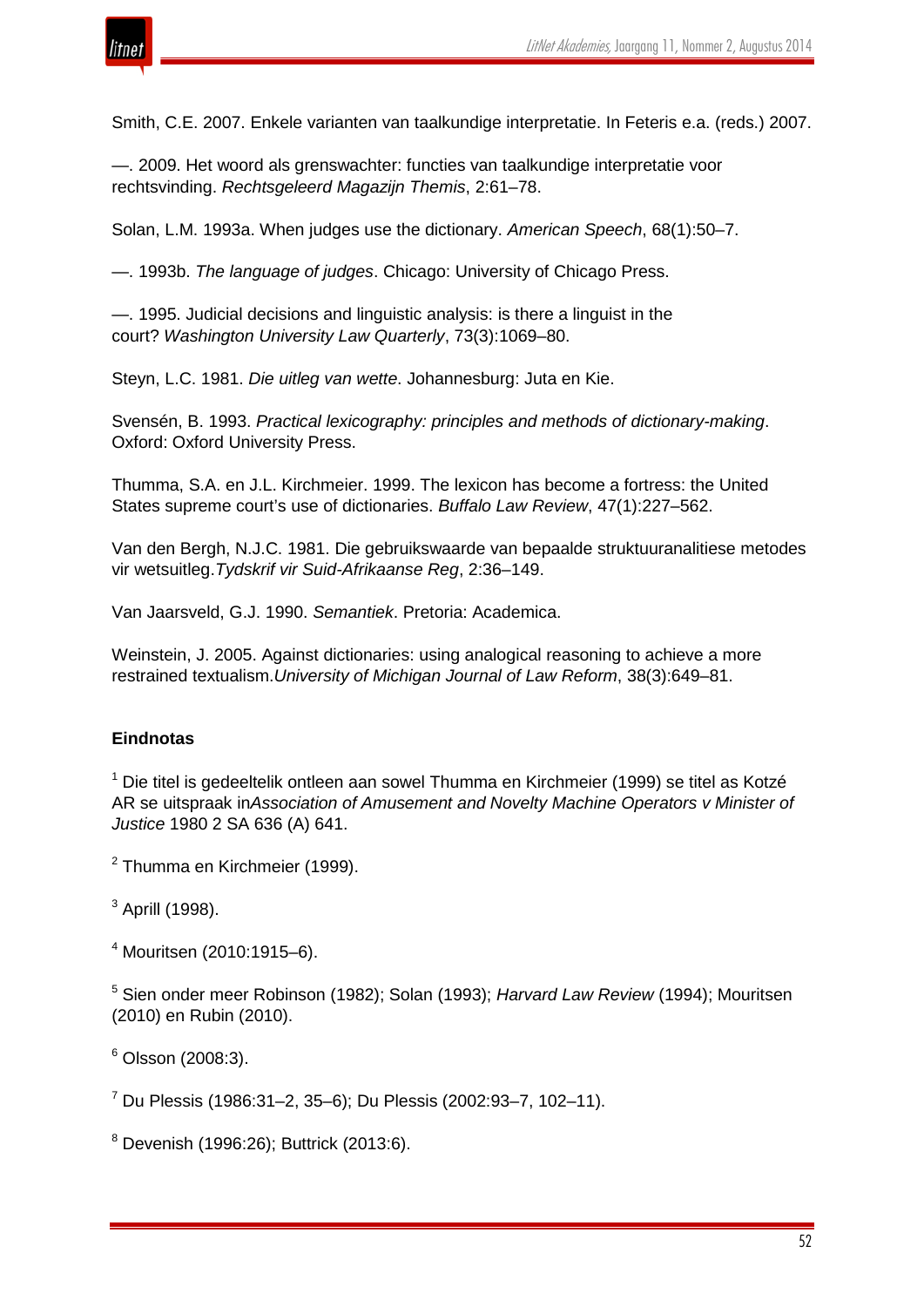Smith, C.E. 2007. Enkele varianten van taalkundige interpretatie. In Feteris e.a. (reds.) 2007.

—. 2009. Het woord als grenswachter: functies van taalkundige interpretatie voor rechtsvinding. *Rechtsgeleerd Magazijn Themis*, 2:61–78.

Solan, L.M. 1993a. When judges use the dictionary. *American Speech*, 68(1):50–7.

—. 1993b. *The language of judges*. Chicago: University of Chicago Press.

—. 1995. Judicial decisions and linguistic analysis: is there a linguist in the court? *Washington University Law Quarterly*, 73(3):1069–80.

Steyn, L.C. 1981. *Die uitleg van wette*. Johannesburg: Juta en Kie.

Svensén, B. 1993. *Practical lexicography: principles and methods of dictionary-making*. Oxford: Oxford University Press.

Thumma, S.A. en J.L. Kirchmeier. 1999. The lexicon has become a fortress: the United States supreme court's use of dictionaries. *Buffalo Law Review*, 47(1):227–562.

Van den Bergh, N.J.C. 1981. Die gebruikswaarde van bepaalde struktuuranalitiese metodes vir wetsuitleg. *Tydskrif vir Suid-Afrikaanse Reg*, 2:36–149.

Van Jaarsveld, G.J. 1990. *Semantiek*. Pretoria: Academica.

Weinstein, J. 2005. Against dictionaries: using analogical reasoning to achieve a more restrained textualism. *University of Michigan Journal of Law Reform*, 38(3):649–81.

**Eindnotas**

[1] Die titel is gedeeltelik ontleen aan sowel Thumma en Kirchmeier (1999) se titel as Kotzé AR se uitspraak in *Association of Amusement and Novelty Machine Operators v Minister of Justice* 1980 2 SA 636 (A) 641.

[2] Thumma en Kirchmeier (1999).

[3] Aprill (1998).

[4] Mouritsen (2010:1915–6).

[5] Sien onder meer Robinson (1982); Solan (1993); *Harvard Law Review* (1994); Mouritsen (2010) en Rubin (2010).

[6] Olsson (2008:3).

[7] Du Plessis (1986:31–2, 35–6); Du Plessis (2002:93–7, 102–11).

[8] Devenish (1996:26); Buttrick (2013:6).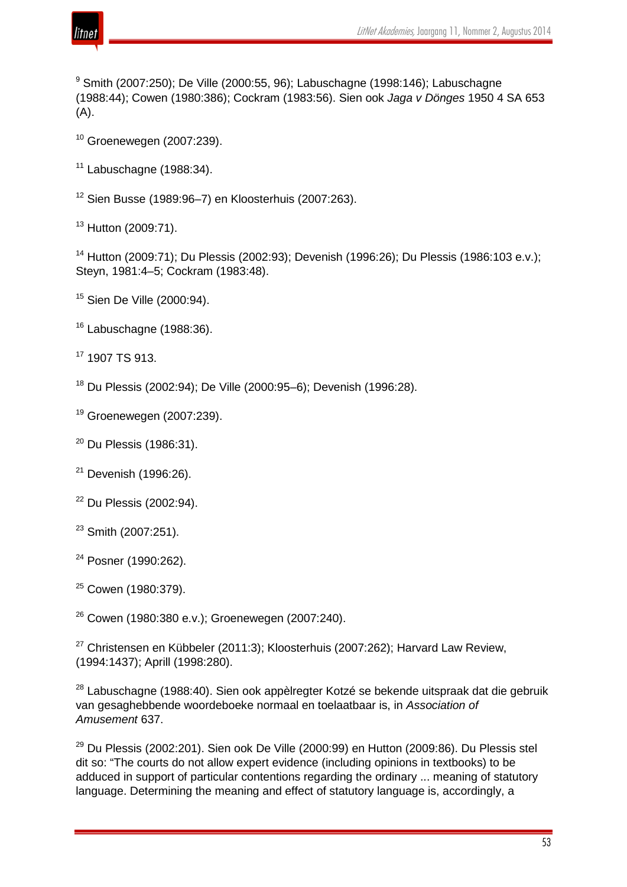[9] Smith (2007:250); De Ville (2000:55, 96); Labuschagne (1998:146); Labuschagne (1988:44); Cowen (1980:386); Cockram (1983:56). Sien ook *Jaga v Dönges* 1950 4 SA 653 (A).

[10] Groenewegen (2007:239).

[11] Labuschagne (1988:34).

[12] Sien Busse (1989:96–7) en Kloosterhuis (2007:263).

[13] Hutton (2009:71).

[14] Hutton (2009:71); Du Plessis (2002:93); Devenish (1996:26); Du Plessis (1986:103 e.v.); Steyn, 1981:4–5; Cockram (1983:48).

[15] Sien De Ville (2000:94).

[16] Labuschagne (1988:36).

[17] 1907 TS 913.

[18] Du Plessis (2002:94); De Ville (2000:95–6); Devenish (1996:28).

[19] Groenewegen (2007:239).

[20] Du Plessis (1986:31).

[21] Devenish (1996:26).

[22] Du Plessis (2002:94).

[23] Smith (2007:251).

[24] Posner (1990:262).

[25] Cowen (1980:379).

[26] Cowen (1980:380 e.v.); Groenewegen (2007:240).

[27] Christensen en Kübbeler (2011:3); Kloosterhuis (2007:262); Harvard Law Review, (1994:1437); Aprill (1998:280).

[28] Labuschagne (1988:40). Sien ook appèlregter Kotzé se bekende uitspraak dat die gebruik van gesaghebbende woordeboeke normaal en toelaatbaar is, in *Association of Amusement* 637.

[29] Du Plessis (2002:201). Sien ook De Ville (2000:99) en Hutton (2009:86). Du Plessis stel dit so: "The courts do not allow expert evidence (including opinions in textbooks) to be adduced in support of particular contentions regarding the ordinary ... meaning of statutory language. Determining the meaning and effect of statutory language is, accordingly, a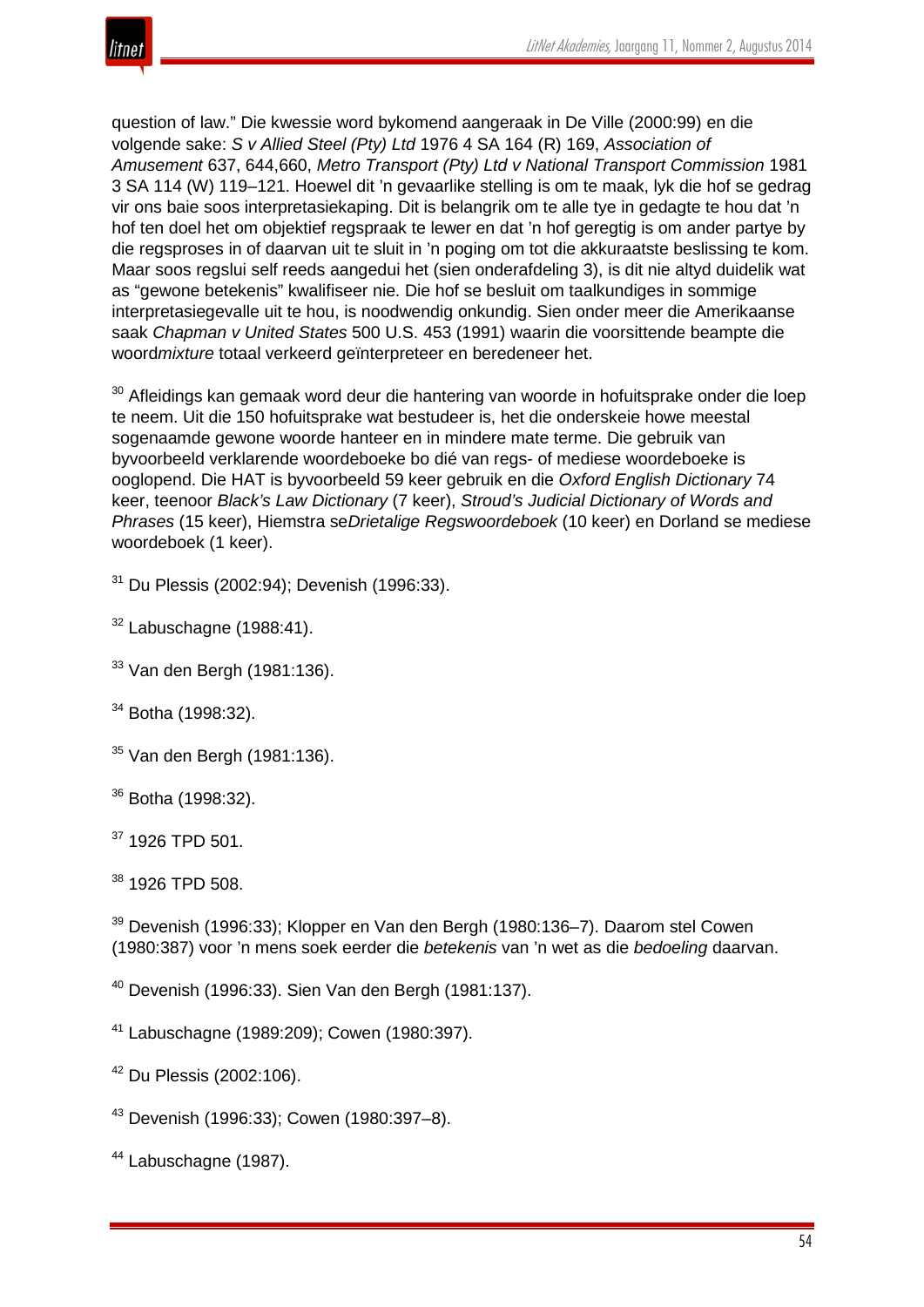question of law." Die kwessie word bykomend aangeraak in De Ville (2000:99) en die volgende sake: *S v Allied Steel (Pty) Ltd* 1976 4 SA 164 (R) 169, *Association of Amusement* 637, 644,660, *Metro Transport (Pty) Ltd v National Transport Commission* 1981 3 SA 114 (W) 119–121. Hoewel dit 'n gevaarlike stelling is om te maak, lyk die hof se gedrag vir ons baie soos interpretasiekaping. Dit is belangrik om te alle tye in gedagte te hou dat 'n hof ten doel het om objektief regspraak te lewer en dat 'n hof geregtig is om ander partye by die regsproses in of daarvan uit te sluit in 'n poging om tot die akkuraatste beslissing te kom. Maar soos regslui self reeds aangedui het (sien onderafdeling 3), is dit nie altyd duidelik wat as "gewone betekenis" kwalifiseer nie. Die hof se besluit om taalkundiges in sommige interpretasiegevalle uit te hou, is noodwendig onkundig. Sien onder meer die Amerikaanse saak *Chapman v United States* 500 U.S. 453 (1991) waarin die voorsittende beampte die woord*mixture* totaal verkeerd geïnterpreteer en beredeneer het.

[30] Afleidings kan gemaak word deur die hantering van woorde in hofuitsprake onder die loep te neem. Uit die 150 hofuitsprake wat bestudeer is, het die onderskeie howe meestal sogenaamde gewone woorde hanteer en in mindere mate terme. Die gebruik van byvoorbeeld verklarende woordeboeke bo dié van regs- of mediese woordeboeke is ooglopend. Die HAT is byvoorbeeld 59 keer gebruik en die *Oxford English Dictionary* 74 keer, teenoor *Black's Law Dictionary* (7 keer), *Stroud's Judicial Dictionary of Words and Phrases* (15 keer), Hiemstra se*Drietalige Regswoordeboek* (10 keer) en Dorland se mediese woordeboek (1 keer).

[31] Du Plessis (2002:94); Devenish (1996:33).

[32] Labuschagne (1988:41).

[33] Van den Bergh (1981:136).

[34] Botha (1998:32).

[35] Van den Bergh (1981:136).

[36] Botha (1998:32).

[37] 1926 TPD 501.

[38] 1926 TPD 508.

[39] Devenish (1996:33); Klopper en Van den Bergh (1980:136–7). Daarom stel Cowen (1980:387) voor 'n mens soek eerder die *betekenis* van 'n wet as die *bedoeling* daarvan.

[40] Devenish (1996:33). Sien Van den Bergh (1981:137).

[41] Labuschagne (1989:209); Cowen (1980:397).

[42] Du Plessis (2002:106).

[43] Devenish (1996:33); Cowen (1980:397–8).

[44] Labuschagne (1987).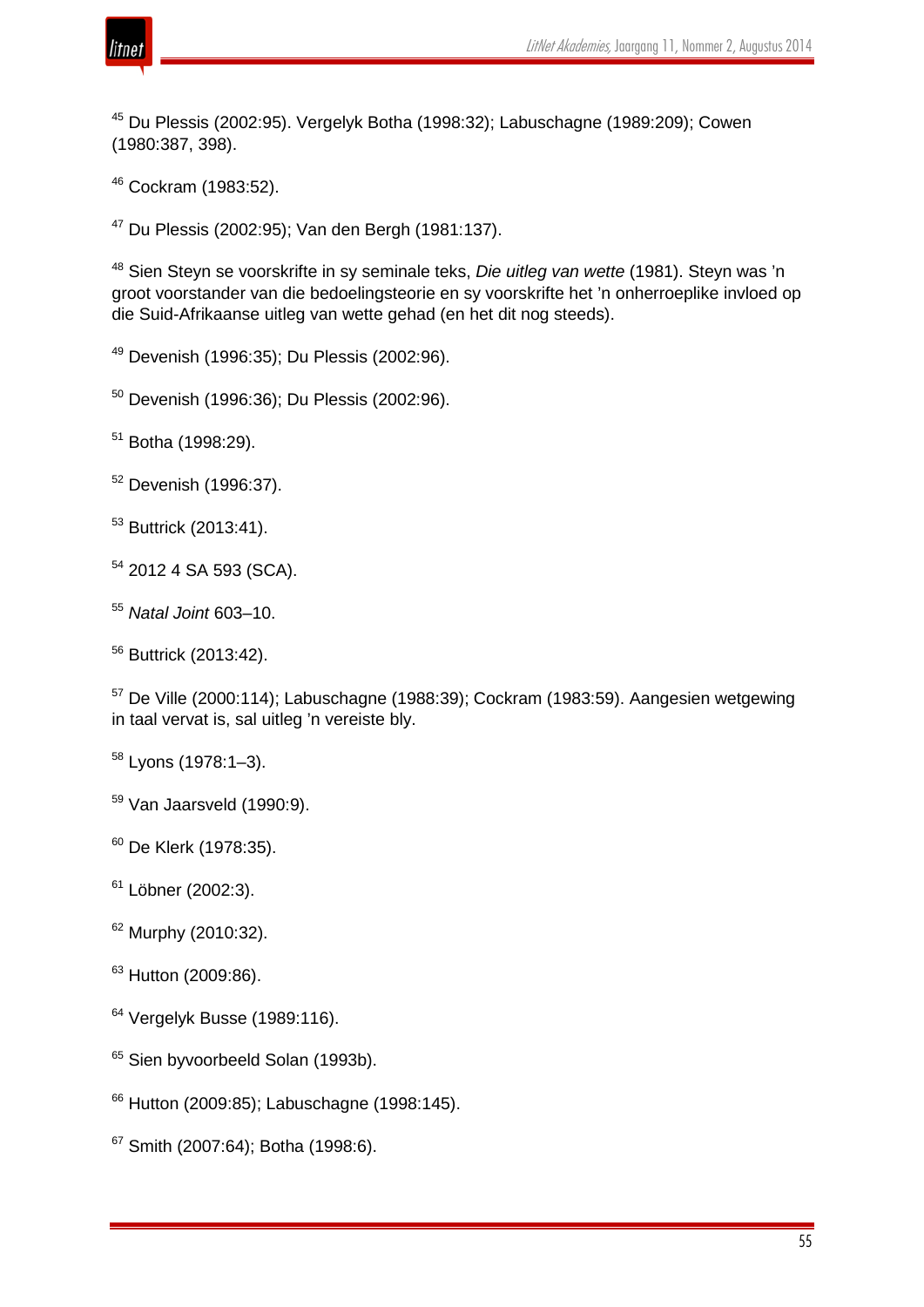[45] Du Plessis (2002:95). Vergelyk Botha (1998:32); Labuschagne (1989:209); Cowen (1980:387, 398).

[46] Cockram (1983:52).

[47] Du Plessis (2002:95); Van den Bergh (1981:137).

[48] Sien Steyn se voorskrifte in sy seminale teks, *Die uitleg van wette* (1981). Steyn was ’n groot voorstander van die bedoelingsteorie en sy voorskrifte het ’n onherroeplike invloed op die Suid-Afrikaanse uitleg van wette gehad (en het dit nog steeds).

[49] Devenish (1996:35); Du Plessis (2002:96).

[50] Devenish (1996:36); Du Plessis (2002:96).

[51] Botha (1998:29).

[52] Devenish (1996:37).

[53] Buttrick (2013:41).

[54] 2012 4 SA 593 (SCA).

[55] *Natal Joint* 603–10.

[56] Buttrick (2013:42).

[57] De Ville (2000:114); Labuschagne (1988:39); Cockram (1983:59). Aangesien wetgewing in taal vervat is, sal uitleg ’n vereiste bly.

[58] Lyons (1978:1–3).

[59] Van Jaarsveld (1990:9).

[60] De Klerk (1978:35).

[61] Löbner (2002:3).

[62] Murphy (2010:32).

[63] Hutton (2009:86).

[64] Vergelyk Busse (1989:116).

[65] Sien byvoorbeeld Solan (1993b).

[66] Hutton (2009:85); Labuschagne (1998:145).

[67] Smith (2007:64); Botha (1998:6).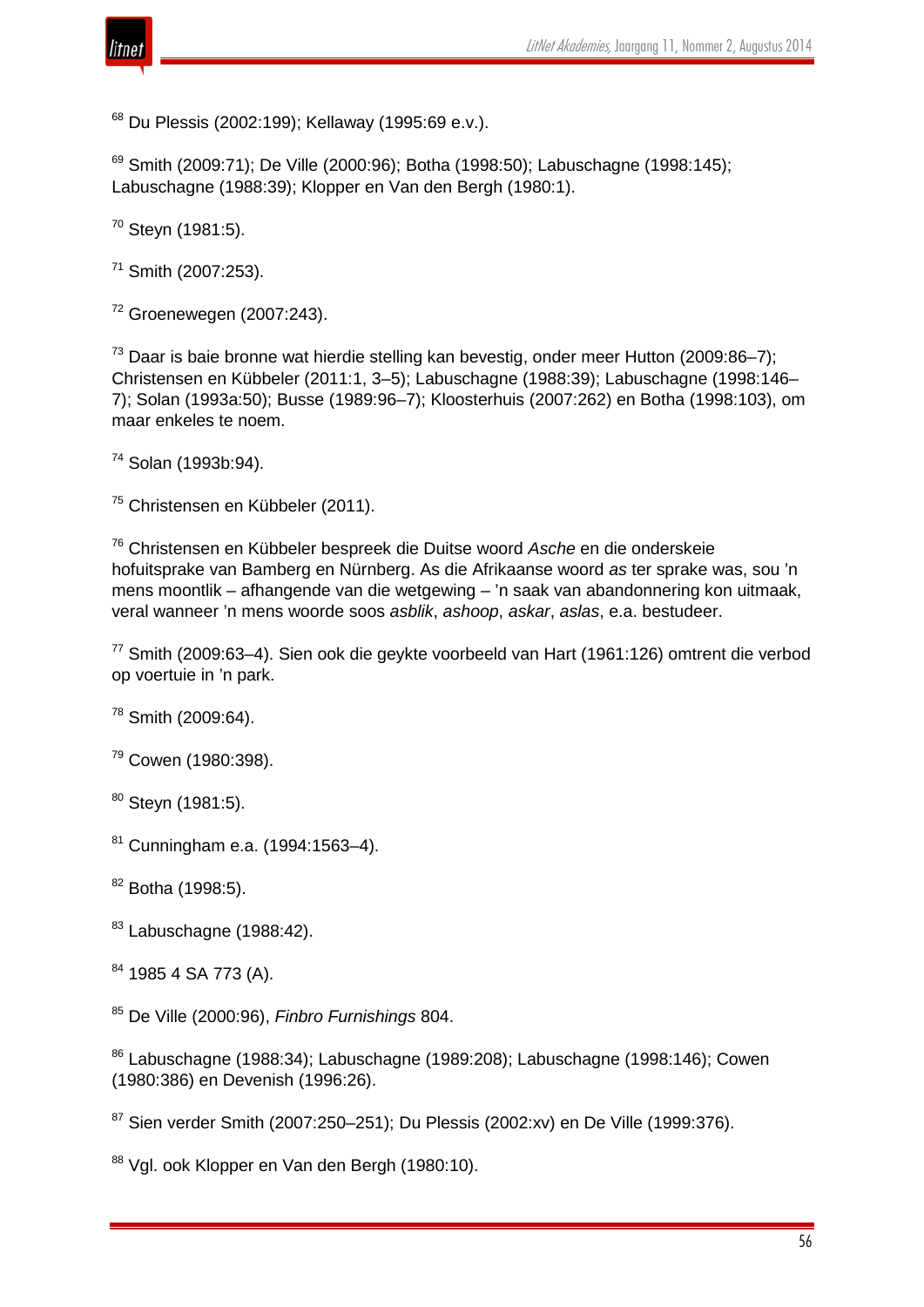[68] Du Plessis (2002:199); Kellaway (1995:69 e.v.).

[69] Smith (2009:71); De Ville (2000:96); Botha (1998:50); Labuschagne (1998:145); Labuschagne (1988:39); Klopper en Van den Bergh (1980:1).

[70] Steyn (1981:5).

[71] Smith (2007:253).

[72] Groenewegen (2007:243).

[73] Daar is baie bronne wat hierdie stelling kan bevestig, onder meer Hutton (2009:86–7); Christensen en Kübbeler (2011:1, 3–5); Labuschagne (1988:39); Labuschagne (1998:146–7); Solan (1993a:50); Busse (1989:96–7); Kloosterhuis (2007:262) en Botha (1998:103), om maar enkeles te noem.

[74] Solan (1993b:94).

[75] Christensen en Kübbeler (2011).

[76] Christensen en Kübbeler bespreek die Duitse woord *Asche* en die onderskeie hofuitsprake van Bamberg en Nürnberg. As die Afrikaanse woord *as* ter sprake was, sou 'n mens moontlik – afhangende van die wetgewing – 'n saak van abandonnering kon uitmaak, veral wanneer 'n mens woorde soos *asblik*, *ashoop*, *askar*, *aslas*, e.a. bestudeer.

[77] Smith (2009:63–4). Sien ook die geykte voorbeeld van Hart (1961:126) omtrent die verbod op voertuie in 'n park.

[78] Smith (2009:64).

[79] Cowen (1980:398).

[80] Steyn (1981:5).

[81] Cunningham e.a. (1994:1563–4).

[82] Botha (1998:5).

[83] Labuschagne (1988:42).

[84] 1985 4 SA 773 (A).

[85] De Ville (2000:96), *Finbro Furnishings* 804.

[86] Labuschagne (1988:34); Labuschagne (1989:208); Labuschagne (1998:146); Cowen (1980:386) en Devenish (1996:26).

[87] Sien verder Smith (2007:250–251); Du Plessis (2002:xv) en De Ville (1999:376).

[88] Vgl. ook Klopper en Van den Bergh (1980:10).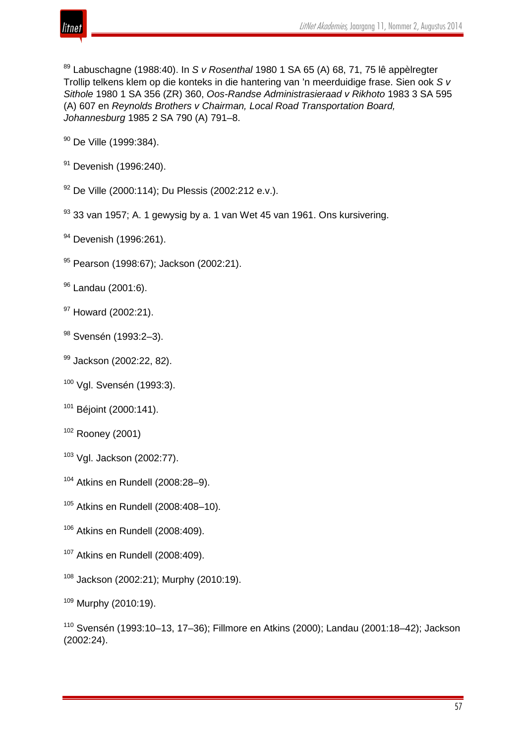[89] Labuschagne (1988:40). In *S v Rosenthal* 1980 1 SA 65 (A) 68, 71, 75 lê appèlregter Trollip telkens klem op die konteks in die hantering van 'n meerduidige frase. Sien ook *S v Sithole* 1980 1 SA 356 (ZR) 360, *Oos-Randse Administrasieraad v Rikhoto* 1983 3 SA 595 (A) 607 en *Reynolds Brothers v Chairman, Local Road Transportation Board, Johannesburg* 1985 2 SA 790 (A) 791–8.

[90] De Ville (1999:384).

[91] Devenish (1996:240).

[92] De Ville (2000:114); Du Plessis (2002:212 e.v.).

[93] 33 van 1957; A. 1 gewysig by a. 1 van Wet 45 van 1961. Ons kursivering.

[94] Devenish (1996:261).

[95] Pearson (1998:67); Jackson (2002:21).

[96] Landau (2001:6).

[97] Howard (2002:21).

[98] Svensén (1993:2–3).

[99] Jackson (2002:22, 82).

[100] Vgl. Svensén (1993:3).

[101] Béjoint (2000:141).

[102] Rooney (2001)

[103] Vgl. Jackson (2002:77).

[104] Atkins en Rundell (2008:28–9).

[105] Atkins en Rundell (2008:408–10).

[106] Atkins en Rundell (2008:409).

[107] Atkins en Rundell (2008:409).

[108] Jackson (2002:21); Murphy (2010:19).

[109] Murphy (2010:19).

[110] Svensén (1993:10–13, 17–36); Fillmore en Atkins (2000); Landau (2001:18–42); Jackson (2002:24).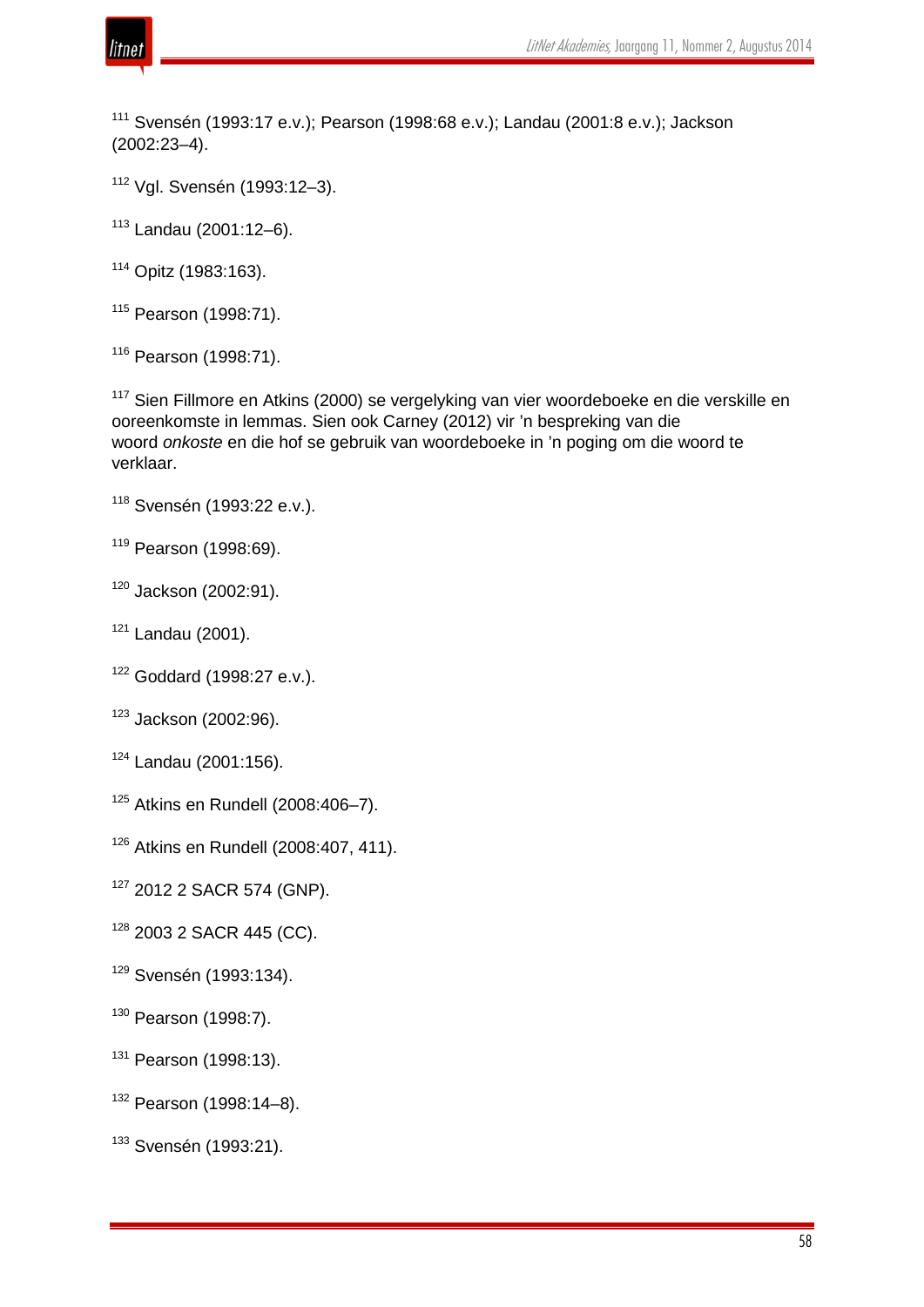[111] Svensén (1993:17 e.v.); Pearson (1998:68 e.v.); Landau (2001:8 e.v.); Jackson (2002:23–4).

[112] Vgl. Svensén (1993:12–3).

[113] Landau (2001:12–6).

[114] Opitz (1983:163).

[115] Pearson (1998:71).

[116] Pearson (1998:71).

[117] Sien Fillmore en Atkins (2000) se vergelyking van vier woordeboeke en die verskille en ooreenkomste in lemmas. Sien ook Carney (2012) vir 'n bespreking van die woord *onkoste* en die hof se gebruik van woordeboeke in 'n poging om die woord te verklaar.

[118] Svensén (1993:22 e.v.).

[119] Pearson (1998:69).

[120] Jackson (2002:91).

[121] Landau (2001).

[122] Goddard (1998:27 e.v.).

[123] Jackson (2002:96).

[124] Landau (2001:156).

[125] Atkins en Rundell (2008:406–7).

[126] Atkins en Rundell (2008:407, 411).

[127] 2012 2 SACR 574 (GNP).

[128] 2003 2 SACR 445 (CC).

[129] Svensén (1993:134).

[130] Pearson (1998:7).

[131] Pearson (1998:13).

[132] Pearson (1998:14–8).

[133] Svensén (1993:21).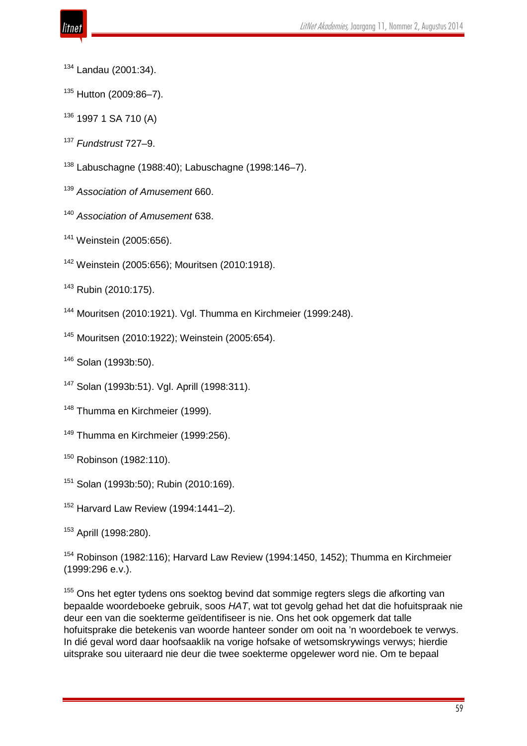[134] Landau (2001:34).

[135] Hutton (2009:86–7).

[136] 1997 1 SA 710 (A)

[137] *Fundstrust* 727–9.

[138] Labuschagne (1988:40); Labuschagne (1998:146–7).

[139] *Association of Amusement* 660.

[140] *Association of Amusement* 638.

[141] Weinstein (2005:656).

[142] Weinstein (2005:656); Mouritsen (2010:1918).

[143] Rubin (2010:175).

[144] Mouritsen (2010:1921). Vgl. Thumma en Kirchmeier (1999:248).

[145] Mouritsen (2010:1922); Weinstein (2005:654).

[146] Solan (1993b:50).

[147] Solan (1993b:51). Vgl. Aprill (1998:311).

[148] Thumma en Kirchmeier (1999).

[149] Thumma en Kirchmeier (1999:256).

[150] Robinson (1982:110).

[151] Solan (1993b:50); Rubin (2010:169).

[152] Harvard Law Review (1994:1441–2).

[153] Aprill (1998:280).

[154] Robinson (1982:116); Harvard Law Review (1994:1450, 1452); Thumma en Kirchmeier (1999:296 e.v.).

[155] Ons het egter tydens ons soektog bevind dat sommige regters slegs die afkorting van bepaalde woordeboeke gebruik, soos *HAT*, wat tot gevolg gehad het dat die hofuitspraak nie deur een van die soekterme geïdentifiseer is nie. Ons het ook opgemerk dat talle hofuitsprake die betekenis van woorde hanteer sonder om ooit na 'n woordeboek te verwys. In dié geval word daar hoofsaaklik na vorige hofsake of wetsomskrywings verwys; hierdie uitsprake sou uiteraard nie deur die twee soekterme opgelewer word nie. Om te bepaal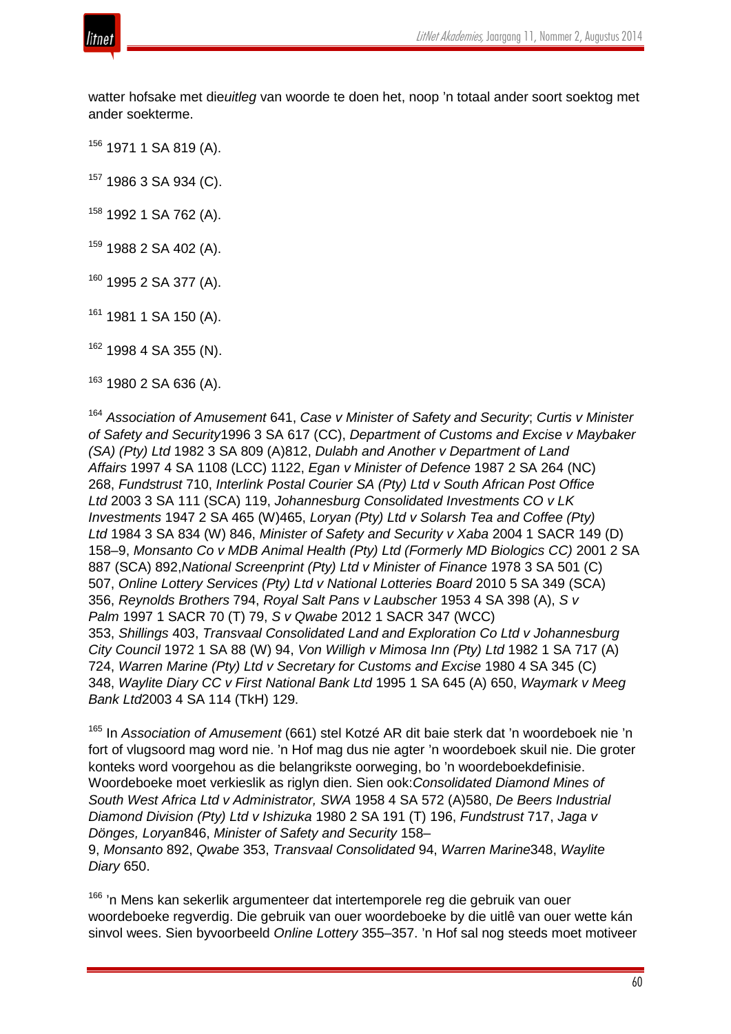watter hofsake met die*uitleg* van woorde te doen het, noop 'n totaal ander soort soektog met ander soekterme.

[156] 1971 1 SA 819 (A).

[157] 1986 3 SA 934 (C).

[158] 1992 1 SA 762 (A).

[159] 1988 2 SA 402 (A).

[160] 1995 2 SA 377 (A).

[161] 1981 1 SA 150 (A).

[162] 1998 4 SA 355 (N).

[163] 1980 2 SA 636 (A).

[164] *Association of Amusement* 641, *Case v Minister of Safety and Security*; *Curtis v Minister of Safety and Security*1996 3 SA 617 (CC), *Department of Customs and Excise v Maybaker (SA) (Pty) Ltd* 1982 3 SA 809 (A)812, *Dulabh and Another v Department of Land Affairs* 1997 4 SA 1108 (LCC) 1122, *Egan v Minister of Defence* 1987 2 SA 264 (NC) 268, *Fundstrust* 710, *Interlink Postal Courier SA (Pty) Ltd v South African Post Office Ltd* 2003 3 SA 111 (SCA) 119, *Johannesburg Consolidated Investments CO v LK Investments* 1947 2 SA 465 (W)465, *Loryan (Pty) Ltd v Solarsh Tea and Coffee (Pty) Ltd* 1984 3 SA 834 (W) 846, *Minister of Safety and Security v Xaba* 2004 1 SACR 149 (D) 158–9, *Monsanto Co v MDB Animal Health (Pty) Ltd (Formerly MD Biologics CC)* 2001 2 SA 887 (SCA) 892,*National Screenprint (Pty) Ltd v Minister of Finance* 1978 3 SA 501 (C) 507, *Online Lottery Services (Pty) Ltd v National Lotteries Board* 2010 5 SA 349 (SCA) 356, *Reynolds Brothers* 794, *Royal Salt Pans v Laubscher* 1953 4 SA 398 (A), *S v Palm* 1997 1 SACR 70 (T) 79, *S v Qwabe* 2012 1 SACR 347 (WCC) 353, *Shillings* 403, *Transvaal Consolidated Land and Exploration Co Ltd v Johannesburg City Council* 1972 1 SA 88 (W) 94, *Von Willigh v Mimosa Inn (Pty) Ltd* 1982 1 SA 717 (A) 724, *Warren Marine (Pty) Ltd v Secretary for Customs and Excise* 1980 4 SA 345 (C) 348, *Waylite Diary CC v First National Bank Ltd* 1995 1 SA 645 (A) 650, *Waymark v Meeg Bank Ltd*2003 4 SA 114 (TkH) 129.

[165] In *Association of Amusement* (661) stel Kotzé AR dit baie sterk dat 'n woordeboek nie 'n fort of vlugsoord mag word nie. 'n Hof mag dus nie agter 'n woordeboek skuil nie. Die groter konteks word voorgehou as die belangrikste oorweging, bo 'n woordeboekdefinisie. Woordeboeke moet verkieslik as riglyn dien. Sien ook:*Consolidated Diamond Mines of South West Africa Ltd v Administrator, SWA* 1958 4 SA 572 (A)580, *De Beers Industrial Diamond Division (Pty) Ltd v Ishizuka* 1980 2 SA 191 (T) 196, *Fundstrust* 717, *Jaga v Dönges, Loryan*846, *Minister of Safety and Security* 158–9, *Monsanto* 892, *Qwabe* 353, *Transvaal Consolidated* 94, *Warren Marine*348, *Waylite Diary* 650.

[166] 'n Mens kan sekerlik argumenteer dat intertemporele reg die gebruik van ouer woordeboeke regverdig. Die gebruik van ouer woordeboeke by die uitlê van ouer wette kán sinvol wees. Sien byvoorbeeld *Online Lottery* 355–357. 'n Hof sal nog steeds moet motiveer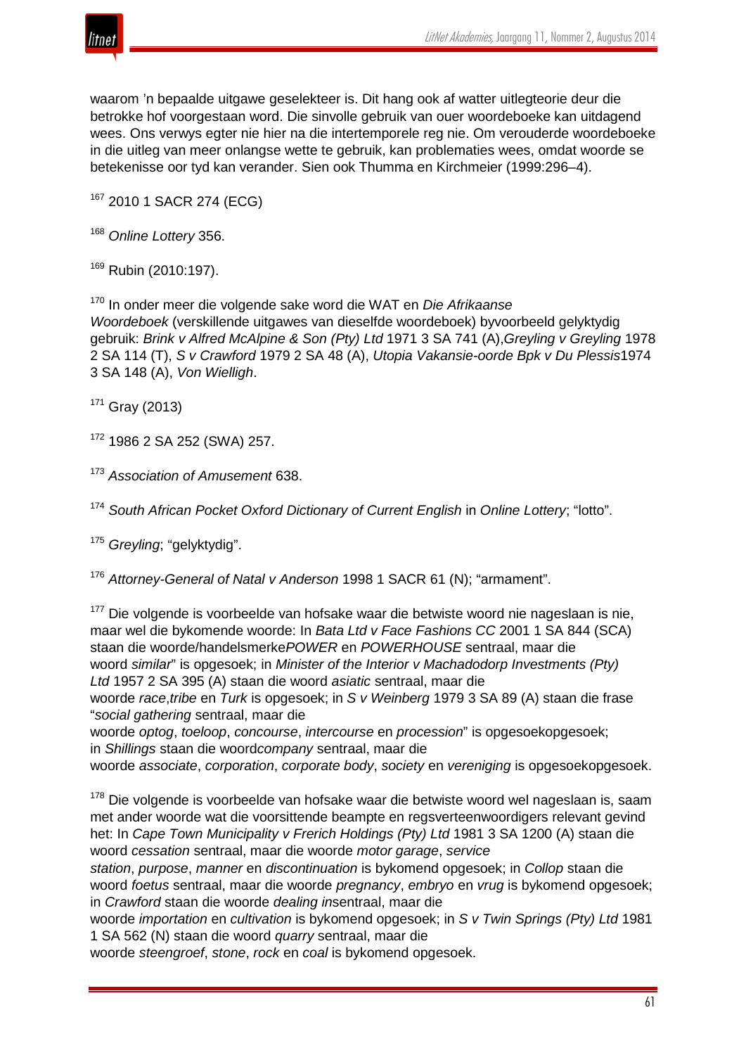waarom 'n bepaalde uitgawe geselekteer is. Dit hang ook af watter uitlegteorie deur die betrokke hof voorgestaan word. Die sinvolle gebruik van ouer woordeboeke kan uitdagend wees. Ons verwys egter nie hier na die intertemporele reg nie. Om verouderde woordeboeke in die uitleg van meer onlangse wette te gebruik, kan problematies wees, omdat woorde se betekenisse oor tyd kan verander. Sien ook Thumma en Kirchmeier (1999:296–4).

[167] 2010 1 SACR 274 (ECG)

[168] *Online Lottery* 356.

[169] Rubin (2010:197).

[170] In onder meer die volgende sake word die WAT en *Die Afrikaanse Woordeboek* (verskillende uitgawes van dieselfde woordeboek) byvoorbeeld gelyktydig gebruik: *Brink v Alfred McAlpine & Son (Pty) Ltd* 1971 3 SA 741 (A),*Greyling v Greyling* 1978 2 SA 114 (T), *S v Crawford* 1979 2 SA 48 (A), *Utopia Vakansie-oorde Bpk v Du Plessis*1974 3 SA 148 (A), *Von Wielligh*.

[171] Gray (2013)

[172] 1986 2 SA 252 (SWA) 257.

[173] *Association of Amusement* 638.

[174] *South African Pocket Oxford Dictionary of Current English* in *Online Lottery*; "lotto".

[175] *Greyling*; "gelyktydig".

[176] *Attorney-General of Natal v Anderson* 1998 1 SACR 61 (N); "armament".

[177] Die volgende is voorbeelde van hofsake waar die betwiste woord nie nageslaan is nie, maar wel die bykomende woorde: In *Bata Ltd v Face Fashions CC* 2001 1 SA 844 (SCA) staan die woorde/handelsmerke*POWER* en *POWERHOUSE* sentraal, maar die woord *similar*" is opgesoek; in *Minister of the Interior v Machadodorp Investments (Pty) Ltd* 1957 2 SA 395 (A) staan die woord *asiatic* sentraal, maar die woorde *race*,*tribe* en *Turk* is opgesoek; in *S v Weinberg* 1979 3 SA 89 (A) staan die frase "*social gathering* sentraal, maar die woorde *optog*, *toeloop*, *concourse*, *intercourse* en *procession*" is opgesoekopgesoek; in *Shillings* staan die woord*company* sentraal, maar die woorde *associate*, *corporation*, *corporate body*, *society* en *vereniging* is opgesoekopgesoek.

[178] Die volgende is voorbeelde van hofsake waar die betwiste woord wel nageslaan is, saam met ander woorde wat die voorsittende beampte en regsverteenwoordigers relevant gevind het: In *Cape Town Municipality v Frerich Holdings (Pty) Ltd* 1981 3 SA 1200 (A) staan die woord *cessation* sentraal, maar die woorde *motor garage*, *service station*, *purpose*, *manner* en *discontinuation* is bykomend opgesoek; in *Collop* staan die woord *foetus* sentraal, maar die woorde *pregnancy*, *embryo* en *vrug* is bykomend opgesoek; in *Crawford* staan die woorde *dealing in*sentraal, maar die woorde *importation* en *cultivation* is bykomend opgesoek; in *S v Twin Springs (Pty) Ltd* 1981 1 SA 562 (N) staan die woord *quarry* sentraal, maar die woorde *steengroef*, *stone*, *rock* en *coal* is bykomend opgesoek.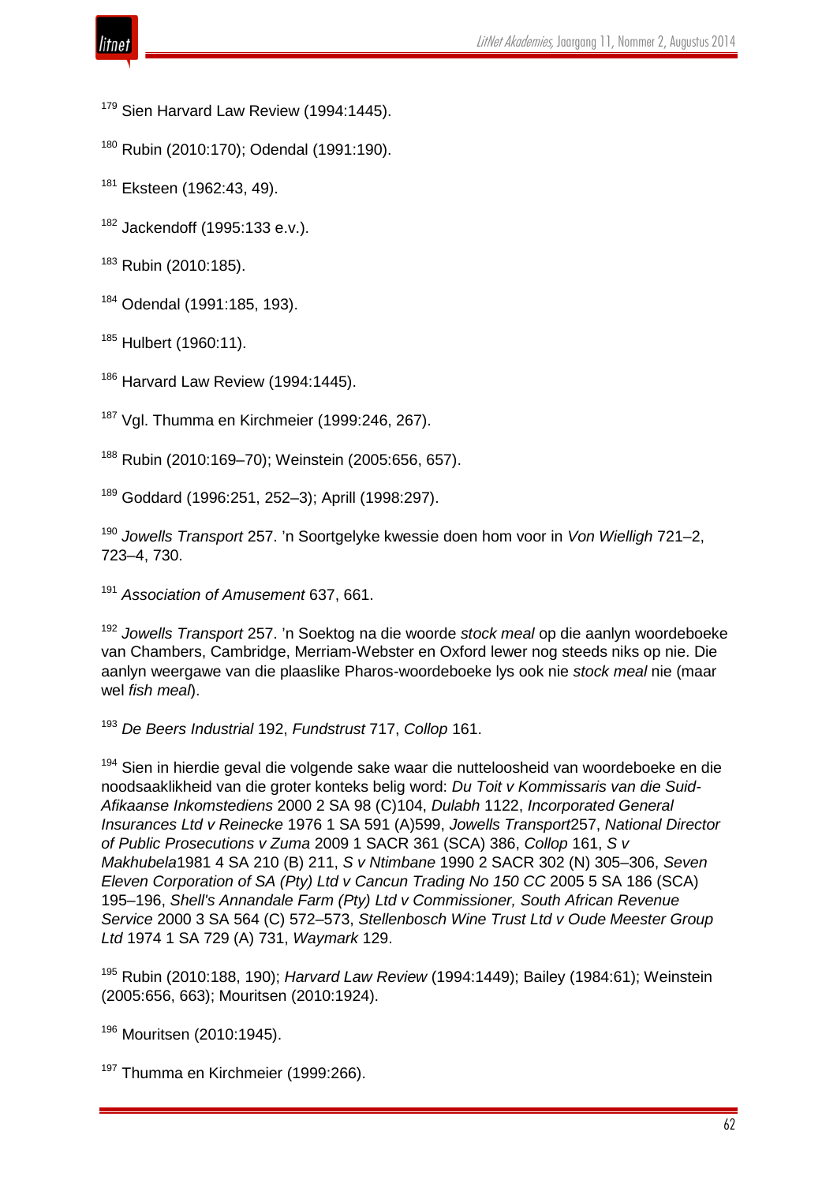[179] Sien Harvard Law Review (1994:1445).

[180] Rubin (2010:170); Odendal (1991:190).

[181] Eksteen (1962:43, 49).

[182] Jackendoff (1995:133 e.v.).

[183] Rubin (2010:185).

[184] Odendal (1991:185, 193).

[185] Hulbert (1960:11).

[186] Harvard Law Review (1994:1445).

[187] Vgl. Thumma en Kirchmeier (1999:246, 267).

[188] Rubin (2010:169–70); Weinstein (2005:656, 657).

[189] Goddard (1996:251, 252–3); Aprill (1998:297).

[190] *Jowells Transport* 257. 'n Soortgelyke kwessie doen hom voor in *Von Wielligh* 721–2, 723–4, 730.

[191] *Association of Amusement* 637, 661.

[192] *Jowells Transport* 257. 'n Soektog na die woorde *stock meal* op die aanlyn woordeboeke van Chambers, Cambridge, Merriam-Webster en Oxford lewer nog steeds niks op nie. Die aanlyn weergawe van die plaaslike Pharos-woordeboeke lys ook nie *stock meal* nie (maar wel *fish meal*).

[193] *De Beers Industrial* 192, *Fundstrust* 717, *Collop* 161.

[194] Sien in hierdie geval die volgende sake waar die nutteloosheid van woordeboeke en die noodsaaklikheid van die groter konteks belig word: *Du Toit v Kommissaris van die Suid-Afikaanse Inkomstediens* 2000 2 SA 98 (C)104, *Dulabh* 1122, *Incorporated General Insurances Ltd v Reinecke* 1976 1 SA 591 (A)599, *Jowells Transport*257, *National Director of Public Prosecutions v Zuma* 2009 1 SACR 361 (SCA) 386, *Collop* 161, *S v Makhubela*1981 4 SA 210 (B) 211, *S v Ntimbane* 1990 2 SACR 302 (N) 305–306, *Seven Eleven Corporation of SA (Pty) Ltd v Cancun Trading No 150 CC* 2005 5 SA 186 (SCA) 195–196, *Shell's Annandale Farm (Pty) Ltd v Commissioner, South African Revenue Service* 2000 3 SA 564 (C) 572–573, *Stellenbosch Wine Trust Ltd v Oude Meester Group Ltd* 1974 1 SA 729 (A) 731, *Waymark* 129.

[195] Rubin (2010:188, 190); *Harvard Law Review* (1994:1449); Bailey (1984:61); Weinstein (2005:656, 663); Mouritsen (2010:1924).

[196] Mouritsen (2010:1945).

[197] Thumma en Kirchmeier (1999:266).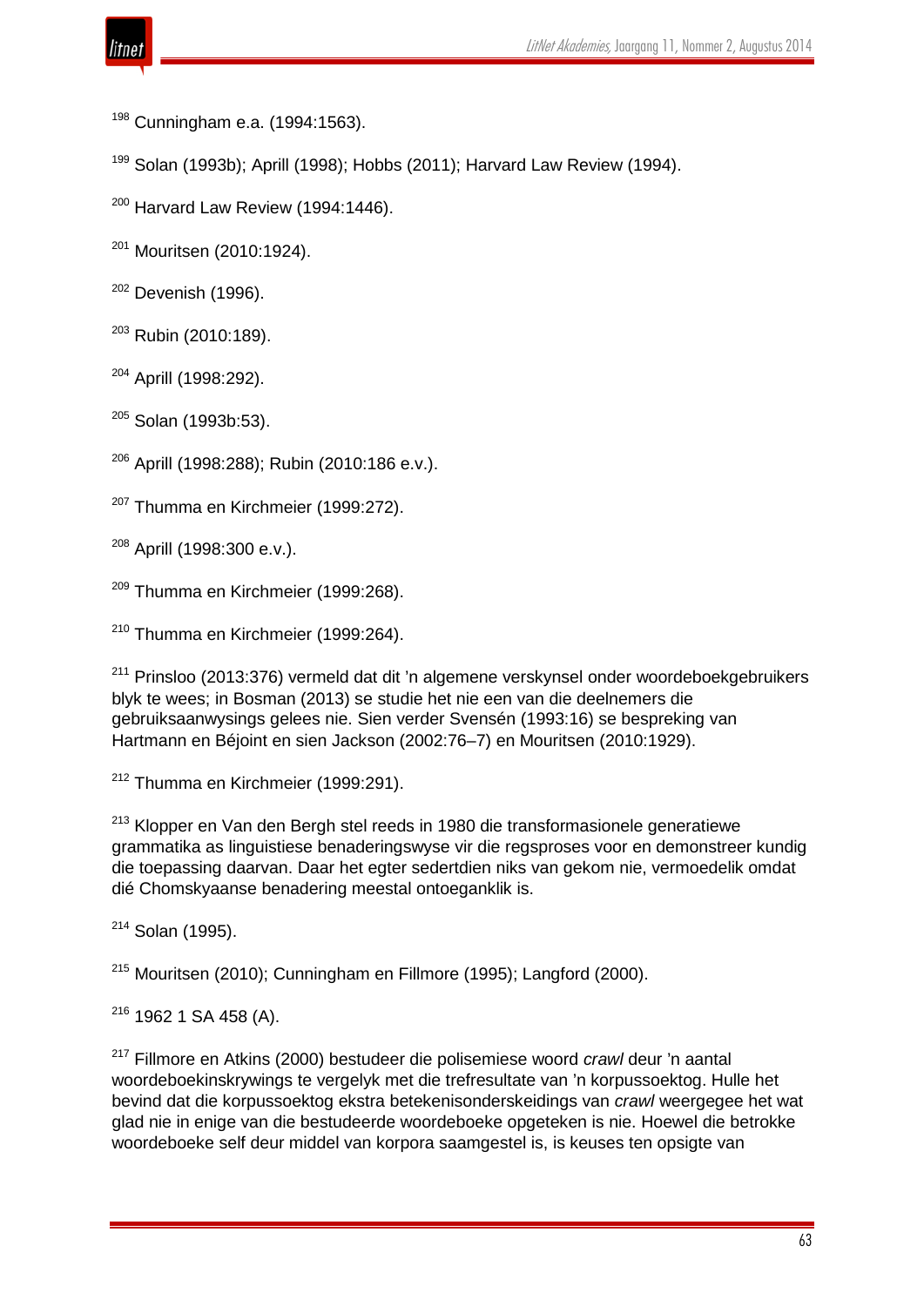[198] Cunningham e.a. (1994:1563).

[199] Solan (1993b); Aprill (1998); Hobbs (2011); Harvard Law Review (1994).

[200] Harvard Law Review (1994:1446).

[201] Mouritsen (2010:1924).

[202] Devenish (1996).

[203] Rubin (2010:189).

[204] Aprill (1998:292).

[205] Solan (1993b:53).

[206] Aprill (1998:288); Rubin (2010:186 e.v.).

[207] Thumma en Kirchmeier (1999:272).

[208] Aprill (1998:300 e.v.).

[209] Thumma en Kirchmeier (1999:268).

[210] Thumma en Kirchmeier (1999:264).

[211] Prinsloo (2013:376) vermeld dat dit 'n algemene verskynsel onder woordeboekgebruikers blyk te wees; in Bosman (2013) se studie het nie een van die deelnemers die gebruiksaanwysings gelees nie. Sien verder Svensén (1993:16) se bespreking van Hartmann en Béjoint en sien Jackson (2002:76–7) en Mouritsen (2010:1929).

[212] Thumma en Kirchmeier (1999:291).

[213] Klopper en Van den Bergh stel reeds in 1980 die transformasionele generatiewe grammatika as linguistiese benaderingswyse vir die regsproses voor en demonstreer kundig die toepassing daarvan. Daar het egter sedertdien niks van gekom nie, vermoedelik omdat dié Chomskyaanse benadering meestal ontoeganklik is.

[214] Solan (1995).

[215] Mouritsen (2010); Cunningham en Fillmore (1995); Langford (2000).

[216] 1962 1 SA 458 (A).

[217] Fillmore en Atkins (2000) bestudeer die polisemiese woord *crawl* deur 'n aantal woordeboekinskrywings te vergelyk met die trefresultate van 'n korpussoektog. Hulle het bevind dat die korpussoektog ekstra betekenisonderskeidings van *crawl* weergegee het wat glad nie in enige van die bestudeerde woordeboeke opgeteken is nie. Hoewel die betrokke woordeboeke self deur middel van korpora saamgestel is, is keuses ten opsigte van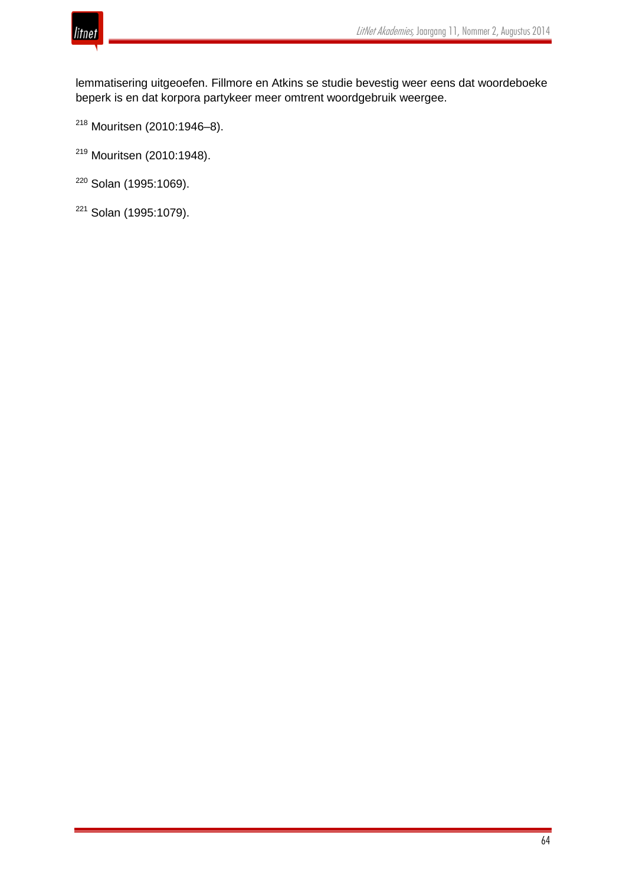lemmatisering uitgeoefen. Fillmore en Atkins se studie bevestig weer eens dat woordeboeke beperk is en dat korpora partykeer meer omtrent woordgebruik weergee.

[218] Mouritsen (2010:1946–8).

[219] Mouritsen (2010:1948).

[220] Solan (1995:1069).

[221] Solan (1995:1079).